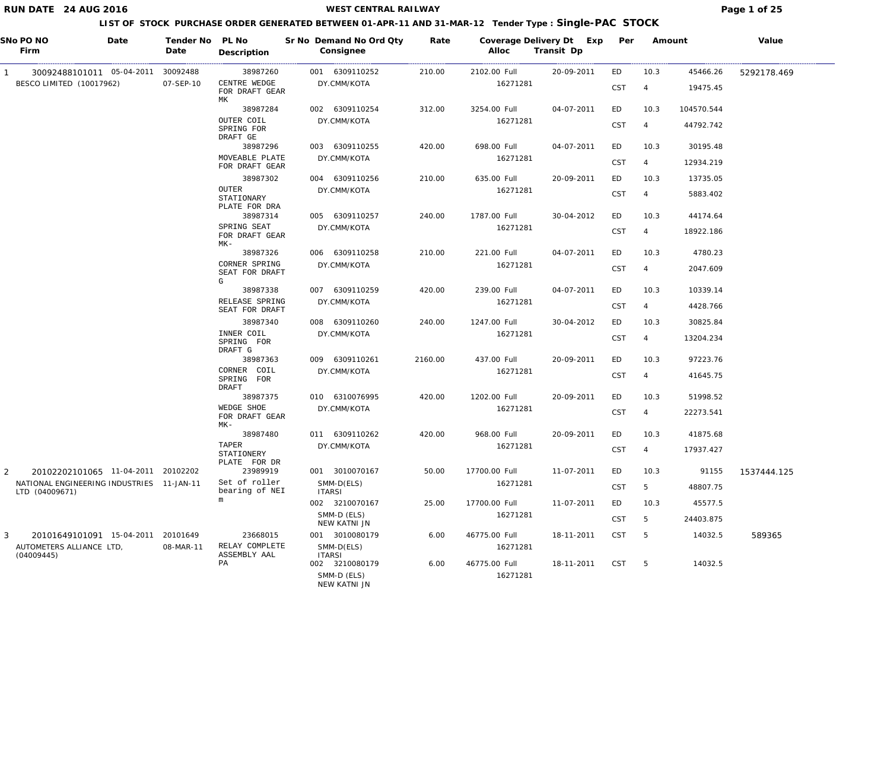**RUN DATE 24 AUG 2016**

# WEST CENTRAL RAILWAY

## LIST OF STOCK PURCHASE ORDER GENERATED BETWEEN 01-APR-11 AND 31-MAR-12 Tender Type : Single-PAC STOCK

| SNo | PO NO / Firm | Date | Tender No / Date | PL No / Description | Sr No | Demand No / Consignee | Ord Qty | Rate | Coverage / Alloc | Delivery Dt / Transit Dp | Exp | Per | Amount | Value |
|---|---|---|---|---|---|---|---|---|---|---|---|---|---|---|
| 1 | 30092488101011 | 05-04-2011 | 30092488 | 38987260 | 001 | 6309110252 | 210.00 | 2102.00 | Full | 20-09-2011 | ED | 10.3 | 45466.26 | 5292178.469 |
| | BESCO LIMITED (10017962) | | 07-SEP-10 | CENTRE WEDGE FOR DRAFT GEAR MK | | DY.CMM/KOTA | | | 16271281 | | CST | 4 | 19475.45 | |
| | | | | 38987284 | 002 | 6309110254 | 312.00 | 3254.00 | Full | 04-07-2011 | ED | 10.3 | 104570.544 | |
| | | | | OUTER COIL SPRING FOR DRAFT GE | | DY.CMM/KOTA | | | 16271281 | | CST | 4 | 44792.742 | |
| | | | | 38987296 | 003 | 6309110255 | 420.00 | 698.00 | Full | 04-07-2011 | ED | 10.3 | 30195.48 | |
| | | | | MOVEABLE PLATE FOR DRAFT GEAR | | DY.CMM/KOTA | | | 16271281 | | CST | 4 | 12934.219 | |
| | | | | 38987302 | 004 | 6309110256 | 210.00 | 635.00 | Full | 20-09-2011 | ED | 10.3 | 13735.05 | |
| | | | | OUTER STATIONARY PLATE FOR DRA | | DY.CMM/KOTA | | | 16271281 | | CST | 4 | 5883.402 | |
| | | | | 38987314 | 005 | 6309110257 | 240.00 | 1787.00 | Full | 30-04-2012 | ED | 10.3 | 44174.64 | |
| | | | | SPRING SEAT FOR DRAFT GEAR MK- | | DY.CMM/KOTA | | | 16271281 | | CST | 4 | 18922.186 | |
| | | | | 38987326 | 006 | 6309110258 | 210.00 | 221.00 | Full | 04-07-2011 | ED | 10.3 | 4780.23 | |
| | | | | CORNER SPRING SEAT FOR DRAFT G | | DY.CMM/KOTA | | | 16271281 | | CST | 4 | 2047.609 | |
| | | | | 38987338 | 007 | 6309110259 | 420.00 | 239.00 | Full | 04-07-2011 | ED | 10.3 | 10339.14 | |
| | | | | RELEASE SPRING SEAT FOR DRAFT | | DY.CMM/KOTA | | | 16271281 | | CST | 4 | 4428.766 | |
| | | | | 38987340 | 008 | 6309110260 | 240.00 | 1247.00 | Full | 30-04-2012 | ED | 10.3 | 30825.84 | |
| | | | | INNER COIL SPRING FOR DRAFT G | | DY.CMM/KOTA | | | 16271281 | | CST | 4 | 13204.234 | |
| | | | | 38987363 | 009 | 6309110261 | 2160.00 | 437.00 | Full | 20-09-2011 | ED | 10.3 | 97223.76 | |
| | | | | CORNER COIL SPRING FOR DRAFT | | DY.CMM/KOTA | | | 16271281 | | CST | 4 | 41645.75 | |
| | | | | 38987375 | 010 | 6310076995 | 420.00 | 1202.00 | Full | 20-09-2011 | ED | 10.3 | 51998.52 | |
| | | | | WEDGE SHOE FOR DRAFT GEAR MK- | | DY.CMM/KOTA | | | 16271281 | | CST | 4 | 22273.541 | |
| | | | | 38987480 | 011 | 6309110262 | 420.00 | 968.00 | Full | 20-09-2011 | ED | 10.3 | 41875.68 | |
| | | | | TAPER STATIONERY PLATE FOR DR | | DY.CMM/KOTA | | | 16271281 | | CST | 4 | 17937.427 | |
| 2 | 20102202101065 | 11-04-2011 | 20102202 | 23989919 | 001 | 3010070167 | 50.00 | 17700.00 | Full | 11-07-2011 | ED | 10.3 | 91155 | 1537444.125 |
| | NATIONAL ENGINEERING INDUSTRIES LTD (04009671) | | 11-JAN-11 | Set of roller bearing of NEI m | | SMM-D(ELS) ITARSI | | | 16271281 | | CST | 5 | 48807.75 | |
| | | | | | 002 | 3210070167 | 25.00 | 17700.00 | Full | 11-07-2011 | ED | 10.3 | 45577.5 | |
| | | | | | | SMM-D (ELS) NEW KATNI JN | | | 16271281 | | CST | 5 | 24403.875 | |
| 3 | 20101649101091 | 15-04-2011 | 20101649 | 23668015 | 001 | 3010080179 | 6.00 | 46775.00 | Full | 18-11-2011 | CST | 5 | 14032.5 | 589365 |
| | AUTOMETERS ALLIANCE LTD, (04009445) | | 08-MAR-11 | RELAY COMPLETE ASSEMBLY AAL PA | | SMM-D(ELS) ITARSI | | | 16271281 | | | | | |
| | | | | | 002 | 3210080179 | 6.00 | 46775.00 | Full | 18-11-2011 | CST | 5 | 14032.5 | |
| | | | | | | SMM-D (ELS) NEW KATNI JN | | | 16271281 | | | | | |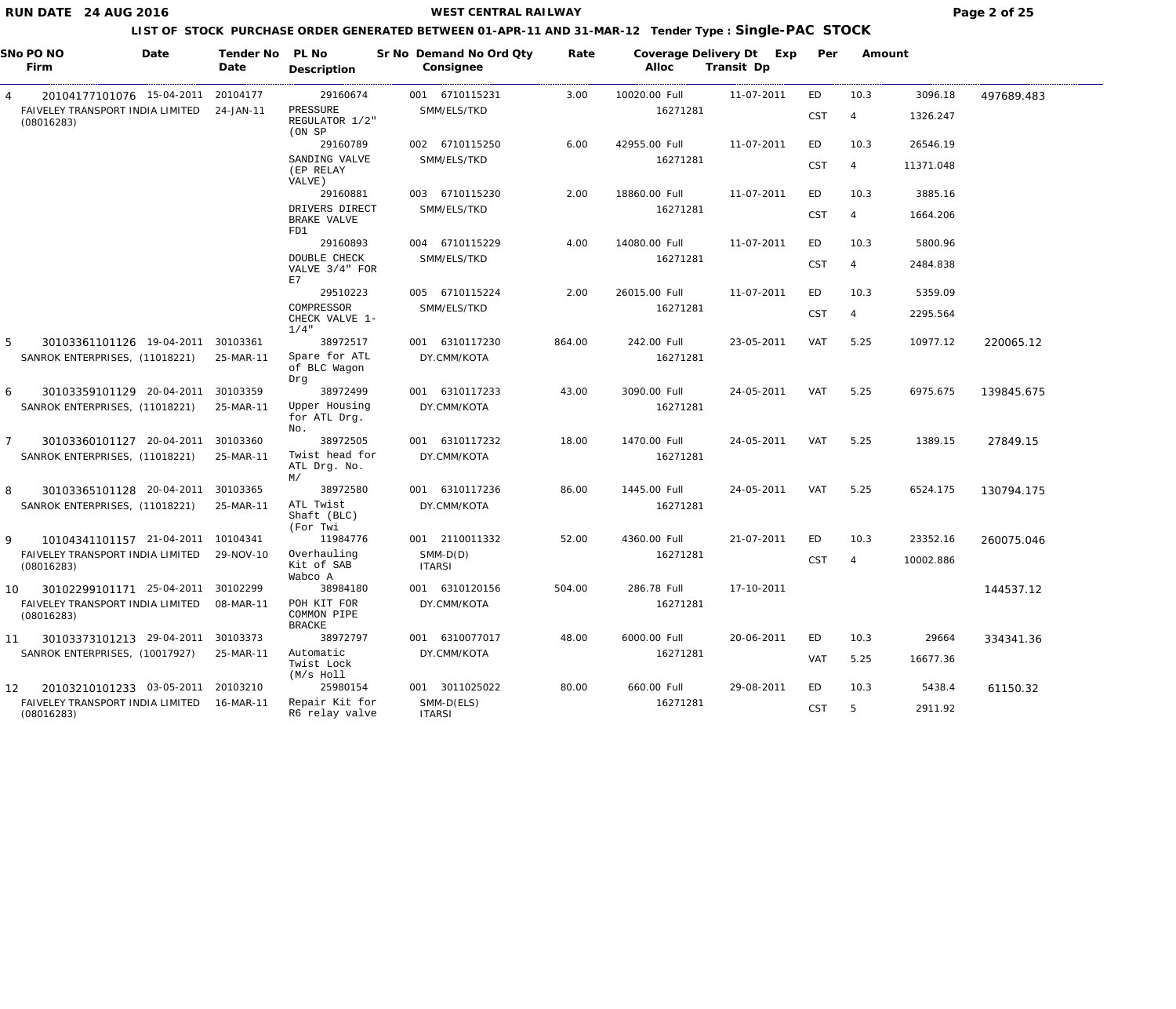**WEST CENTRAL RAILWAY**

**LIST OF STOCK PURCHASE ORDER GENERATED BETWEEN 01-APR-11 AND 31-MAR-12 Tender Type : Single-PAC STOCK**

RUN DATE 24 AUG 2016

| SNo | PO NO / Firm | Date | Tender No / Date | PL No / Description | Sr No | Demand No / Consignee | Ord Qty | Rate | Coverage / Alloc | Delivery Dt / Transit Dp | Exp | Per | Amount | |
|---|---|---|---|---|---|---|---|---|---|---|---|---|---|---|
| 4 | 20104177101076 FAIVELEY TRANSPORT INDIA LIMITED (08016283) | 15-04-2011 | 20104177 24-JAN-11 | 29160674 PRESSURE REGULATOR 1/2" (ON SP | 001 | 6710115231 SMM/ELS/TKD | 3.00 | 10020.00 | Full 16271281 | 11-07-2011 | ED | 10.3 | 3096.18 | 497689.483 |
| | | | | | | | | | | | CST | 4 | 1326.247 | |
| | | | | 29160789 SANDING VALVE (EP RELAY VALVE) | 002 | 6710115250 SMM/ELS/TKD | 6.00 | 42955.00 | Full 16271281 | 11-07-2011 | ED | 10.3 | 26546.19 | |
| | | | | | | | | | | | CST | 4 | 11371.048 | |
| | | | | 29160881 DRIVERS DIRECT BRAKE VALVE FD1 | 003 | 6710115230 SMM/ELS/TKD | 2.00 | 18860.00 | Full 16271281 | 11-07-2011 | ED | 10.3 | 3885.16 | |
| | | | | | | | | | | | CST | 4 | 1664.206 | |
| | | | | 29160893 DOUBLE CHECK VALVE 3/4" FOR E7 | 004 | 6710115229 SMM/ELS/TKD | 4.00 | 14080.00 | Full 16271281 | 11-07-2011 | ED | 10.3 | 5800.96 | |
| | | | | | | | | | | | CST | 4 | 2484.838 | |
| | | | | 29510223 COMPRESSOR CHECK VALVE 1-1/4" | 005 | 6710115224 SMM/ELS/TKD | 2.00 | 26015.00 | Full 16271281 | 11-07-2011 | ED | 10.3 | 5359.09 | |
| | | | | | | | | | | | CST | 4 | 2295.564 | |
| 5 | 30103361101126 SANROK ENTERPRISES, (11018221) | 19-04-2011 | 30103361 25-MAR-11 | 38972517 Spare for ATL of BLC Wagon Drg | 001 | 6310117230 DY.CMM/KOTA | 864.00 | 242.00 | Full 16271281 | 23-05-2011 | VAT | 5.25 | 10977.12 | 220065.12 |
| 6 | 30103359101129 SANROK ENTERPRISES, (11018221) | 20-04-2011 | 30103359 25-MAR-11 | 38972499 Upper Housing for ATL Drg. No. | 001 | 6310117233 DY.CMM/KOTA | 43.00 | 3090.00 | Full 16271281 | 24-05-2011 | VAT | 5.25 | 6975.675 | 139845.675 |
| 7 | 30103360101127 SANROK ENTERPRISES, (11018221) | 20-04-2011 | 30103360 25-MAR-11 | 38972505 Twist head for ATL Drg. No. M/ | 001 | 6310117232 DY.CMM/KOTA | 18.00 | 1470.00 | Full 16271281 | 24-05-2011 | VAT | 5.25 | 1389.15 | 27849.15 |
| 8 | 30103365101128 SANROK ENTERPRISES, (11018221) | 20-04-2011 | 30103365 25-MAR-11 | 38972580 ATL Twist Shaft (BLC) (For Twi | 001 | 6310117236 DY.CMM/KOTA | 86.00 | 1445.00 | Full 16271281 | 24-05-2011 | VAT | 5.25 | 6524.175 | 130794.175 |
| 9 | 10104341101157 FAIVELEY TRANSPORT INDIA LIMITED (08016283) | 21-04-2011 | 10104341 29-NOV-10 | 11984776 Overhauling Kit of SAB Wabco A | 001 | 2110011332 SMM-D(D) ITARSI | 52.00 | 4360.00 | Full 16271281 | 21-07-2011 | ED | 10.3 | 23352.16 | 260075.046 |
| | | | | | | | | | | | CST | 4 | 10002.886 | |
| 10 | 30102299101171 FAIVELEY TRANSPORT INDIA LIMITED (08016283) | 25-04-2011 | 30102299 08-MAR-11 | 38984180 POH KIT FOR COMMON PIPE BRACKE | 001 | 6310120156 DY.CMM/KOTA | 504.00 | 286.78 | Full 16271281 | 17-10-2011 | | | | 144537.12 |
| 11 | 30103373101213 SANROK ENTERPRISES, (10017927) | 29-04-2011 | 30103373 25-MAR-11 | 38972797 Automatic Twist Lock (M/s Holl | 001 | 6310077017 DY.CMM/KOTA | 48.00 | 6000.00 | Full 16271281 | 20-06-2011 | ED | 10.3 | 29664 | 334341.36 |
| | | | | | | | | | | | VAT | 5.25 | 16677.36 | |
| 12 | 20103210101233 FAIVELEY TRANSPORT INDIA LIMITED (08016283) | 03-05-2011 | 20103210 16-MAR-11 | 25980154 Repair Kit for R6 relay valve | 001 | 3011025022 SMM-D(ELS) ITARSI | 80.00 | 660.00 | Full 16271281 | 29-08-2011 | ED | 10.3 | 5438.4 | 61150.32 |
| | | | | | | | | | | | CST | 5 | 2911.92 | |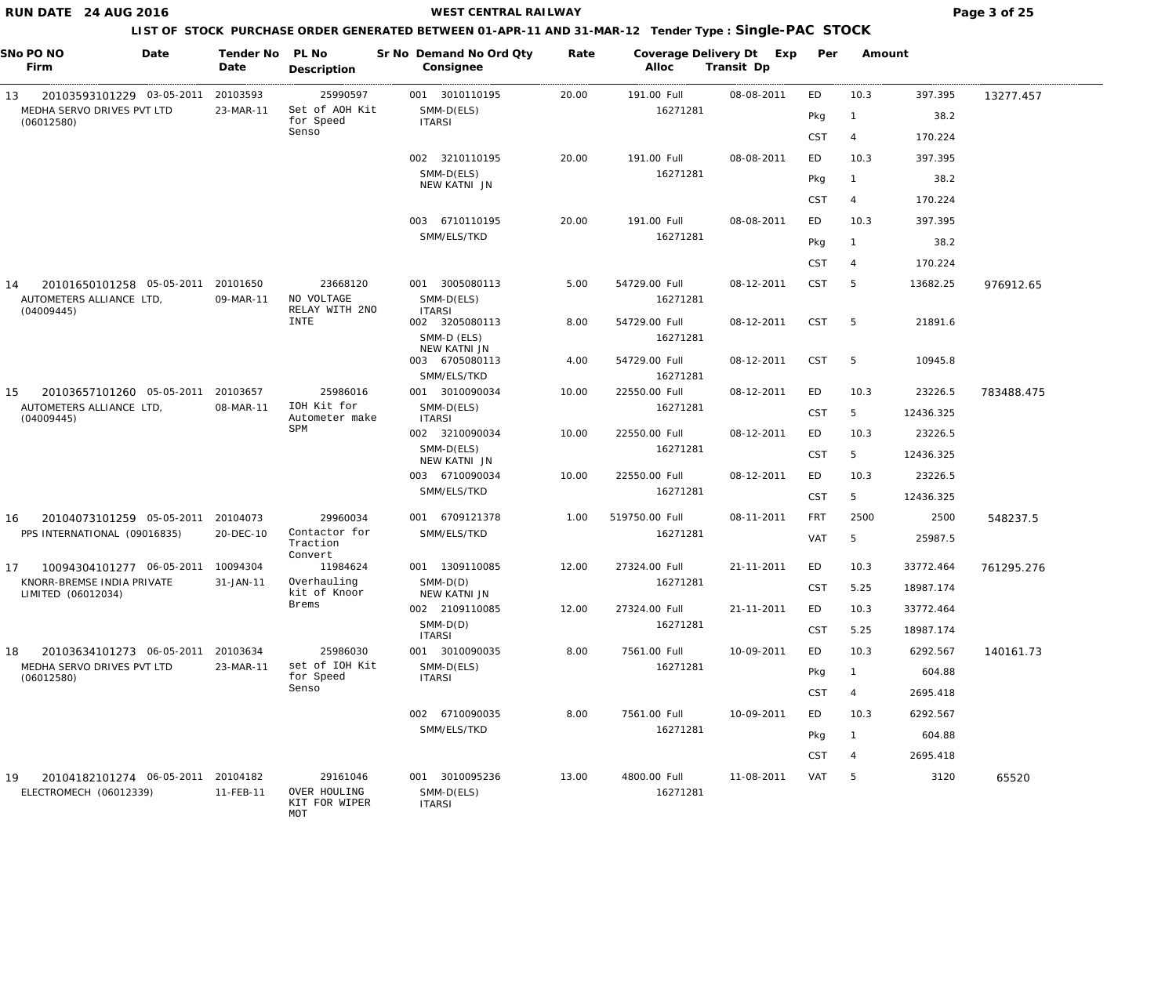WEST CENTRAL RAILWAY

RUN DATE 24 AUG 2016

LIST OF STOCK PURCHASE ORDER GENERATED BETWEEN 01-APR-11 AND 31-MAR-12 Tender Type : **Single-PAC STOCK**

| SNo | PO NO / Firm | Date | Tender No / Tender Date | PL No / Description | Sr No | Demand No / Consignee | Ord Qty | Rate | Coverage / Alloc | Delivery Dt / Transit Dp | Exp | Per | Amount | Total |
|---|---|---|---|---|---|---|---|---|---|---|---|---|---|---|
| 13 | 20103593101229 MEDHA SERVO DRIVES PVT LTD (06012580) | 03-05-2011 | 20103593 23-MAR-11 | 25990597 Set of AOH Kit for Speed Senso | 001 | 3010110195 SMM-D(ELS) ITARSI | 20.00 | 191.00 | Full 16271281 | 08-08-2011 | ED | 10.3 | 397.395 | 13277.457 |
| | | | | | | | | | | | Pkg | 1 | 38.2 | |
| | | | | | | | | | | | CST | 4 | 170.224 | |
| | | | | | 002 | 3210110195 SMM-D(ELS) NEW KATNI JN | 20.00 | 191.00 | Full 16271281 | 08-08-2011 | ED | 10.3 | 397.395 | |
| | | | | | | | | | | | Pkg | 1 | 38.2 | |
| | | | | | | | | | | | CST | 4 | 170.224 | |
| | | | | | 003 | 6710110195 SMM/ELS/TKD | 20.00 | 191.00 | Full 16271281 | 08-08-2011 | ED | 10.3 | 397.395 | |
| | | | | | | | | | | | Pkg | 1 | 38.2 | |
| | | | | | | | | | | | CST | 4 | 170.224 | |
| 14 | 20101650101258 AUTOMETERS ALLIANCE LTD, (04009445) | 05-05-2011 | 20101650 09-MAR-11 | 23668120 NO VOLTAGE RELAY WITH 2NO INTE | 001 | 3005080113 SMM-D(ELS) ITARSI | 5.00 | 54729.00 | Full 16271281 | 08-12-2011 | CST | 5 | 13682.25 | 976912.65 |
| | | | | | 002 | 3205080113 SMM-D (ELS) NEW KATNI JN | 8.00 | 54729.00 | Full 16271281 | 08-12-2011 | CST | 5 | 21891.6 | |
| | | | | | 003 | 6705080113 SMM/ELS/TKD | 4.00 | 54729.00 | Full 16271281 | 08-12-2011 | CST | 5 | 10945.8 | |
| 15 | 20103657101260 AUTOMETERS ALLIANCE LTD, (04009445) | 05-05-2011 | 20103657 08-MAR-11 | 25986016 IOH Kit for Autometer make SPM | 001 | 3010090034 SMM-D(ELS) ITARSI | 10.00 | 22550.00 | Full 16271281 | 08-12-2011 | ED | 10.3 | 23226.5 | 783488.475 |
| | | | | | | | | | | | CST | 5 | 12436.325 | |
| | | | | | 002 | 3210090034 SMM-D(ELS) NEW KATNI JN | 10.00 | 22550.00 | Full 16271281 | 08-12-2011 | ED | 10.3 | 23226.5 | |
| | | | | | | | | | | | CST | 5 | 12436.325 | |
| | | | | | 003 | 6710090034 SMM/ELS/TKD | 10.00 | 22550.00 | Full 16271281 | 08-12-2011 | ED | 10.3 | 23226.5 | |
| | | | | | | | | | | | CST | 5 | 12436.325 | |
| 16 | 20104073101259 PPS INTERNATIONAL (09016835) | 05-05-2011 | 20104073 20-DEC-10 | 29960034 Contactor for Traction Convert | 001 | 6709121378 SMM/ELS/TKD | 1.00 | 519750.00 | Full 16271281 | 08-11-2011 | FRT | 2500 | 2500 | 548237.5 |
| | | | | | | | | | | | VAT | 5 | 25987.5 | |
| 17 | 10094304101277 KNORR-BREMSE INDIA PRIVATE LIMITED (06012034) | 06-05-2011 | 10094304 31-JAN-11 | 11984624 Overhauling kit of Knoor Brems | 001 | 1309110085 SMM-D(D) NEW KATNI JN | 12.00 | 27324.00 | Full 16271281 | 21-11-2011 | ED | 10.3 | 33772.464 | 761295.276 |
| | | | | | | | | | | | CST | 5.25 | 18987.174 | |
| | | | | | 002 | 2109110085 SMM-D(D) ITARSI | 12.00 | 27324.00 | Full 16271281 | 21-11-2011 | ED | 10.3 | 33772.464 | |
| | | | | | | | | | | | CST | 5.25 | 18987.174 | |
| 18 | 20103634101273 MEDHA SERVO DRIVES PVT LTD (06012580) | 06-05-2011 | 20103634 23-MAR-11 | 25986030 set of IOH Kit for Speed Senso | 001 | 3010090035 SMM-D(ELS) ITARSI | 8.00 | 7561.00 | Full 16271281 | 10-09-2011 | ED | 10.3 | 6292.567 | 140161.73 |
| | | | | | | | | | | | Pkg | 1 | 604.88 | |
| | | | | | | | | | | | CST | 4 | 2695.418 | |
| | | | | | 002 | 6710090035 SMM/ELS/TKD | 8.00 | 7561.00 | Full 16271281 | 10-09-2011 | ED | 10.3 | 6292.567 | |
| | | | | | | | | | | | Pkg | 1 | 604.88 | |
| | | | | | | | | | | | CST | 4 | 2695.418 | |
| 19 | 20104182101274 ELECTROMECH (06012339) | 06-05-2011 | 20104182 11-FEB-11 | 29161046 OVER HOULING KIT FOR WIPER MOT | 001 | 3010095236 SMM-D(ELS) ITARSI | 13.00 | 4800.00 | Full 16271281 | 11-08-2011 | VAT | 5 | 3120 | 65520 |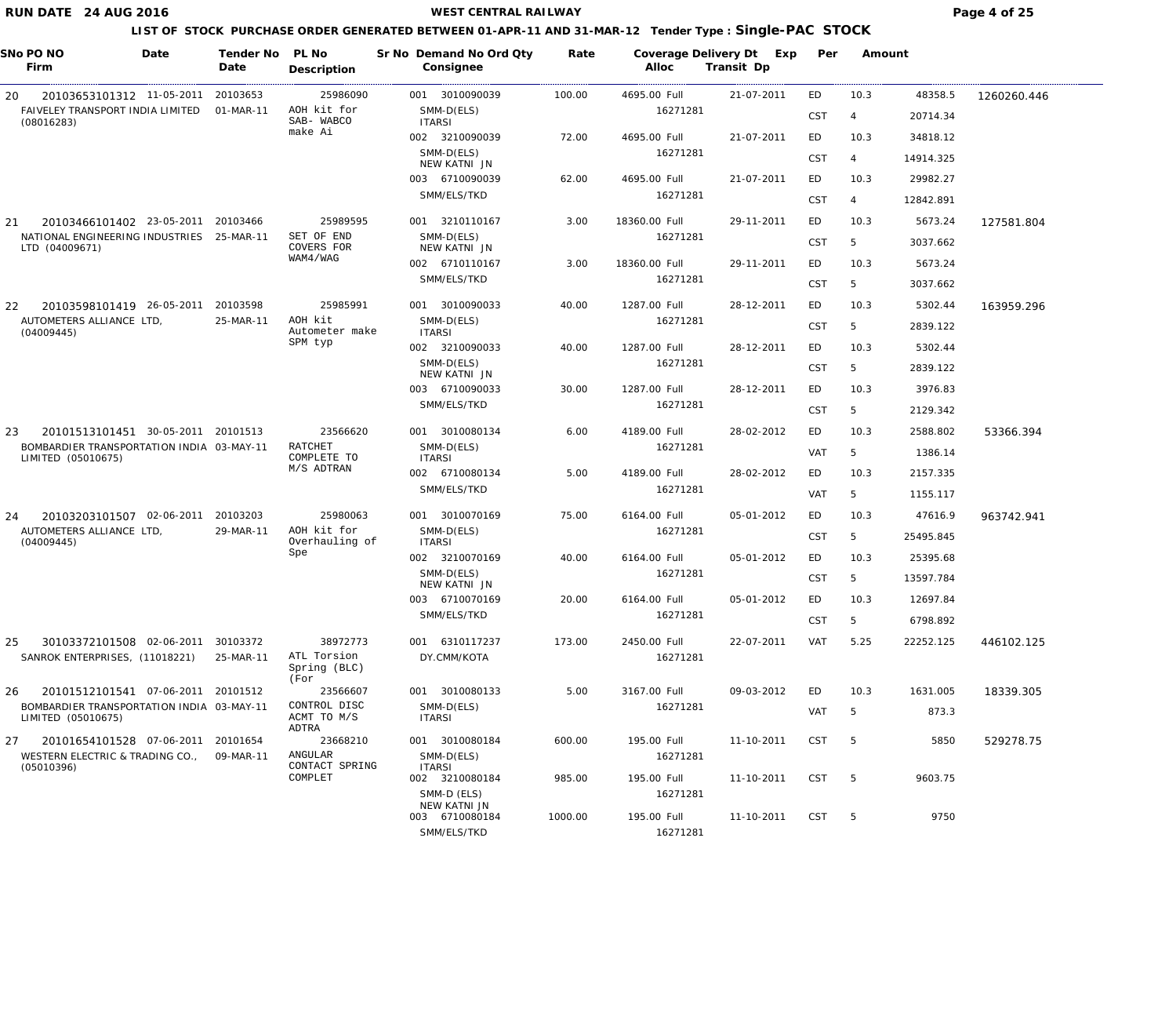**RUN DATE 24 AUG 2016**

**WEST CENTRAL RAILWAY**

**LIST OF STOCK PURCHASE ORDER GENERATED BETWEEN 01-APR-11 AND 31-MAR-12 Tender Type : Single-PAC STOCK**

| SNo | PO NO / Firm | Date | Tender No / Date | PL No / Description | Sr No | Demand No / Consignee | Ord Qty | Rate | Coverage / Alloc | Delivery Dt | Exp Transit Dp | Per | | Amount |
|---|---|---|---|---|---|---|---|---|---|---|---|---|---|---|
| 20 | 20103653101312 FAIVELEY TRANSPORT INDIA LIMITED (08016283) | 11-05-2011 | 20103653 01-MAR-11 | 25986090 AOH kit for SAB- WABCO make Ai | 001 | 3010090039 SMM-D(ELS) ITARSI | 100.00 | 4695.00 | Full 16271281 | 21-07-2011 | | ED | 10.3 | 48358.5 | 1260260.446 |
| | | | | | | | | | | | | CST | 4 | 20714.34 | |
| | | | | | 002 | 3210090039 SMM-D(ELS) NEW KATNI JN | 72.00 | 4695.00 | Full 16271281 | 21-07-2011 | | ED | 10.3 | 34818.12 | |
| | | | | | | | | | | | | CST | 4 | 14914.325 | |
| | | | | | 003 | 6710090039 SMM/ELS/TKD | 62.00 | 4695.00 | Full 16271281 | 21-07-2011 | | ED | 10.3 | 29982.27 | |
| | | | | | | | | | | | | CST | 4 | 12842.891 | |
| 21 | 20103466101402 NATIONAL ENGINEERING INDUSTRIES LTD (04009671) | 23-05-2011 | 20103466 25-MAR-11 | 25989595 SET OF END COVERS FOR WAM4/WAG | 001 | 3210110167 SMM-D(ELS) NEW KATNI JN | 3.00 | 18360.00 | Full 16271281 | 29-11-2011 | | ED | 10.3 | 5673.24 | 127581.804 |
| | | | | | | | | | | | | CST | 5 | 3037.662 | |
| | | | | | 002 | 6710110167 SMM/ELS/TKD | 3.00 | 18360.00 | Full 16271281 | 29-11-2011 | | ED | 10.3 | 5673.24 | |
| | | | | | | | | | | | | CST | 5 | 3037.662 | |
| 22 | 20103598101419 AUTOMETERS ALLIANCE LTD, (04009445) | 26-05-2011 | 20103598 25-MAR-11 | 25985991 AOH kit Autometer make SPM typ | 001 | 3010090033 SMM-D(ELS) ITARSI | 40.00 | 1287.00 | Full 16271281 | 28-12-2011 | | ED | 10.3 | 5302.44 | 163959.296 |
| | | | | | | | | | | | | CST | 5 | 2839.122 | |
| | | | | | 002 | 3210090033 SMM-D(ELS) NEW KATNI JN | 40.00 | 1287.00 | Full 16271281 | 28-12-2011 | | ED | 10.3 | 5302.44 | |
| | | | | | | | | | | | | CST | 5 | 2839.122 | |
| | | | | | 003 | 6710090033 SMM/ELS/TKD | 30.00 | 1287.00 | Full 16271281 | 28-12-2011 | | ED | 10.3 | 3976.83 | |
| | | | | | | | | | | | | CST | 5 | 2129.342 | |
| 23 | 20101513101451 BOMBARDIER TRANSPORTATION INDIA LIMITED (05010675) | 30-05-2011 | 20101513 03-MAY-11 | 23566620 RATCHET COMPLETE TO M/S ADTRAN | 001 | 3010080134 SMM-D(ELS) ITARSI | 6.00 | 4189.00 | Full 16271281 | 28-02-2012 | | ED | 10.3 | 2588.802 | 53366.394 |
| | | | | | | | | | | | | VAT | 5 | 1386.14 | |
| | | | | | 002 | 6710080134 SMM/ELS/TKD | 5.00 | 4189.00 | Full 16271281 | 28-02-2012 | | ED | 10.3 | 2157.335 | |
| | | | | | | | | | | | | VAT | 5 | 1155.117 | |
| 24 | 20103203101507 AUTOMETERS ALLIANCE LTD, (04009445) | 02-06-2011 | 20103203 29-MAR-11 | 25980063 AOH kit for Overhauling of Spe | 001 | 3010070169 SMM-D(ELS) ITARSI | 75.00 | 6164.00 | Full 16271281 | 05-01-2012 | | ED | 10.3 | 47616.9 | 963742.941 |
| | | | | | | | | | | | | CST | 5 | 25495.845 | |
| | | | | | 002 | 3210070169 SMM-D(ELS) NEW KATNI JN | 40.00 | 6164.00 | Full 16271281 | 05-01-2012 | | ED | 10.3 | 25395.68 | |
| | | | | | | | | | | | | CST | 5 | 13597.784 | |
| | | | | | 003 | 6710070169 SMM/ELS/TKD | 20.00 | 6164.00 | Full 16271281 | 05-01-2012 | | ED | 10.3 | 12697.84 | |
| | | | | | | | | | | | | CST | 5 | 6798.892 | |
| 25 | 30103372101508 SANROK ENTERPRISES, (11018221) | 02-06-2011 | 30103372 25-MAR-11 | 38972773 ATL Torsion Spring (BLC) (For | 001 | 6310117237 DY.CMM/KOTA | 173.00 | 2450.00 | Full 16271281 | 22-07-2011 | | VAT | 5.25 | 22252.125 | 446102.125 |
| 26 | 20101512101541 BOMBARDIER TRANSPORTATION INDIA LIMITED (05010675) | 07-06-2011 | 20101512 03-MAY-11 | 23566607 CONTROL DISC ACMT TO M/S ADTRA | 001 | 3010080133 SMM-D(ELS) ITARSI | 5.00 | 3167.00 | Full 16271281 | 09-03-2012 | | ED | 10.3 | 1631.005 | 18339.305 |
| | | | | | | | | | | | | VAT | 5 | 873.3 | |
| 27 | 20101654101528 WESTERN ELECTRIC & TRADING CO., (05010396) | 07-06-2011 | 20101654 09-MAR-11 | 23668210 ANGULAR CONTACT SPRING COMPLET | 001 | 3010080184 SMM-D(ELS) ITARSI | 600.00 | 195.00 | Full 16271281 | 11-10-2011 | | CST | 5 | 5850 | 529278.75 |
| | | | | | 002 | 3210080184 SMM-D (ELS) NEW KATNI JN | 985.00 | 195.00 | Full 16271281 | 11-10-2011 | | CST | 5 | 9603.75 | |
| | | | | | 003 | 6710080184 SMM/ELS/TKD | 1000.00 | 195.00 | Full 16271281 | 11-10-2011 | | CST | 5 | 9750 | |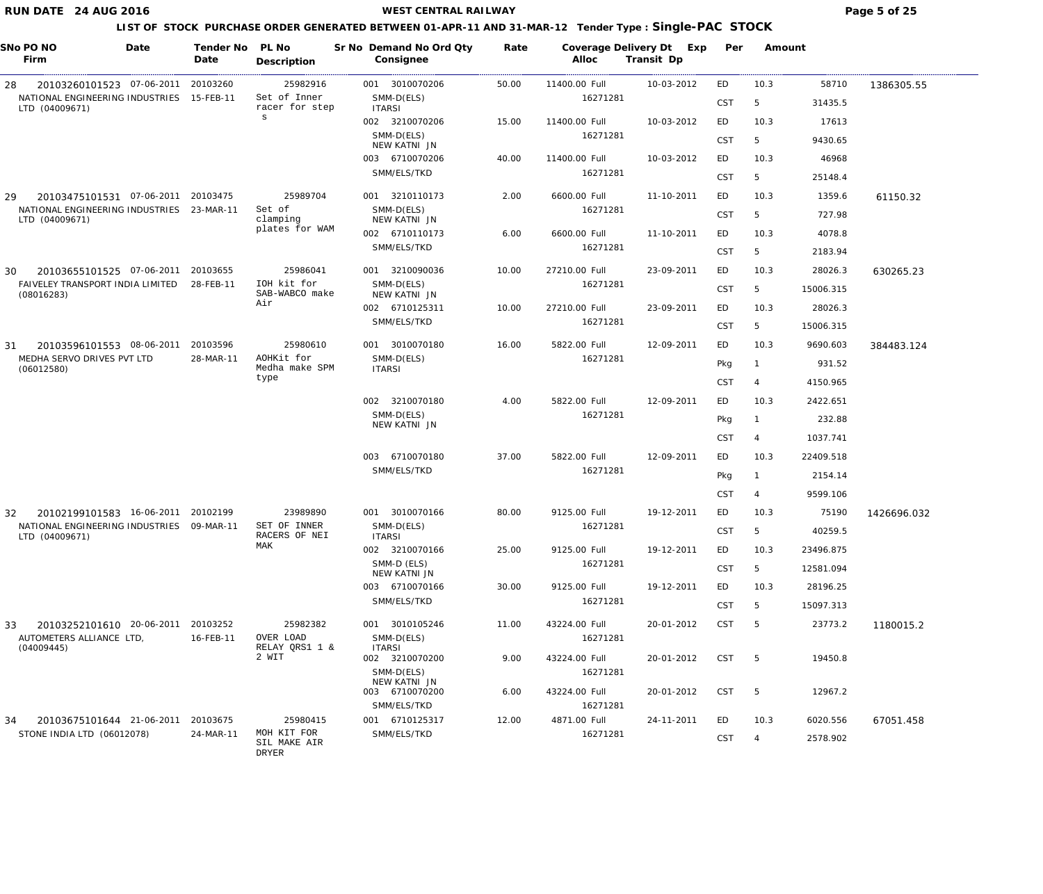WEST CENTRAL RAILWAY

RUN DATE 24 AUG 2016

LIST OF STOCK PURCHASE ORDER GENERATED BETWEEN 01-APR-11 AND 31-MAR-12 Tender Type : **Single-PAC STOCK**

| SNo | PO NO / Firm | Date | Tender No / Date | PL No / Description | Sr No | Demand No / Consignee | Ord Qty | Rate | Coverage | Alloc | Delivery Dt | Exp Transit Dp | Per | | Amount | |
|---|---|---|---|---|---|---|---|---|---|---|---|---|---|---|---|---|
| 28 | 20103260101523 NATIONAL ENGINEERING INDUSTRIES LTD (04009671) | 07-06-2011 | 20103260 15-FEB-11 | 25982916 Set of Inner racer for steps | 001 | 3010070206 SMM-D(ELS) ITARSI | 50.00 | 11400.00 | Full | 16271281 | 10-03-2012 | | ED | 10.3 | 58710 | 1386305.55 |
| | | | | | | | | | | | | | CST | 5 | 31435.5 | |
| | | | | | 002 | 3210070206 SMM-D(ELS) NEW KATNI JN | 15.00 | 11400.00 | Full | 16271281 | 10-03-2012 | | ED | 10.3 | 17613 | |
| | | | | | | | | | | | | | CST | 5 | 9430.65 | |
| | | | | | 003 | 6710070206 SMM/ELS/TKD | 40.00 | 11400.00 | Full | 16271281 | 10-03-2012 | | ED | 10.3 | 46968 | |
| | | | | | | | | | | | | | CST | 5 | 25148.4 | |
| 29 | 20103475101531 NATIONAL ENGINEERING INDUSTRIES LTD (04009671) | 07-06-2011 | 20103475 23-MAR-11 | 25989704 Set of clamping plates for WAM | 001 | 3210110173 SMM-D(ELS) NEW KATNI JN | 2.00 | 6600.00 | Full | 16271281 | 11-10-2011 | | ED | 10.3 | 1359.6 | 61150.32 |
| | | | | | | | | | | | | | CST | 5 | 727.98 | |
| | | | | | 002 | 6710110173 SMM/ELS/TKD | 6.00 | 6600.00 | Full | 16271281 | 11-10-2011 | | ED | 10.3 | 4078.8 | |
| | | | | | | | | | | | | | CST | 5 | 2183.94 | |
| 30 | 20103655101525 FAIVELEY TRANSPORT INDIA LIMITED (08016283) | 07-06-2011 | 20103655 28-FEB-11 | 25986041 IOH kit for SAB-WABCO make Air | 001 | 3210090036 SMM-D(ELS) NEW KATNI JN | 10.00 | 27210.00 | Full | 16271281 | 23-09-2011 | | ED | 10.3 | 28026.3 | 630265.23 |
| | | | | | | | | | | | | | CST | 5 | 15006.315 | |
| | | | | | 002 | 6710125311 SMM/ELS/TKD | 10.00 | 27210.00 | Full | 16271281 | 23-09-2011 | | ED | 10.3 | 28026.3 | |
| | | | | | | | | | | | | | CST | 5 | 15006.315 | |
| 31 | 20103596101553 MEDHA SERVO DRIVES PVT LTD (06012580) | 08-06-2011 | 20103596 28-MAR-11 | 25980610 AOHKit for Medha make SPM type | 001 | 3010070180 SMM-D(ELS) ITARSI | 16.00 | 5822.00 | Full | 16271281 | 12-09-2011 | | ED | 10.3 | 9690.603 | 384483.124 |
| | | | | | | | | | | | | | Pkg | 1 | 931.52 | |
| | | | | | | | | | | | | | CST | 4 | 4150.965 | |
| | | | | | 002 | 3210070180 SMM-D(ELS) NEW KATNI JN | 4.00 | 5822.00 | Full | 16271281 | 12-09-2011 | | ED | 10.3 | 2422.651 | |
| | | | | | | | | | | | | | Pkg | 1 | 232.88 | |
| | | | | | | | | | | | | | CST | 4 | 1037.741 | |
| | | | | | 003 | 6710070180 SMM/ELS/TKD | 37.00 | 5822.00 | Full | 16271281 | 12-09-2011 | | ED | 10.3 | 22409.518 | |
| | | | | | | | | | | | | | Pkg | 1 | 2154.14 | |
| | | | | | | | | | | | | | CST | 4 | 9599.106 | |
| 32 | 20102199101583 NATIONAL ENGINEERING INDUSTRIES LTD (04009671) | 16-06-2011 | 20102199 09-MAR-11 | 23989890 SET OF INNER RACERS OF NEI MAK | 001 | 3010070166 SMM-D(ELS) ITARSI | 80.00 | 9125.00 | Full | 16271281 | 19-12-2011 | | ED | 10.3 | 75190 | 1426696.032 |
| | | | | | | | | | | | | | CST | 5 | 40259.5 | |
| | | | | | 002 | 3210070166 SMM-D (ELS) NEW KATNI JN | 25.00 | 9125.00 | Full | 16271281 | 19-12-2011 | | ED | 10.3 | 23496.875 | |
| | | | | | | | | | | | | | CST | 5 | 12581.094 | |
| | | | | | 003 | 6710070166 SMM/ELS/TKD | 30.00 | 9125.00 | Full | 16271281 | 19-12-2011 | | ED | 10.3 | 28196.25 | |
| | | | | | | | | | | | | | CST | 5 | 15097.313 | |
| 33 | 20103252101610 AUTOMETERS ALLIANCE LTD, (04009445) | 20-06-2011 | 20103252 16-FEB-11 | 25982382 OVER LOAD RELAY QRS1 1 & 2 WIT | 001 | 3010105246 SMM-D(ELS) ITARSI | 11.00 | 43224.00 | Full | 16271281 | 20-01-2012 | | CST | 5 | 23773.2 | 1180015.2 |
| | | | | | 002 | 3210070200 SMM-D(ELS) NEW KATNI JN | 9.00 | 43224.00 | Full | 16271281 | 20-01-2012 | | CST | 5 | 19450.8 | |
| | | | | | 003 | 6710070200 SMM/ELS/TKD | 6.00 | 43224.00 | Full | 16271281 | 20-01-2012 | | CST | 5 | 12967.2 | |
| 34 | 20103675101644 STONE INDIA LTD (06012078) | 21-06-2011 | 20103675 24-MAR-11 | 25980415 MOH KIT FOR SIL MAKE AIR DRYER | 001 | 6710125317 SMM/ELS/TKD | 12.00 | 4871.00 | Full | 16271281 | 24-11-2011 | | ED | 10.3 | 6020.556 | 67051.458 |
| | | | | | | | | | | | | | CST | 4 | 2578.902 | |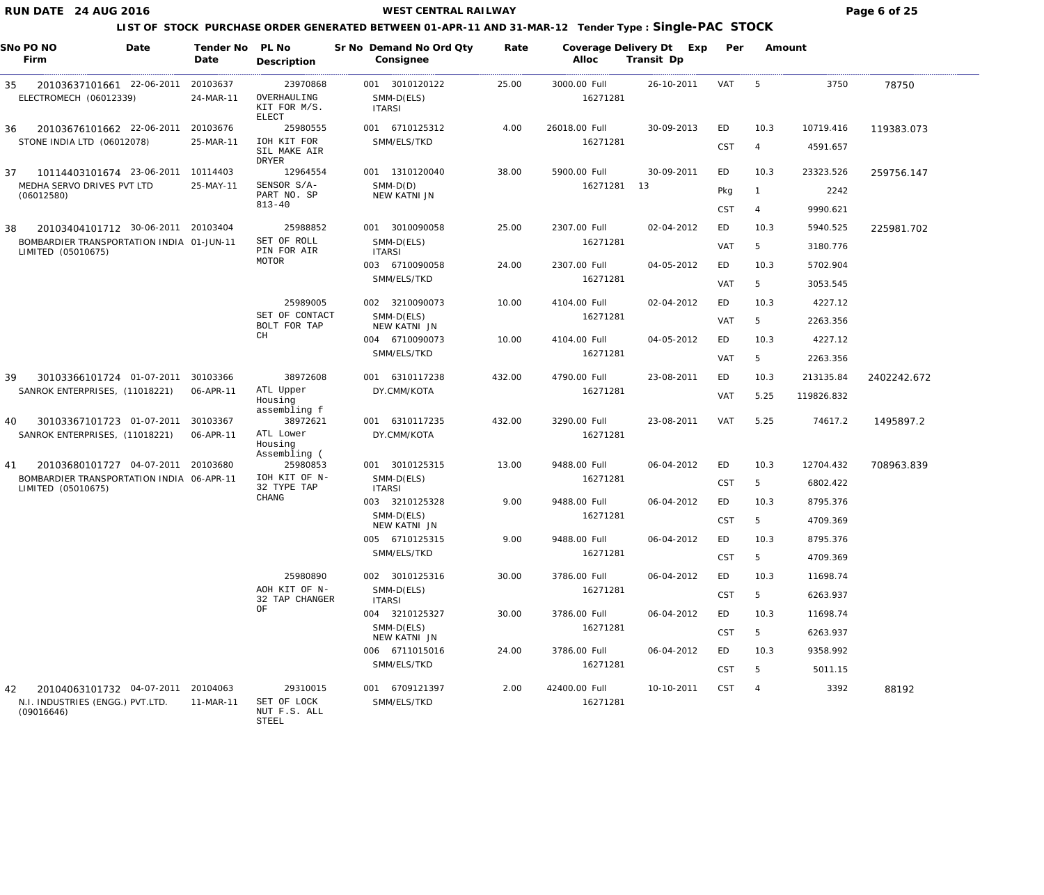# WEST CENTRAL RAILWAY

RUN DATE 24 AUG 2016

## LIST OF STOCK PURCHASE ORDER GENERATED BETWEEN 01-APR-11 AND 31-MAR-12 Tender Type : Single-PAC STOCK

| SNo | PO NO / Firm | Date | Tender No / Date | PL No / Description | Sr No | Demand No / Consignee | Ord Qty | Rate | Coverage / Alloc | Delivery Dt / Transit Dp | Exp | Per | Amount | Total |
|---|---|---|---|---|---|---|---|---|---|---|---|---|---|---|
| 35 | 20103637101661 ELECTROMECH (06012339) | 22-06-2011 | 20103637 24-MAR-11 | 23970868 OVERHAULING KIT FOR M/S. ELECT | 001 | 3010120122 SMM-D(ELS) ITARSI | 25.00 | 3000.00 | Full 16271281 | 26-10-2011 | VAT | 5 | 3750 | 78750 |
| 36 | 20103676101662 STONE INDIA LTD (06012078) | 22-06-2011 | 20103676 25-MAR-11 | 25980555 IOH KIT FOR SIL MAKE AIR DRYER | 001 | 6710125312 SMM/ELS/TKD | 4.00 | 26018.00 | Full 16271281 | 30-09-2013 | ED | 10.3 | 10719.416 | 119383.073 |
| | | | | | | | | | | | CST | 4 | 4591.657 | |
| 37 | 10114403101674 MEDHA SERVO DRIVES PVT LTD (06012580) | 23-06-2011 | 10114403 25-MAY-11 | 12964554 SENSOR S/A-PART NO. SP 813-40 | 001 | 1310120040 SMM-D(D) NEW KATNI JN | 38.00 | 5900.00 | Full 16271281 | 30-09-2011 13 | ED | 10.3 | 23323.526 | 259756.147 |
| | | | | | | | | | | | Pkg | 1 | 2242 | |
| | | | | | | | | | | | CST | 4 | 9990.621 | |
| 38 | 20103404101712 BOMBARDIER TRANSPORTATION INDIA LIMITED (05010675) | 30-06-2011 | 20103404 01-JUN-11 | 25988852 SET OF ROLL PIN FOR AIR MOTOR | 001 | 3010090058 SMM-D(ELS) ITARSI | 25.00 | 2307.00 | Full 16271281 | 02-04-2012 | ED | 10.3 | 5940.525 | 225981.702 |
| | | | | | | | | | | | VAT | 5 | 3180.776 | |
| | | | | | 003 | 6710090058 SMM/ELS/TKD | 24.00 | 2307.00 | Full 16271281 | 04-05-2012 | ED | 10.3 | 5702.904 | |
| | | | | | | | | | | | VAT | 5 | 3053.545 | |
| | | | | 25989005 SET OF CONTACT BOLT FOR TAP CH | 002 | 3210090073 SMM-D(ELS) NEW KATNI JN | 10.00 | 4104.00 | Full 16271281 | 02-04-2012 | ED | 10.3 | 4227.12 | |
| | | | | | | | | | | | VAT | 5 | 2263.356 | |
| | | | | | 004 | 6710090073 SMM/ELS/TKD | 10.00 | 4104.00 | Full 16271281 | 04-05-2012 | ED | 10.3 | 4227.12 | |
| | | | | | | | | | | | VAT | 5 | 2263.356 | |
| 39 | 30103366101724 SANROK ENTERPRISES, (11018221) | 01-07-2011 | 30103366 06-APR-11 | 38972608 ATL Upper Housing assembling f | 001 | 6310117238 DY.CMM/KOTA | 432.00 | 4790.00 | Full 16271281 | 23-08-2011 | ED | 10.3 | 213135.84 | 2402242.672 |
| | | | | | | | | | | | VAT | 5.25 | 119826.832 | |
| 40 | 30103367101723 SANROK ENTERPRISES, (11018221) | 01-07-2011 | 30103367 06-APR-11 | 38972621 ATL Lower Housing Assembling ( | 001 | 6310117235 DY.CMM/KOTA | 432.00 | 3290.00 | Full 16271281 | 23-08-2011 | VAT | 5.25 | 74617.2 | 1495897.2 |
| 41 | 20103680101727 BOMBARDIER TRANSPORTATION INDIA LIMITED (05010675) | 04-07-2011 | 20103680 06-APR-11 | 25980853 IOH KIT OF N-32 TYPE TAP CHANG | 001 | 3010125315 SMM-D(ELS) ITARSI | 13.00 | 9488.00 | Full 16271281 | 06-04-2012 | ED | 10.3 | 12704.432 | 708963.839 |
| | | | | | | | | | | | CST | 5 | 6802.422 | |
| | | | | | 003 | 3210125328 SMM-D(ELS) NEW KATNI JN | 9.00 | 9488.00 | Full 16271281 | 06-04-2012 | ED | 10.3 | 8795.376 | |
| | | | | | | | | | | | CST | 5 | 4709.369 | |
| | | | | | 005 | 6710125315 SMM/ELS/TKD | 9.00 | 9488.00 | Full 16271281 | 06-04-2012 | ED | 10.3 | 8795.376 | |
| | | | | | | | | | | | CST | 5 | 4709.369 | |
| | | | | 25980890 AOH KIT OF N-32 TAP CHANGER OF | 002 | 3010125316 SMM-D(ELS) ITARSI | 30.00 | 3786.00 | Full 16271281 | 06-04-2012 | ED | 10.3 | 11698.74 | |
| | | | | | | | | | | | CST | 5 | 6263.937 | |
| | | | | | 004 | 3210125327 SMM-D(ELS) NEW KATNI JN | 30.00 | 3786.00 | Full 16271281 | 06-04-2012 | ED | 10.3 | 11698.74 | |
| | | | | | | | | | | | CST | 5 | 6263.937 | |
| | | | | | 006 | 6711015016 SMM/ELS/TKD | 24.00 | 3786.00 | Full 16271281 | 06-04-2012 | ED | 10.3 | 9358.992 | |
| | | | | | | | | | | | CST | 5 | 5011.15 | |
| 42 | 20104063101732 N.I. INDUSTRIES (ENGG.) PVT.LTD. (09016646) | 04-07-2011 | 20104063 11-MAR-11 | 29310015 SET OF LOCK NUT F.S. ALL STEEL | 001 | 6709121397 SMM/ELS/TKD | 2.00 | 42400.00 | Full 16271281 | 10-10-2011 | CST | 4 | 3392 | 88192 |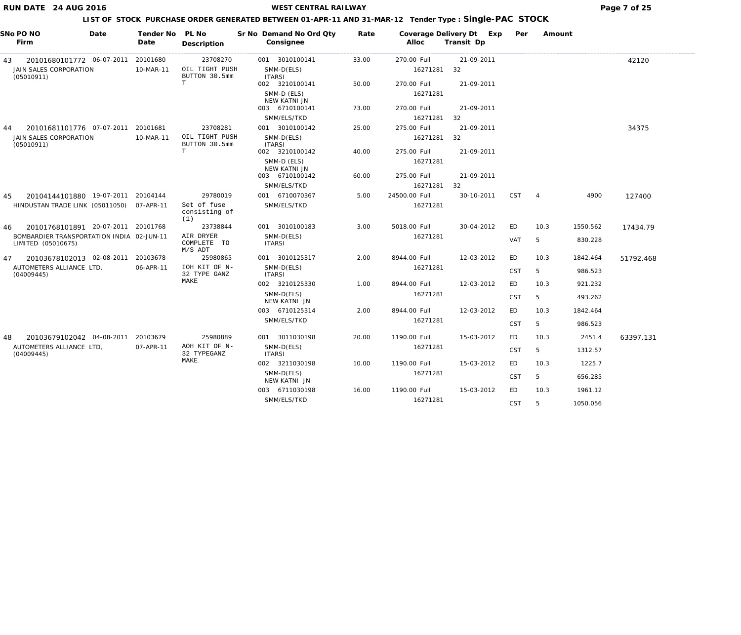# WEST CENTRAL RAILWAY

RUN DATE 24 AUG 2016

## LIST OF STOCK PURCHASE ORDER GENERATED BETWEEN 01-APR-11 AND 31-MAR-12 Tender Type : Single-PAC STOCK

| SNo | PO NO / Firm | Date | Tender No / Date | PL No / Description | Sr No | Demand No / Consignee | Ord Qty | Rate | Coverage / Alloc | Delivery Dt / Transit Dp | Exp | Per | Amount | |
|---|---|---|---|---|---|---|---|---|---|---|---|---|---|---|
| 43 | 20101680101772 JAIN SALES CORPORATION (05010911) | 06-07-2011 | 20101680 10-MAR-11 | 23708270 OIL TIGHT PUSH BUTTON 30.5mm T | 001 | 3010100141 SMM-D(ELS) ITARSI | 33.00 | 270.00 | Full 16271281 | 21-09-2011 32 | | | | 42120 |
| | | | | | 002 | 3210100141 SMM-D (ELS) NEW KATNI JN | 50.00 | 270.00 | Full 16271281 | 21-09-2011 | | | | |
| | | | | | 003 | 6710100141 SMM/ELS/TKD | 73.00 | 270.00 | Full 16271281 | 21-09-2011 32 | | | | |
| 44 | 20101681101776 JAIN SALES CORPORATION (05010911) | 07-07-2011 | 20101681 10-MAR-11 | 23708281 OIL TIGHT PUSH BUTTON 30.5mm T | 001 | 3010100142 SMM-D(ELS) ITARSI | 25.00 | 275.00 | Full 16271281 | 21-09-2011 32 | | | | 34375 |
| | | | | | 002 | 3210100142 SMM-D (ELS) NEW KATNI JN | 40.00 | 275.00 | Full 16271281 | 21-09-2011 | | | | |
| | | | | | 003 | 6710100142 SMM/ELS/TKD | 60.00 | 275.00 | Full 16271281 | 21-09-2011 32 | | | | |
| 45 | 20104144101880 HINDUSTAN TRADE LINK (05011050) | 19-07-2011 | 20104144 07-APR-11 | 29780019 Set of fuse consisting of (1) | 001 | 6710070367 SMM/ELS/TKD | 5.00 | 24500.00 | Full 16271281 | 30-10-2011 | CST | 4 | 4900 | 127400 |
| 46 | 20101768101891 BOMBARDIER TRANSPORTATION INDIA LIMITED (05010675) | 20-07-2011 | 20101768 02-JUN-11 | 23738844 AIR DRYER COMPLETE TO M/S ADT | 001 | 3010100183 SMM-D(ELS) ITARSI | 3.00 | 5018.00 | Full 16271281 | 30-04-2012 | ED | 10.3 | 1550.562 | 17434.79 |
| | | | | | | | | | | | VAT | 5 | 830.228 | |
| 47 | 20103678102013 AUTOMETERS ALLIANCE LTD, (04009445) | 02-08-2011 | 20103678 06-APR-11 | 25980865 IOH KIT OF N-32 TYPE GANZ MAKE | 001 | 3010125317 SMM-D(ELS) ITARSI | 2.00 | 8944.00 | Full 16271281 | 12-03-2012 | ED | 10.3 | 1842.464 | 51792.468 |
| | | | | | | | | | | | CST | 5 | 986.523 | |
| | | | | | 002 | 3210125330 SMM-D(ELS) NEW KATNI JN | 1.00 | 8944.00 | Full 16271281 | 12-03-2012 | ED | 10.3 | 921.232 | |
| | | | | | | | | | | | CST | 5 | 493.262 | |
| | | | | | 003 | 6710125314 SMM/ELS/TKD | 2.00 | 8944.00 | Full 16271281 | 12-03-2012 | ED | 10.3 | 1842.464 | |
| | | | | | | | | | | | CST | 5 | 986.523 | |
| 48 | 20103679102042 AUTOMETERS ALLIANCE LTD, (04009445) | 04-08-2011 | 20103679 07-APR-11 | 25980889 AOH KIT OF N-32 TYPEGANZ MAKE | 001 | 3011030198 SMM-D(ELS) ITARSI | 20.00 | 1190.00 | Full 16271281 | 15-03-2012 | ED | 10.3 | 2451.4 | 63397.131 |
| | | | | | | | | | | | CST | 5 | 1312.57 | |
| | | | | | 002 | 3211030198 SMM-D(ELS) NEW KATNI JN | 10.00 | 1190.00 | Full 16271281 | 15-03-2012 | ED | 10.3 | 1225.7 | |
| | | | | | | | | | | | CST | 5 | 656.285 | |
| | | | | | 003 | 6711030198 SMM/ELS/TKD | 16.00 | 1190.00 | Full 16271281 | 15-03-2012 | ED | 10.3 | 1961.12 | |
| | | | | | | | | | | | CST | 5 | 1050.056 | |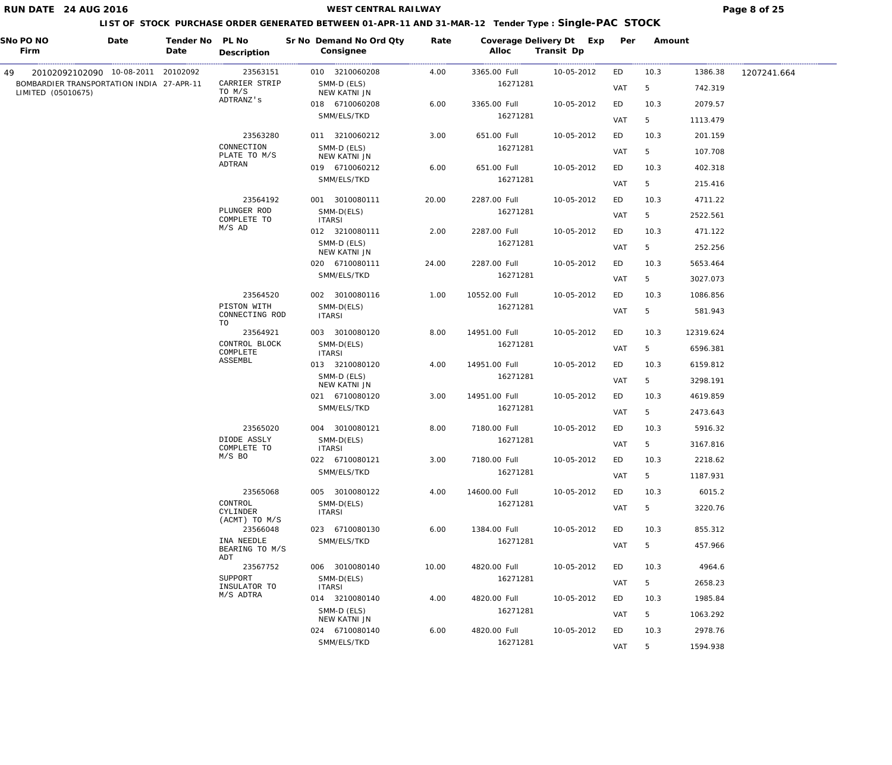**RUN DATE 24 AUG 2016** — **WEST CENTRAL RAILWAY**

**LIST OF STOCK PURCHASE ORDER GENERATED BETWEEN 01-APR-11 AND 31-MAR-12 Tender Type : Single-PAC STOCK**

| SNo | PO NO / Firm | Date | Tender No / Date | PL No / Description | Sr No | Demand No Ord / Consignee | Qty | Rate | Coverage / Alloc | Delivery Dt | Exp Transit Dp | Per | | Amount | |
|---|---|---|---|---|---|---|---|---|---|---|---|---|---|---|---|
| 49 | 20102092102090 BOMBARDIER TRANSPORTATION INDIA LIMITED (05010675) | 10-08-2011 | 20102092 27-APR-11 | 23563151 CARRIER STRIP TO M/S ADTRANZ's | 010 | 3210060208 SMM-D (ELS) NEW KATNI JN | 4.00 | 3365.00 | Full 16271281 | 10-05-2012 | | ED | 10.3 | 1386.38 | 1207241.664 |
| | | | | | | | | | | | | VAT | 5 | 742.319 | |
| | | | | | 018 | 6710060208 SMM/ELS/TKD | 6.00 | 3365.00 | Full 16271281 | 10-05-2012 | | ED | 10.3 | 2079.57 | |
| | | | | | | | | | | | | VAT | 5 | 1113.479 | |
| | | | | 23563280 CONNECTION PLATE TO M/S ADTRAN | 011 | 3210060212 SMM-D (ELS) NEW KATNI JN | 3.00 | 651.00 | Full 16271281 | 10-05-2012 | | ED | 10.3 | 201.159 | |
| | | | | | | | | | | | | VAT | 5 | 107.708 | |
| | | | | | 019 | 6710060212 SMM/ELS/TKD | 6.00 | 651.00 | Full 16271281 | 10-05-2012 | | ED | 10.3 | 402.318 | |
| | | | | | | | | | | | | VAT | 5 | 215.416 | |
| | | | | 23564192 PLUNGER ROD COMPLETE TO M/S AD | 001 | 3010080111 SMM-D(ELS) ITARSI | 20.00 | 2287.00 | Full 16271281 | 10-05-2012 | | ED | 10.3 | 4711.22 | |
| | | | | | | | | | | | | VAT | 5 | 2522.561 | |
| | | | | | 012 | 3210080111 SMM-D (ELS) NEW KATNI JN | 2.00 | 2287.00 | Full 16271281 | 10-05-2012 | | ED | 10.3 | 471.122 | |
| | | | | | | | | | | | | VAT | 5 | 252.256 | |
| | | | | | 020 | 6710080111 SMM/ELS/TKD | 24.00 | 2287.00 | Full 16271281 | 10-05-2012 | | ED | 10.3 | 5653.464 | |
| | | | | | | | | | | | | VAT | 5 | 3027.073 | |
| | | | | 23564520 PISTON WITH CONNECTING ROD TO | 002 | 3010080116 SMM-D(ELS) ITARSI | 1.00 | 10552.00 | Full 16271281 | 10-05-2012 | | ED | 10.3 | 1086.856 | |
| | | | | | | | | | | | | VAT | 5 | 581.943 | |
| | | | | 23564921 CONTROL BLOCK COMPLETE ASSEMBL | 003 | 3010080120 SMM-D(ELS) ITARSI | 8.00 | 14951.00 | Full 16271281 | 10-05-2012 | | ED | 10.3 | 12319.624 | |
| | | | | | | | | | | | | VAT | 5 | 6596.381 | |
| | | | | | 013 | 3210080120 SMM-D (ELS) NEW KATNI JN | 4.00 | 14951.00 | Full 16271281 | 10-05-2012 | | ED | 10.3 | 6159.812 | |
| | | | | | | | | | | | | VAT | 5 | 3298.191 | |
| | | | | | 021 | 6710080120 SMM/ELS/TKD | 3.00 | 14951.00 | Full 16271281 | 10-05-2012 | | ED | 10.3 | 4619.859 | |
| | | | | | | | | | | | | VAT | 5 | 2473.643 | |
| | | | | 23565020 DIODE ASSLY COMPLETE TO M/S BO | 004 | 3010080121 SMM-D(ELS) ITARSI | 8.00 | 7180.00 | Full 16271281 | 10-05-2012 | | ED | 10.3 | 5916.32 | |
| | | | | | | | | | | | | VAT | 5 | 3167.816 | |
| | | | | | 022 | 6710080121 SMM/ELS/TKD | 3.00 | 7180.00 | Full 16271281 | 10-05-2012 | | ED | 10.3 | 2218.62 | |
| | | | | | | | | | | | | VAT | 5 | 1187.931 | |
| | | | | 23565068 CONTROL CYLINDER (ACMT) TO M/S | 005 | 3010080122 SMM-D(ELS) ITARSI | 4.00 | 14600.00 | Full 16271281 | 10-05-2012 | | ED | 10.3 | 6015.2 | |
| | | | | | | | | | | | | VAT | 5 | 3220.76 | |
| | | | | 23566048 INA NEEDLE BEARING TO M/S ADT | 023 | 6710080130 SMM/ELS/TKD | 6.00 | 1384.00 | Full 16271281 | 10-05-2012 | | ED | 10.3 | 855.312 | |
| | | | | | | | | | | | | VAT | 5 | 457.966 | |
| | | | | 23567752 SUPPORT INSULATOR TO M/S ADTRA | 006 | 3010080140 SMM-D(ELS) ITARSI | 10.00 | 4820.00 | Full 16271281 | 10-05-2012 | | ED | 10.3 | 4964.6 | |
| | | | | | | | | | | | | VAT | 5 | 2658.23 | |
| | | | | | 014 | 3210080140 SMM-D (ELS) NEW KATNI JN | 4.00 | 4820.00 | Full 16271281 | 10-05-2012 | | ED | 10.3 | 1985.84 | |
| | | | | | | | | | | | | VAT | 5 | 1063.292 | |
| | | | | | 024 | 6710080140 SMM/ELS/TKD | 6.00 | 4820.00 | Full 16271281 | 10-05-2012 | | ED | 10.3 | 2978.76 | |
| | | | | | | | | | | | | VAT | 5 | 1594.938 | |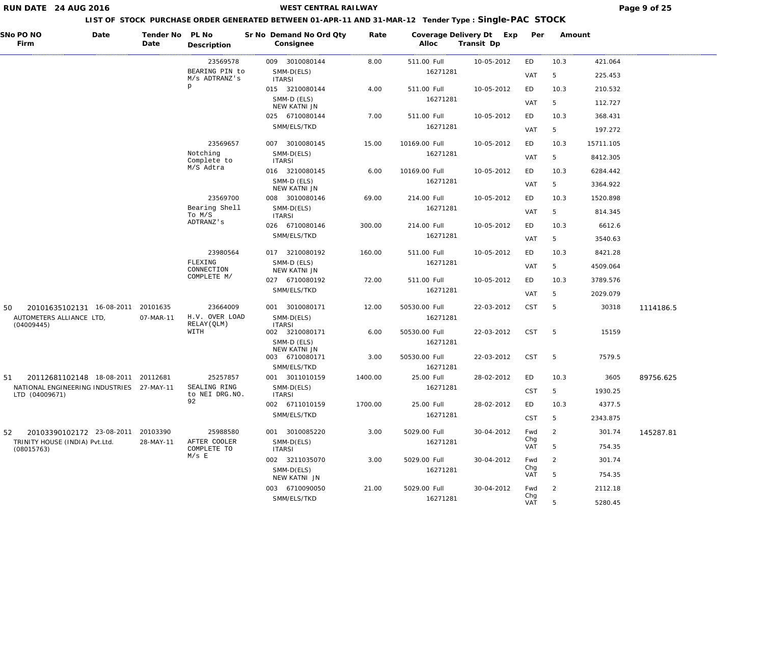# WEST CENTRAL RAILWAY

RUN DATE 24 AUG 2016

LIST OF STOCK PURCHASE ORDER GENERATED BETWEEN 01-APR-11 AND 31-MAR-12 Tender Type : **Single-PAC STOCK**

| SNo PO NO Firm | Date | Tender No Date | PL No Description | Sr No Demand No Ord Qty Consignee | Rate | Coverage Delivery Dt Alloc | Exp Transit Dp | Per | | Amount | |
|---|---|---|---|---|---|---|---|---|---|---|---|
| | | | 23569578 BEARING PIN to M/s ADTRANZ's p | 009 3010080144 SMM-D(ELS) ITARSI | 8.00 | 511.00 Full 16271281 | 10-05-2012 | ED | 10.3 | 421.064 | |
| | | | | | | | | VAT | 5 | 225.453 | |
| | | | | 015 3210080144 SMM-D (ELS) NEW KATNI JN | 4.00 | 511.00 Full 16271281 | 10-05-2012 | ED | 10.3 | 210.532 | |
| | | | | | | | | VAT | 5 | 112.727 | |
| | | | | 025 6710080144 SMM/ELS/TKD | 7.00 | 511.00 Full 16271281 | 10-05-2012 | ED | 10.3 | 368.431 | |
| | | | | | | | | VAT | 5 | 197.272 | |
| | | | 23569657 Notching Complete to M/S Adtra | 007 3010080145 SMM-D(ELS) ITARSI | 15.00 | 10169.00 Full 16271281 | 10-05-2012 | ED | 10.3 | 15711.105 | |
| | | | | | | | | VAT | 5 | 8412.305 | |
| | | | | 016 3210080145 SMM-D (ELS) NEW KATNI JN | 6.00 | 10169.00 Full 16271281 | 10-05-2012 | ED | 10.3 | 6284.442 | |
| | | | | | | | | VAT | 5 | 3364.922 | |
| | | | 23569700 Bearing Shell To M/S ADTRANZ's | 008 3010080146 SMM-D(ELS) ITARSI | 69.00 | 214.00 Full 16271281 | 10-05-2012 | ED | 10.3 | 1520.898 | |
| | | | | | | | | VAT | 5 | 814.345 | |
| | | | | 026 6710080146 SMM/ELS/TKD | 300.00 | 214.00 Full 16271281 | 10-05-2012 | ED | 10.3 | 6612.6 | |
| | | | | | | | | VAT | 5 | 3540.63 | |
| | | | 23980564 FLEXING CONNECTION COMPLETE M/ | 017 3210080192 SMM-D (ELS) NEW KATNI JN | 160.00 | 511.00 Full 16271281 | 10-05-2012 | ED | 10.3 | 8421.28 | |
| | | | | | | | | VAT | 5 | 4509.064 | |
| | | | | 027 6710080192 SMM/ELS/TKD | 72.00 | 511.00 Full 16271281 | 10-05-2012 | ED | 10.3 | 3789.576 | |
| | | | | | | | | VAT | 5 | 2029.079 | |
| 50 20101635102131 AUTOMETERS ALLIANCE LTD, (04009445) | 16-08-2011 | 20101635 07-MAR-11 | 23664009 H.V. OVER LOAD RELAY(QLM) WITH | 001 3010080171 SMM-D(ELS) ITARSI | 12.00 | 50530.00 Full 16271281 | 22-03-2012 | CST | 5 | 30318 | 1114186.5 |
| | | | | 002 3210080171 SMM-D (ELS) NEW KATNI JN | 6.00 | 50530.00 Full 16271281 | 22-03-2012 | CST | 5 | 15159 | |
| | | | | 003 6710080171 SMM/ELS/TKD | 3.00 | 50530.00 Full 16271281 | 22-03-2012 | CST | 5 | 7579.5 | |
| 51 20112681102148 NATIONAL ENGINEERING INDUSTRIES LTD (04009671) | 18-08-2011 | 20112681 27-MAY-11 | 25257857 SEALING RING to NEI DRG.NO. 92 | 001 3011010159 SMM-D(ELS) ITARSI | 1400.00 | 25.00 Full 16271281 | 28-02-2012 | ED | 10.3 | 3605 | 89756.625 |
| | | | | | | | | CST | 5 | 1930.25 | |
| | | | | 002 6711010159 SMM/ELS/TKD | 1700.00 | 25.00 Full 16271281 | 28-02-2012 | ED | 10.3 | 4377.5 | |
| | | | | | | | | CST | 5 | 2343.875 | |
| 52 20103390102172 TRINITY HOUSE (INDIA) Pvt.Ltd. (08015763) | 23-08-2011 | 20103390 28-MAY-11 | 25988580 AFTER COOLER COMPLETE TO M/s E | 001 3010085220 SMM-D(ELS) ITARSI | 3.00 | 5029.00 Full 16271281 | 30-04-2012 | Fwd Chg | 2 | 301.74 | 145287.81 |
| | | | | | | | | VAT | 5 | 754.35 | |
| | | | | 002 3211035070 SMM-D(ELS) NEW KATNI JN | 3.00 | 5029.00 Full 16271281 | 30-04-2012 | Fwd Chg | 2 | 301.74 | |
| | | | | | | | | VAT | 5 | 754.35 | |
| | | | | 003 6710090050 SMM/ELS/TKD | 21.00 | 5029.00 Full 16271281 | 30-04-2012 | Fwd Chg | 2 | 2112.18 | |
| | | | | | | | | VAT | 5 | 5280.45 | |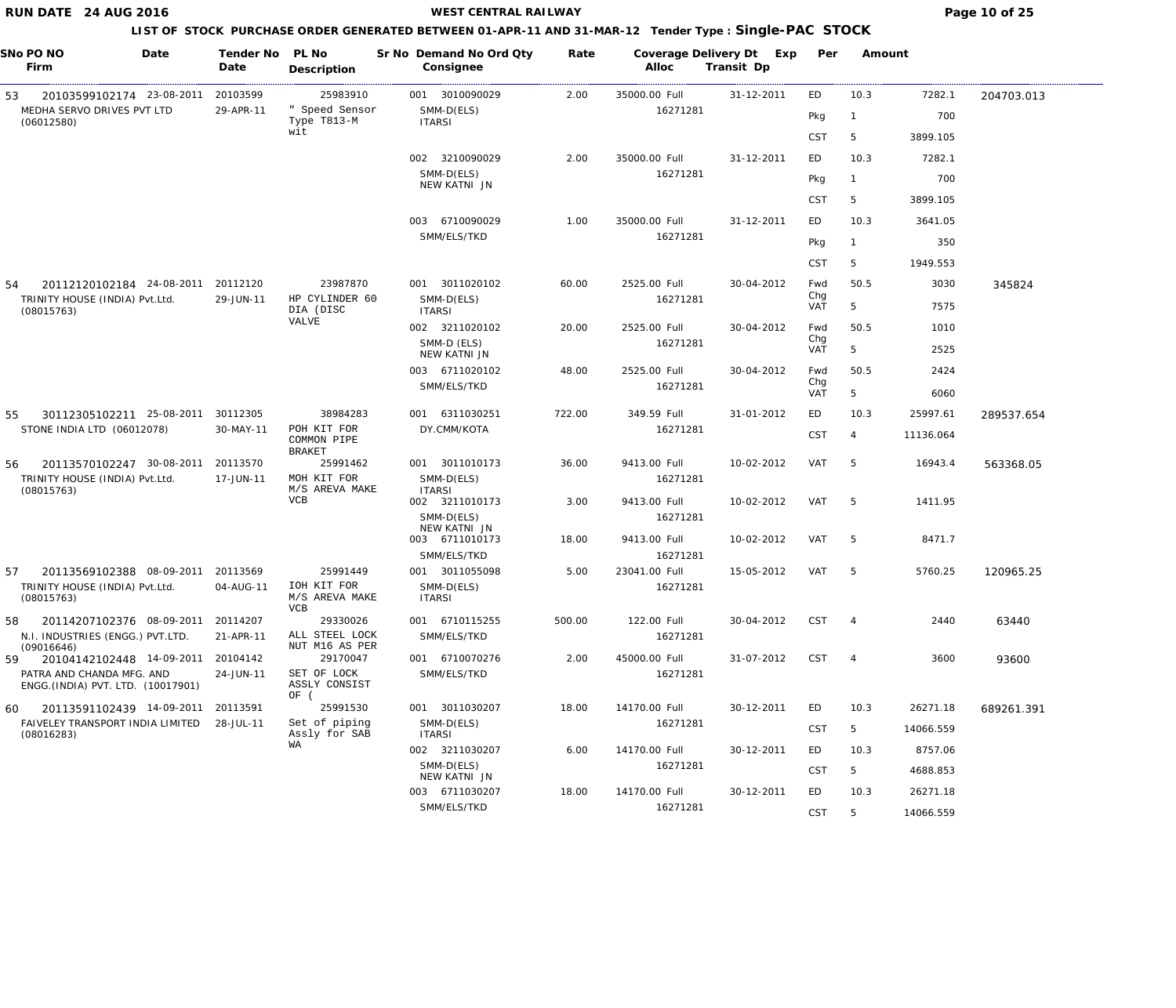# WEST CENTRAL RAILWAY

RUN DATE 24 AUG 2016

## LIST OF STOCK PURCHASE ORDER GENERATED BETWEEN 01-APR-11 AND 31-MAR-12 Tender Type : Single-PAC STOCK

| SNo | PO NO / Firm | Date | Tender No / Tender Date | PL No / Description | Sr No | Demand No Ord / Consignee | Qty | Rate | Coverage / Alloc | Delivery Dt / Transit Dp | Exp | Per | | Amount |
|---|---|---|---|---|---|---|---|---|---|---|---|---|---|---|
| 53 | 20103599102174 | 23-08-2011 | 20103599 | 25983910 | 001 | 3010090029 | 2.00 | 35000.00 | Full | 31-12-2011 | ED | 10.3 | 7282.1 | 204703.013 |
| | MEDHA SERVO DRIVES PVT LTD (06012580) | | 29-APR-11 | " Speed Sensor Type T813-M wit | | SMM-D(ELS) ITARSI | | | 16271281 | | Pkg | 1 | 700 | |
| | | | | | | | | | | | CST | 5 | 3899.105 | |
| | | | | | 002 | 3210090029 | 2.00 | 35000.00 | Full | 31-12-2011 | ED | 10.3 | 7282.1 | |
| | | | | | | SMM-D(ELS) NEW KATNI JN | | | 16271281 | | Pkg | 1 | 700 | |
| | | | | | | | | | | | CST | 5 | 3899.105 | |
| | | | | | 003 | 6710090029 | 1.00 | 35000.00 | Full | 31-12-2011 | ED | 10.3 | 3641.05 | |
| | | | | | | SMM/ELS/TKD | | | 16271281 | | Pkg | 1 | 350 | |
| | | | | | | | | | | | CST | 5 | 1949.553 | |
| 54 | 20112120102184 | 24-08-2011 | 20112120 | 23987870 | 001 | 3011020102 | 60.00 | 2525.00 | Full | 30-04-2012 | Fwd Chg | 50.5 | 3030 | 345824 |
| | TRINITY HOUSE (INDIA) Pvt.Ltd. (08015763) | | 29-JUN-11 | HP CYLINDER 60 DIA (DISC VALVE | | SMM-D(ELS) ITARSI | | | 16271281 | | VAT | 5 | 7575 | |
| | | | | | 002 | 3211020102 | 20.00 | 2525.00 | Full | 30-04-2012 | Fwd Chg | 50.5 | 1010 | |
| | | | | | | SMM-D (ELS) NEW KATNI JN | | | 16271281 | | VAT | 5 | 2525 | |
| | | | | | 003 | 6711020102 | 48.00 | 2525.00 | Full | 30-04-2012 | Fwd Chg | 50.5 | 2424 | |
| | | | | | | SMM/ELS/TKD | | | 16271281 | | VAT | 5 | 6060 | |
| 55 | 30112305102211 | 25-08-2011 | 30112305 | 38984283 | 001 | 6311030251 | 722.00 | 349.59 | Full | 31-01-2012 | ED | 10.3 | 25997.61 | 289537.654 |
| | STONE INDIA LTD (06012078) | | 30-MAY-11 | POH KIT FOR COMMON PIPE BRAKET | | DY.CMM/KOTA | | | 16271281 | | CST | 4 | 11136.064 | |
| 56 | 20113570102247 | 30-08-2011 | 20113570 | 25991462 | 001 | 3011010173 | 36.00 | 9413.00 | Full | 10-02-2012 | VAT | 5 | 16943.4 | 563368.05 |
| | TRINITY HOUSE (INDIA) Pvt.Ltd. (08015763) | | 17-JUN-11 | MOH KIT FOR M/S AREVA MAKE VCB | | SMM-D(ELS) ITARSI | | | 16271281 | | | | | |
| | | | | | 002 | 3211010173 | 3.00 | 9413.00 | Full | 10-02-2012 | VAT | 5 | 1411.95 | |
| | | | | | | SMM-D(ELS) NEW KATNI JN | | | 16271281 | | | | | |
| | | | | | 003 | 6711010173 | 18.00 | 9413.00 | Full | 10-02-2012 | VAT | 5 | 8471.7 | |
| | | | | | | SMM/ELS/TKD | | | 16271281 | | | | | |
| 57 | 20113569102388 | 08-09-2011 | 20113569 | 25991449 | 001 | 3011055098 | 5.00 | 23041.00 | Full | 15-05-2012 | VAT | 5 | 5760.25 | 120965.25 |
| | TRINITY HOUSE (INDIA) Pvt.Ltd. (08015763) | | 04-AUG-11 | IOH KIT FOR M/S AREVA MAKE VCB | | SMM-D(ELS) ITARSI | | | 16271281 | | | | | |
| 58 | 20114207102376 | 08-09-2011 | 20114207 | 29330026 | 001 | 6710115255 | 500.00 | 122.00 | Full | 30-04-2012 | CST | 4 | 2440 | 63440 |
| | N.I. INDUSTRIES (ENGG.) PVT.LTD. (09016646) | | 21-APR-11 | ALL STEEL LOCK NUT M16 AS PER | | SMM/ELS/TKD | | | 16271281 | | | | | |
| 59 | 20104142102448 | 14-09-2011 | 20104142 | 29170047 | 001 | 6710070276 | 2.00 | 45000.00 | Full | 31-07-2012 | CST | 4 | 3600 | 93600 |
| | PATRA AND CHANDA MFG. AND ENGG.(INDIA) PVT. LTD. (10017901) | | 24-JUN-11 | SET OF LOCK ASSLY CONSIST OF ( | | SMM/ELS/TKD | | | 16271281 | | | | | |
| 60 | 20113591102439 | 14-09-2011 | 20113591 | 25991530 | 001 | 3011030207 | 18.00 | 14170.00 | Full | 30-12-2011 | ED | 10.3 | 26271.18 | 689261.391 |
| | FAIVELEY TRANSPORT INDIA LIMITED (08016283) | | 28-JUL-11 | Set of piping Assly for SAB WA | | SMM-D(ELS) ITARSI | | | 16271281 | | CST | 5 | 14066.559 | |
| | | | | | 002 | 3211030207 | 6.00 | 14170.00 | Full | 30-12-2011 | ED | 10.3 | 8757.06 | |
| | | | | | | SMM-D(ELS) NEW KATNI JN | | | 16271281 | | CST | 5 | 4688.853 | |
| | | | | | 003 | 6711030207 | 18.00 | 14170.00 | Full | 30-12-2011 | ED | 10.3 | 26271.18 | |
| | | | | | | SMM/ELS/TKD | | | 16271281 | | CST | 5 | 14066.559 | |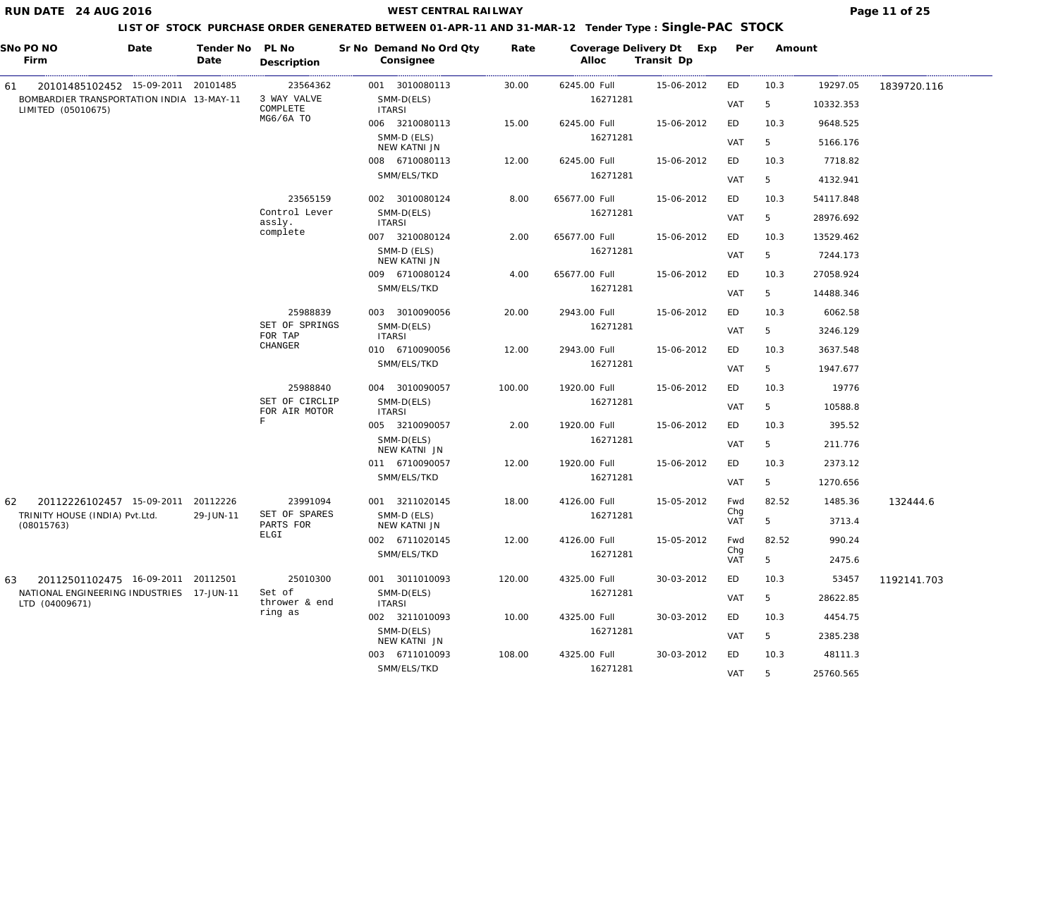# WEST CENTRAL RAILWAY

RUN DATE 24 AUG 2016

## LIST OF STOCK PURCHASE ORDER GENERATED BETWEEN 01-APR-11 AND 31-MAR-12 Tender Type : Single-PAC STOCK

| SNo | PO NO / Firm | Date | Tender No / Date | PL No / Description | Sr No | Demand No Ord / Consignee | Qty | Rate | Coverage / Alloc | Delivery Dt / Transit | Exp Dp | Per | Amount | Total |
|---|---|---|---|---|---|---|---|---|---|---|---|---|---|---|
| 61 | 20101485102452 | 15-09-2011 | 20101485 | 23564362 | 001 | 3010080113 | 30.00 | 6245.00 | Full | 15-06-2012 | ED | 10.3 | 19297.05 | 1839720.116 |
| | BOMBARDIER TRANSPORTATION INDIA LIMITED (05010675) | | 13-MAY-11 | 3 WAY VALVE COMPLETE MG6/6A TO | | SMM-D(ELS) ITARSI | | | 16271281 | | VAT | 5 | 10332.353 | |
| | | | | | 006 | 3210080113 | 15.00 | 6245.00 | Full | 15-06-2012 | ED | 10.3 | 9648.525 | |
| | | | | | | SMM-D (ELS) NEW KATNI JN | | | 16271281 | | VAT | 5 | 5166.176 | |
| | | | | | 008 | 6710080113 | 12.00 | 6245.00 | Full | 15-06-2012 | ED | 10.3 | 7718.82 | |
| | | | | | | SMM/ELS/TKD | | | 16271281 | | VAT | 5 | 4132.941 | |
| | | | | 23565159 | 002 | 3010080124 | 8.00 | 65677.00 | Full | 15-06-2012 | ED | 10.3 | 54117.848 | |
| | | | | Control Lever assly. complete | | SMM-D(ELS) ITARSI | | | 16271281 | | VAT | 5 | 28976.692 | |
| | | | | | 007 | 3210080124 | 2.00 | 65677.00 | Full | 15-06-2012 | ED | 10.3 | 13529.462 | |
| | | | | | | SMM-D (ELS) NEW KATNI JN | | | 16271281 | | VAT | 5 | 7244.173 | |
| | | | | | 009 | 6710080124 | 4.00 | 65677.00 | Full | 15-06-2012 | ED | 10.3 | 27058.924 | |
| | | | | | | SMM/ELS/TKD | | | 16271281 | | VAT | 5 | 14488.346 | |
| | | | | 25988839 | 003 | 3010090056 | 20.00 | 2943.00 | Full | 15-06-2012 | ED | 10.3 | 6062.58 | |
| | | | | SET OF SPRINGS FOR TAP CHANGER | | SMM-D(ELS) ITARSI | | | 16271281 | | VAT | 5 | 3246.129 | |
| | | | | | 010 | 6710090056 | 12.00 | 2943.00 | Full | 15-06-2012 | ED | 10.3 | 3637.548 | |
| | | | | | | SMM/ELS/TKD | | | 16271281 | | VAT | 5 | 1947.677 | |
| | | | | 25988840 | 004 | 3010090057 | 100.00 | 1920.00 | Full | 15-06-2012 | ED | 10.3 | 19776 | |
| | | | | SET OF CIRCLIP FOR AIR MOTOR F | | SMM-D(ELS) ITARSI | | | 16271281 | | VAT | 5 | 10588.8 | |
| | | | | | 005 | 3210090057 | 2.00 | 1920.00 | Full | 15-06-2012 | ED | 10.3 | 395.52 | |
| | | | | | | SMM-D(ELS) NEW KATNI JN | | | 16271281 | | VAT | 5 | 211.776 | |
| | | | | | 011 | 6710090057 | 12.00 | 1920.00 | Full | 15-06-2012 | ED | 10.3 | 2373.12 | |
| | | | | | | SMM/ELS/TKD | | | 16271281 | | VAT | 5 | 1270.656 | |
| 62 | 20112226102457 | 15-09-2011 | 20112226 | 23991094 | 001 | 3211020145 | 18.00 | 4126.00 | Full | 15-05-2012 | Fwd Chg | 82.52 | 1485.36 | 132444.6 |
| | TRINITY HOUSE (INDIA) Pvt.Ltd. (08015763) | | 29-JUN-11 | SET OF SPARES PARTS FOR ELGI | | SMM-D (ELS) NEW KATNI JN | | | 16271281 | | VAT | 5 | 3713.4 | |
| | | | | | 002 | 6711020145 | 12.00 | 4126.00 | Full | 15-05-2012 | Fwd Chg | 82.52 | 990.24 | |
| | | | | | | SMM/ELS/TKD | | | 16271281 | | VAT | 5 | 2475.6 | |
| 63 | 20112501102475 | 16-09-2011 | 20112501 | 25010300 | 001 | 3011010093 | 120.00 | 4325.00 | Full | 30-03-2012 | ED | 10.3 | 53457 | 1192141.703 |
| | NATIONAL ENGINEERING INDUSTRIES LTD (04009671) | | 17-JUN-11 | Set of thrower & end ring as | | SMM-D(ELS) ITARSI | | | 16271281 | | VAT | 5 | 28622.85 | |
| | | | | | 002 | 3211010093 | 10.00 | 4325.00 | Full | 30-03-2012 | ED | 10.3 | 4454.75 | |
| | | | | | | SMM-D(ELS) NEW KATNI JN | | | 16271281 | | VAT | 5 | 2385.238 | |
| | | | | | 003 | 6711010093 | 108.00 | 4325.00 | Full | 30-03-2012 | ED | 10.3 | 48111.3 | |
| | | | | | | SMM/ELS/TKD | | | 16271281 | | VAT | 5 | 25760.565 | |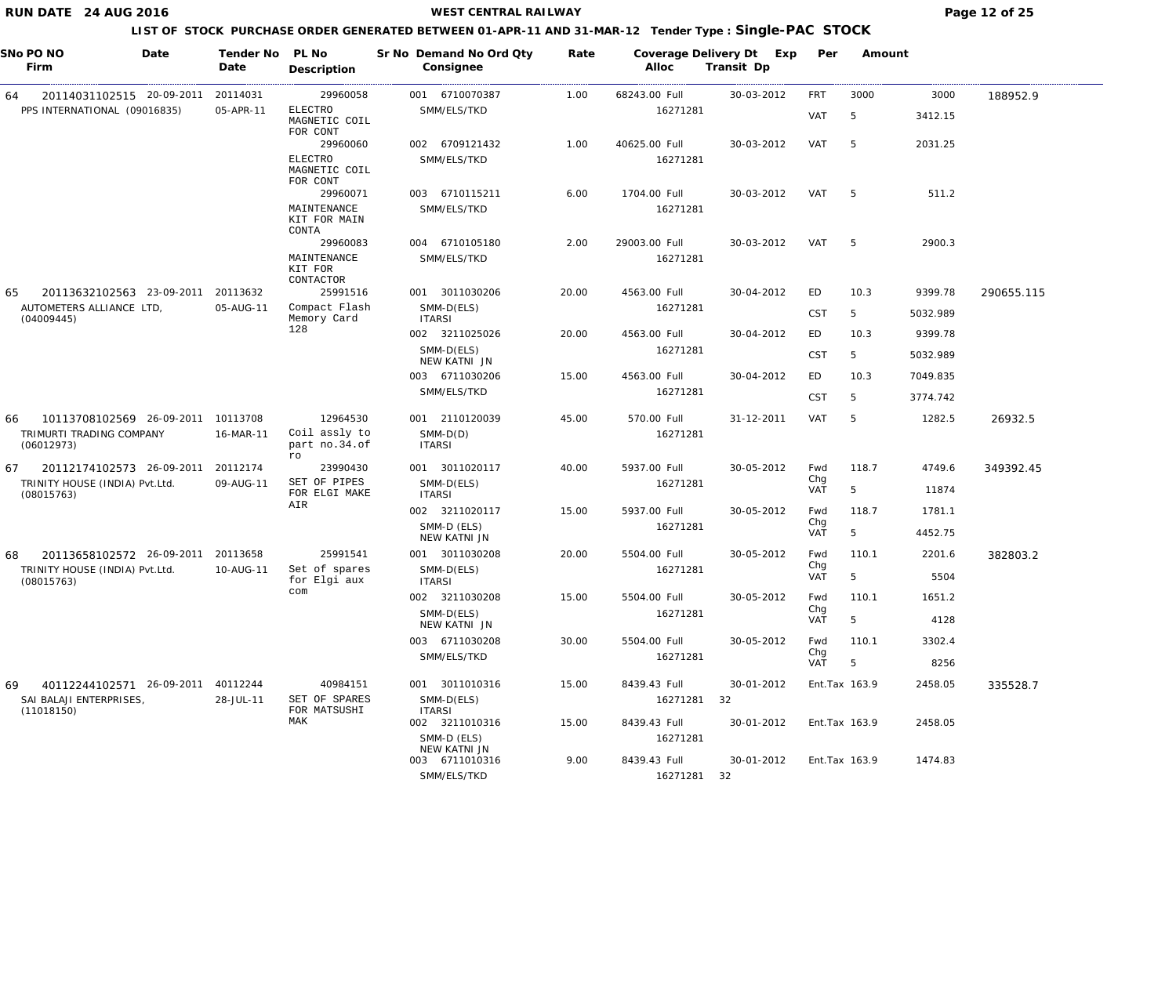**WEST CENTRAL RAILWAY**

**RUN DATE 24 AUG 2016**

**LIST OF STOCK PURCHASE ORDER GENERATED BETWEEN 01-APR-11 AND 31-MAR-12 Tender Type : Single-PAC STOCK**

| SNo | PO NO / Firm | Date | Tender No / Date | PL No / Description | Sr No | Demand No / Consignee | Ord Qty | Rate | Coverage / Alloc | Delivery Dt | Exp Transit Dp | Per | | Amount | |
|---|---|---|---|---|---|---|---|---|---|---|---|---|---|---|---|
| 64 | 20114031102515 | 20-09-2011 | 20114031 | 29960058 | 001 | 6710070387 | 1.00 | 68243.00 | Full | 30-03-2012 | | FRT | 3000 | 3000 | 188952.9 |
| | PPS INTERNATIONAL (09016835) | | 05-APR-11 | ELECTRO MAGNETIC COIL FOR CONT | | SMM/ELS/TKD | | | 16271281 | | | VAT | 5 | 3412.15 | |
| | | | | 29960060 | 002 | 6709121432 | 1.00 | 40625.00 | Full | 30-03-2012 | | VAT | 5 | 2031.25 | |
| | | | | ELECTRO MAGNETIC COIL FOR CONT | | SMM/ELS/TKD | | | 16271281 | | | | | | |
| | | | | 29960071 | 003 | 6710115211 | 6.00 | 1704.00 | Full | 30-03-2012 | | VAT | 5 | 511.2 | |
| | | | | MAINTENANCE KIT FOR MAIN CONTA | | SMM/ELS/TKD | | | 16271281 | | | | | | |
| | | | | 29960083 | 004 | 6710105180 | 2.00 | 29003.00 | Full | 30-03-2012 | | VAT | 5 | 2900.3 | |
| | | | | MAINTENANCE KIT FOR CONTACTOR | | SMM/ELS/TKD | | | 16271281 | | | | | | |
| 65 | 20113632102563 | 23-09-2011 | 20113632 | 25991516 | 001 | 3011030206 | 20.00 | 4563.00 | Full | 30-04-2012 | | ED | 10.3 | 9399.78 | 290655.115 |
| | AUTOMETERS ALLIANCE LTD, (04009445) | | 05-AUG-11 | Compact Flash Memory Card 128 | | SMM-D(ELS) ITARSI | | | 16271281 | | | CST | 5 | 5032.989 | |
| | | | | | 002 | 3211025026 | 20.00 | 4563.00 | Full | 30-04-2012 | | ED | 10.3 | 9399.78 | |
| | | | | | | SMM-D(ELS) NEW KATNI JN | | | 16271281 | | | CST | 5 | 5032.989 | |
| | | | | | 003 | 6711030206 | 15.00 | 4563.00 | Full | 30-04-2012 | | ED | 10.3 | 7049.835 | |
| | | | | | | SMM/ELS/TKD | | | 16271281 | | | CST | 5 | 3774.742 | |
| 66 | 10113708102569 | 26-09-2011 | 10113708 | 12964530 | 001 | 2110120039 | 45.00 | 570.00 | Full | 31-12-2011 | | VAT | 5 | 1282.5 | 26932.5 |
| | TRIMURTI TRADING COMPANY (06012973) | | 16-MAR-11 | Coil assly to part no.34.of ro | | SMM-D(D) ITARSI | | | 16271281 | | | | | | |
| 67 | 20112174102573 | 26-09-2011 | 20112174 | 23990430 | 001 | 3011020117 | 40.00 | 5937.00 | Full | 30-05-2012 | | Fwd Chg | 118.7 | 4749.6 | 349392.45 |
| | TRINITY HOUSE (INDIA) Pvt.Ltd. (08015763) | | 09-AUG-11 | SET OF PIPES FOR ELGI MAKE AIR | | SMM-D(ELS) ITARSI | | | 16271281 | | | VAT | 5 | 11874 | |
| | | | | | 002 | 3211020117 | 15.00 | 5937.00 | Full | 30-05-2012 | | Fwd Chg | 118.7 | 1781.1 | |
| | | | | | | SMM-D (ELS) NEW KATNI JN | | | 16271281 | | | VAT | 5 | 4452.75 | |
| 68 | 20113658102572 | 26-09-2011 | 20113658 | 25991541 | 001 | 3011030208 | 20.00 | 5504.00 | Full | 30-05-2012 | | Fwd Chg | 110.1 | 2201.6 | 382803.2 |
| | TRINITY HOUSE (INDIA) Pvt.Ltd. (08015763) | | 10-AUG-11 | Set of spares for Elgi aux com | | SMM-D(ELS) ITARSI | | | 16271281 | | | VAT | 5 | 5504 | |
| | | | | | 002 | 3211030208 | 15.00 | 5504.00 | Full | 30-05-2012 | | Fwd Chg | 110.1 | 1651.2 | |
| | | | | | | SMM-D(ELS) NEW KATNI JN | | | 16271281 | | | VAT | 5 | 4128 | |
| | | | | | 003 | 6711030208 | 30.00 | 5504.00 | Full | 30-05-2012 | | Fwd Chg | 110.1 | 3302.4 | |
| | | | | | | SMM/ELS/TKD | | | 16271281 | | | VAT | 5 | 8256 | |
| 69 | 40112244102571 | 26-09-2011 | 40112244 | 40984151 | 001 | 3011010316 | 15.00 | 8439.43 | Full | 30-01-2012 | | Ent.Tax | 163.9 | 2458.05 | 335528.7 |
| | SAI BALAJI ENTERPRISES, (11018150) | | 28-JUL-11 | SET OF SPARES FOR MATSUSHI MAK | | SMM-D(ELS) ITARSI | | | 16271281 | | 32 | | | | |
| | | | | | 002 | 3211010316 | 15.00 | 8439.43 | Full | 30-01-2012 | | Ent.Tax | 163.9 | 2458.05 | |
| | | | | | | SMM-D (ELS) NEW KATNI JN | | | 16271281 | | | | | | |
| | | | | | 003 | 6711010316 | 9.00 | 8439.43 | Full | 30-01-2012 | | Ent.Tax | 163.9 | 1474.83 | |
| | | | | | | SMM/ELS/TKD | | | 16271281 | | 32 | | | | |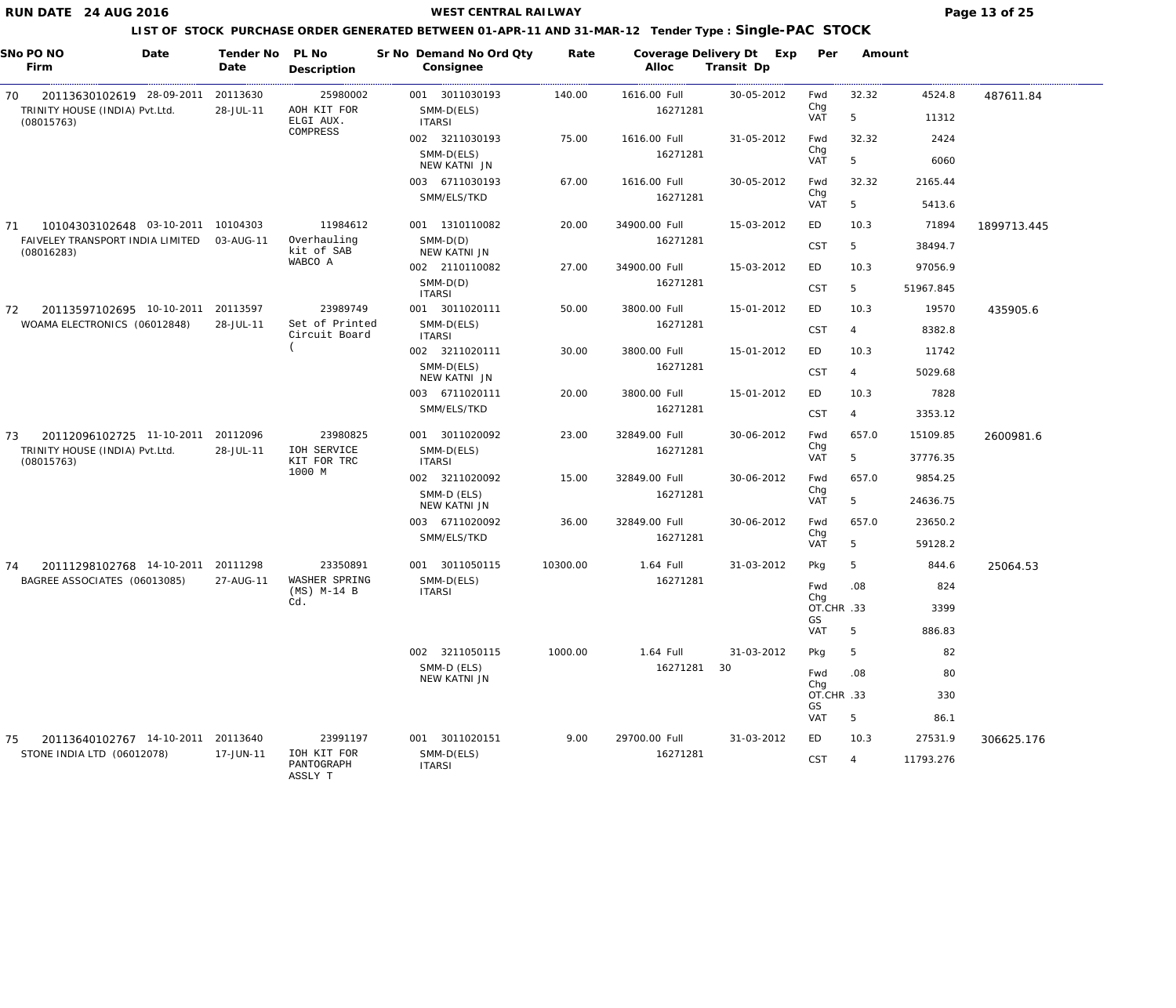# WEST CENTRAL RAILWAY

RUN DATE 24 AUG 2016

**LIST OF STOCK PURCHASE ORDER GENERATED BETWEEN 01-APR-11 AND 31-MAR-12 Tender Type : Single-PAC STOCK**

| SNo | PO NO / Firm | Date | Tender No / Tender Date | PL No / Description | Sr No | Demand No Ord / Consignee | Qty | Rate | Coverage / Alloc | Delivery Dt | Exp Transit Dp | Per | | Amount | Total |
|---|---|---|---|---|---|---|---|---|---|---|---|---|---|---|---|
| 70 | 20113630102619 TRINITY HOUSE (INDIA) Pvt.Ltd. (08015763) | 28-09-2011 | 20113630 28-JUL-11 | 25980002 AOH KIT FOR ELGI AUX. COMPRESS | 001 | 3011030193 SMM-D(ELS) ITARSI | 140.00 | 1616.00 | Full 16271281 | 30-05-2012 | | Fwd Chg | 32.32 | 4524.8 | 487611.84 |
| | | | | | | | | | | | | VAT | 5 | 11312 | |
| | | | | | 002 | 3211030193 SMM-D(ELS) NEW KATNI JN | 75.00 | 1616.00 | Full 16271281 | 31-05-2012 | | Fwd Chg | 32.32 | 2424 | |
| | | | | | | | | | | | | VAT | 5 | 6060 | |
| | | | | | 003 | 6711030193 SMM/ELS/TKD | 67.00 | 1616.00 | Full 16271281 | 30-05-2012 | | Fwd Chg | 32.32 | 2165.44 | |
| | | | | | | | | | | | | VAT | 5 | 5413.6 | |
| 71 | 10104303102648 FAIVELEY TRANSPORT INDIA LIMITED (08016283) | 03-10-2011 | 10104303 03-AUG-11 | 11984612 Overhauling kit of SAB WABCO A | 001 | 1310110082 SMM-D(D) NEW KATNI JN | 20.00 | 34900.00 | Full 16271281 | 15-03-2012 | | ED | 10.3 | 71894 | 1899713.445 |
| | | | | | | | | | | | | CST | 5 | 38494.7 | |
| | | | | | 002 | 2110110082 SMM-D(D) ITARSI | 27.00 | 34900.00 | Full 16271281 | 15-03-2012 | | ED | 10.3 | 97056.9 | |
| | | | | | | | | | | | | CST | 5 | 51967.845 | |
| 72 | 20113597102695 WOAMA ELECTRONICS (06012848) | 10-10-2011 | 20113597 28-JUL-11 | 23989749 Set of Printed Circuit Board ( | 001 | 3011020111 SMM-D(ELS) ITARSI | 50.00 | 3800.00 | Full 16271281 | 15-01-2012 | | ED | 10.3 | 19570 | 435905.6 |
| | | | | | | | | | | | | CST | 4 | 8382.8 | |
| | | | | | 002 | 3211020111 SMM-D(ELS) NEW KATNI JN | 30.00 | 3800.00 | Full 16271281 | 15-01-2012 | | ED | 10.3 | 11742 | |
| | | | | | | | | | | | | CST | 4 | 5029.68 | |
| | | | | | 003 | 6711020111 SMM/ELS/TKD | 20.00 | 3800.00 | Full 16271281 | 15-01-2012 | | ED | 10.3 | 7828 | |
| | | | | | | | | | | | | CST | 4 | 3353.12 | |
| 73 | 20112096102725 TRINITY HOUSE (INDIA) Pvt.Ltd. (08015763) | 11-10-2011 | 20112096 28-JUL-11 | 23980825 IOH SERVICE KIT FOR TRC 1000 M | 001 | 3011020092 SMM-D(ELS) ITARSI | 23.00 | 32849.00 | Full 16271281 | 30-06-2012 | | Fwd Chg | 657.0 | 15109.85 | 2600981.6 |
| | | | | | | | | | | | | VAT | 5 | 37776.35 | |
| | | | | | 002 | 3211020092 SMM-D (ELS) NEW KATNI JN | 15.00 | 32849.00 | Full 16271281 | 30-06-2012 | | Fwd Chg | 657.0 | 9854.25 | |
| | | | | | | | | | | | | VAT | 5 | 24636.75 | |
| | | | | | 003 | 6711020092 SMM/ELS/TKD | 36.00 | 32849.00 | Full 16271281 | 30-06-2012 | | Fwd Chg | 657.0 | 23650.2 | |
| | | | | | | | | | | | | VAT | 5 | 59128.2 | |
| 74 | 20111298102768 BAGREE ASSOCIATES (06013085) | 14-10-2011 | 20111298 27-AUG-11 | 23350891 WASHER SPRING (MS) M-14 B Cd. | 001 | 3011050115 SMM-D(ELS) ITARSI | 10300.00 | 1.64 | Full 16271281 | 31-03-2012 | | Pkg | 5 | 844.6 | 25064.53 |
| | | | | | | | | | | | | Fwd Chg | .08 | 824 | |
| | | | | | | | | | | | | OT.CHR GS | .33 | 3399 | |
| | | | | | | | | | | | | VAT | 5 | 886.83 | |
| | | | | | 002 | 3211050115 SMM-D (ELS) NEW KATNI JN | 1000.00 | 1.64 | Full 16271281 | 31-03-2012 | 30 | Pkg | 5 | 82 | |
| | | | | | | | | | | | | Fwd Chg | .08 | 80 | |
| | | | | | | | | | | | | OT.CHR GS | .33 | 330 | |
| | | | | | | | | | | | | VAT | 5 | 86.1 | |
| 75 | 20113640102767 STONE INDIA LTD (06012078) | 14-10-2011 | 20113640 17-JUN-11 | 23991197 IOH KIT FOR PANTOGRAPH ASSLY T | 001 | 3011020151 SMM-D(ELS) ITARSI | 9.00 | 29700.00 | Full 16271281 | 31-03-2012 | | ED | 10.3 | 27531.9 | 306625.176 |
| | | | | | | | | | | | | CST | 4 | 11793.276 | |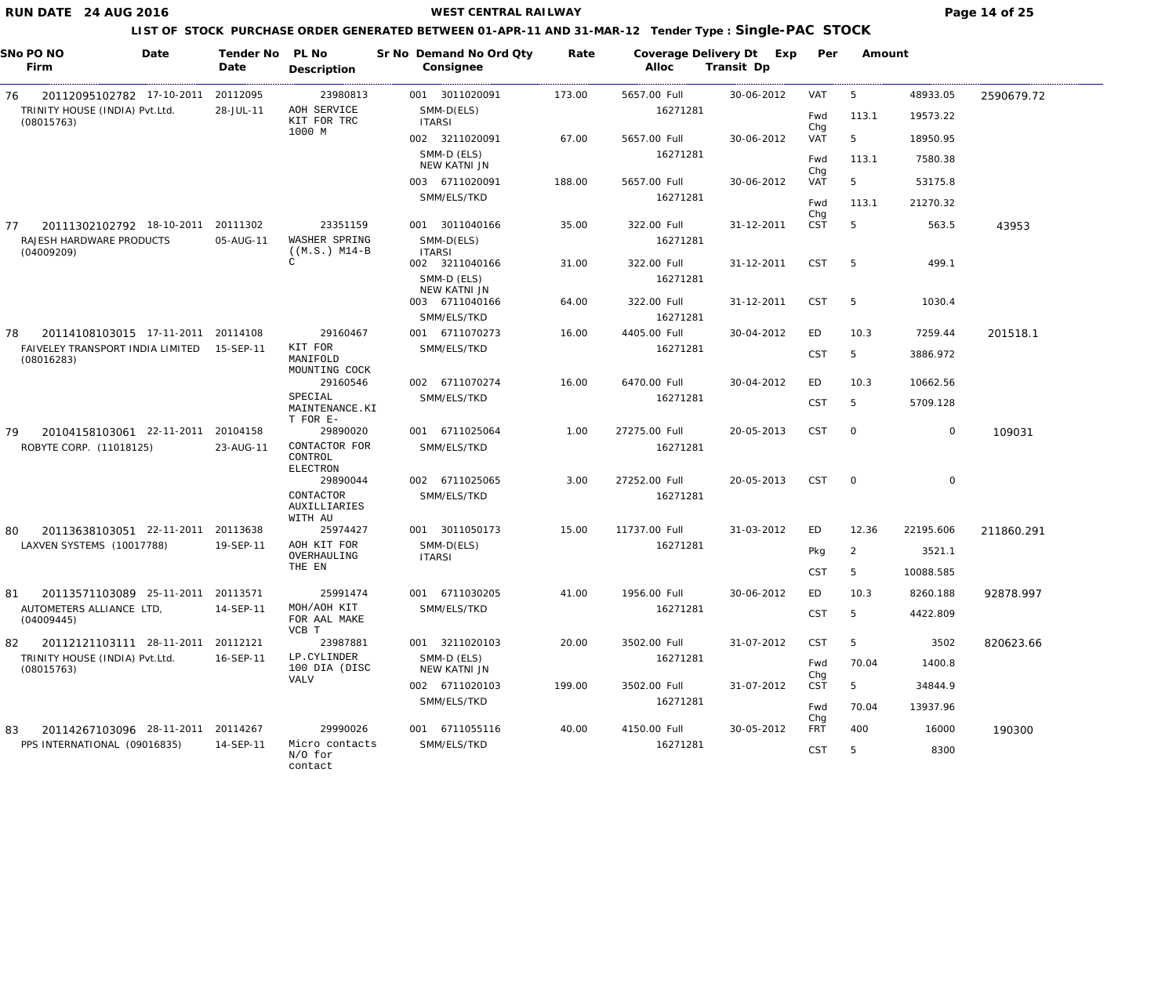# WEST CENTRAL RAILWAY

RUN DATE 24 AUG 2016

## LIST OF STOCK PURCHASE ORDER GENERATED BETWEEN 01-APR-11 AND 31-MAR-12 Tender Type : Single-PAC STOCK

| SNo | PO NO / Firm | Date | Tender No / Date | PL No / Description | Sr No | Demand No / Consignee | Ord Qty | Rate | Coverage / Alloc | Delivery Dt / Transit Dp | Exp | Per | Amount | PO Value |
|---|---|---|---|---|---|---|---|---|---|---|---|---|---|---|
| 76 | 20112095102782 TRINITY HOUSE (INDIA) Pvt.Ltd. (08015763) | 17-10-2011 | 20112095 28-JUL-11 | 23980813 AOH SERVICE KIT FOR TRC 1000 M | 001 | 3011020091 SMM-D(ELS) ITARSI | 173.00 | 5657.00 | Full 16271281 | 30-06-2012 | VAT | 5 | 48933.05 | 2590679.72 |
| | | | | | | | | | | | Fwd Chg | 113.1 | 19573.22 | |
| | | | | | 002 | 3211020091 SMM-D (ELS) NEW KATNI JN | 67.00 | 5657.00 | Full 16271281 | 30-06-2012 | VAT | 5 | 18950.95 | |
| | | | | | | | | | | | Fwd Chg | 113.1 | 7580.38 | |
| | | | | | 003 | 6711020091 SMM/ELS/TKD | 188.00 | 5657.00 | Full 16271281 | 30-06-2012 | VAT | 5 | 53175.8 | |
| | | | | | | | | | | | Fwd Chg | 113.1 | 21270.32 | |
| 77 | 20111302102792 RAJESH HARDWARE PRODUCTS (04009209) | 18-10-2011 | 20111302 05-AUG-11 | 23351159 WASHER SPRING ((M.S.) M14-B C | 001 | 3011040166 SMM-D(ELS) ITARSI | 35.00 | 322.00 | Full 16271281 | 31-12-2011 | CST | 5 | 563.5 | 43953 |
| | | | | | 002 | 3211040166 SMM-D (ELS) NEW KATNI JN | 31.00 | 322.00 | Full 16271281 | 31-12-2011 | CST | 5 | 499.1 | |
| | | | | | 003 | 6711040166 SMM/ELS/TKD | 64.00 | 322.00 | Full 16271281 | 31-12-2011 | CST | 5 | 1030.4 | |
| 78 | 20114108103015 FAIVELEY TRANSPORT INDIA LIMITED (08016283) | 17-11-2011 | 20114108 15-SEP-11 | 29160467 KIT FOR MANIFOLD MOUNTING COCK | 001 | 6711070273 SMM/ELS/TKD | 16.00 | 4405.00 | Full 16271281 | 30-04-2012 | ED | 10.3 | 7259.44 | 201518.1 |
| | | | | | | | | | | | CST | 5 | 3886.972 | |
| | | | | 29160546 SPECIAL MAINTENANCE.KI T FOR E- | 002 | 6711070274 SMM/ELS/TKD | 16.00 | 6470.00 | Full 16271281 | 30-04-2012 | ED | 10.3 | 10662.56 | |
| | | | | | | | | | | | CST | 5 | 5709.128 | |
| 79 | 20104158103061 ROBYTE CORP. (11018125) | 22-11-2011 | 20104158 23-AUG-11 | 29890020 CONTACTOR FOR CONTROL ELECTRON | 001 | 6711025064 SMM/ELS/TKD | 1.00 | 27275.00 | Full 16271281 | 20-05-2013 | CST | 0 | 0 | 109031 |
| | | | | 29890044 CONTACTOR AUXILLIARIES WITH AU | 002 | 6711025065 SMM/ELS/TKD | 3.00 | 27252.00 | Full 16271281 | 20-05-2013 | CST | 0 | 0 | |
| 80 | 20113638103051 LAXVEN SYSTEMS (10017788) | 22-11-2011 | 20113638 19-SEP-11 | 25974427 AOH KIT FOR OVERHAULING THE EN | 001 | 3011050173 SMM-D(ELS) ITARSI | 15.00 | 11737.00 | Full 16271281 | 31-03-2012 | ED | 12.36 | 22195.606 | 211860.291 |
| | | | | | | | | | | | Pkg | 2 | 3521.1 | |
| | | | | | | | | | | | CST | 5 | 10088.585 | |
| 81 | 20113571103089 AUTOMETERS ALLIANCE LTD, (04009445) | 25-11-2011 | 20113571 14-SEP-11 | 25991474 MOH/AOH KIT FOR AAL MAKE VCB T | 001 | 6711030205 SMM/ELS/TKD | 41.00 | 1956.00 | Full 16271281 | 30-06-2012 | ED | 10.3 | 8260.188 | 92878.997 |
| | | | | | | | | | | | CST | 5 | 4422.809 | |
| 82 | 20112121103111 TRINITY HOUSE (INDIA) Pvt.Ltd. (08015763) | 28-11-2011 | 20112121 16-SEP-11 | 23987881 LP.CYLINDER 100 DIA (DISC VALV | 001 | 3211020103 SMM-D (ELS) NEW KATNI JN | 20.00 | 3502.00 | Full 16271281 | 31-07-2012 | CST | 5 | 3502 | 820623.66 |
| | | | | | | | | | | | Fwd Chg | 70.04 | 1400.8 | |
| | | | | | 002 | 6711020103 SMM/ELS/TKD | 199.00 | 3502.00 | Full 16271281 | 31-07-2012 | CST | 5 | 34844.9 | |
| | | | | | | | | | | | Fwd Chg | 70.04 | 13937.96 | |
| 83 | 20114267103096 PPS INTERNATIONAL (09016835) | 28-11-2011 | 20114267 14-SEP-11 | 29990026 Micro contacts N/O for contact | 001 | 6711055116 SMM/ELS/TKD | 40.00 | 4150.00 | Full 16271281 | 30-05-2012 | FRT | 400 | 16000 | 190300 |
| | | | | | | | | | | | CST | 5 | 8300 | |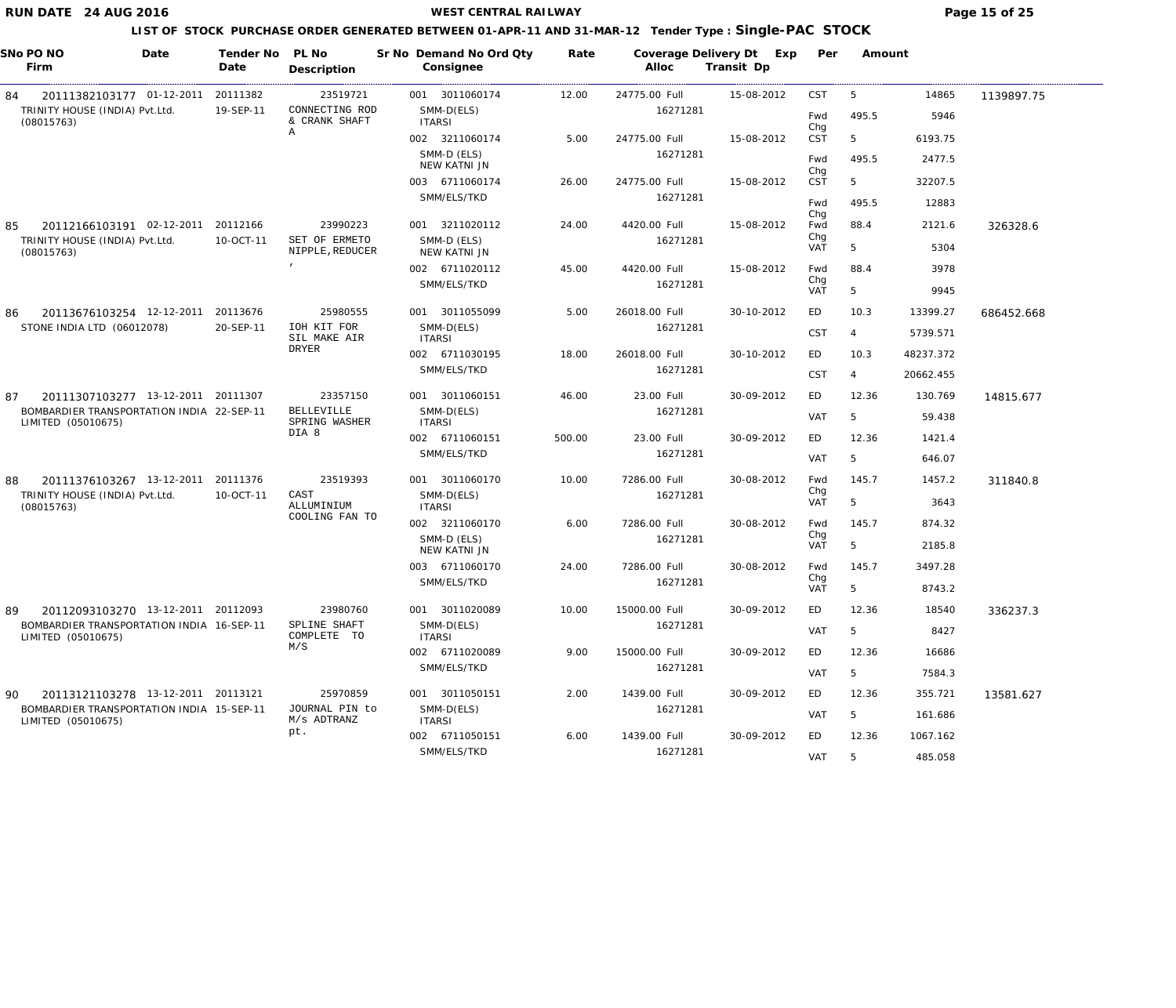RUN DATE 24 AUG 2016

WEST CENTRAL RAILWAY

LIST OF STOCK PURCHASE ORDER GENERATED BETWEEN 01-APR-11 AND 31-MAR-12 Tender Type : **Single-PAC STOCK**

| SNo | PO NO / Firm | Date | Tender No / Date | PL No / Description | Sr No / Demand No / Consignee | Ord Qty | Rate | Coverage / Alloc | Delivery Dt / Transit Dp | Exp | Per | Amount | Total |
|---|---|---|---|---|---|---|---|---|---|---|---|---|---|
| 84 | 20111382103177 TRINITY HOUSE (INDIA) Pvt.Ltd. (08015763) | 01-12-2011 | 20111382 19-SEP-11 | 23519721 CONNECTING ROD & CRANK SHAFT A | 001 3011060174 SMM-D(ELS) ITARSI | 12.00 | 24775.00 | Full 16271281 | 15-08-2012 | CST | 5 | 14865 | 1139897.75 |
| | | | | | | | | | | Fwd Chg | 495.5 | 5946 | |
| | | | | | 002 3211060174 SMM-D (ELS) NEW KATNI JN | 5.00 | 24775.00 | Full 16271281 | 15-08-2012 | CST | 5 | 6193.75 | |
| | | | | | | | | | | Fwd Chg | 495.5 | 2477.5 | |
| | | | | | 003 6711060174 SMM/ELS/TKD | 26.00 | 24775.00 | Full 16271281 | 15-08-2012 | CST | 5 | 32207.5 | |
| | | | | | | | | | | Fwd Chg | 495.5 | 12883 | |
| 85 | 20112166103191 TRINITY HOUSE (INDIA) Pvt.Ltd. (08015763) | 02-12-2011 | 20112166 10-OCT-11 | 23990223 SET OF ERMETO NIPPLE,REDUCER , | 001 3211020112 SMM-D (ELS) NEW KATNI JN | 24.00 | 4420.00 | Full 16271281 | 15-08-2012 | Fwd Chg | 88.4 | 2121.6 | 326328.6 |
| | | | | | | | | | | VAT | 5 | 5304 | |
| | | | | | 002 6711020112 SMM/ELS/TKD | 45.00 | 4420.00 | Full 16271281 | 15-08-2012 | Fwd Chg | 88.4 | 3978 | |
| | | | | | | | | | | VAT | 5 | 9945 | |
| 86 | 20113676103254 STONE INDIA LTD (06012078) | 12-12-2011 | 20113676 20-SEP-11 | 25980555 IOH KIT FOR SIL MAKE AIR DRYER | 001 3011055099 SMM-D(ELS) ITARSI | 5.00 | 26018.00 | Full 16271281 | 30-10-2012 | ED | 10.3 | 13399.27 | 686452.668 |
| | | | | | | | | | | CST | 4 | 5739.571 | |
| | | | | | 002 6711030195 SMM/ELS/TKD | 18.00 | 26018.00 | Full 16271281 | 30-10-2012 | ED | 10.3 | 48237.372 | |
| | | | | | | | | | | CST | 4 | 20662.455 | |
| 87 | 20111307103277 BOMBARDIER TRANSPORTATION INDIA LIMITED (05010675) | 13-12-2011 | 20111307 22-SEP-11 | 23357150 BELLEVILLE SPRING WASHER DIA 8 | 001 3011060151 SMM-D(ELS) ITARSI | 46.00 | 23.00 | Full 16271281 | 30-09-2012 | ED | 12.36 | 130.769 | 14815.677 |
| | | | | | | | | | | VAT | 5 | 59.438 | |
| | | | | | 002 6711060151 SMM/ELS/TKD | 500.00 | 23.00 | Full 16271281 | 30-09-2012 | ED | 12.36 | 1421.4 | |
| | | | | | | | | | | VAT | 5 | 646.07 | |
| 88 | 20111376103267 TRINITY HOUSE (INDIA) Pvt.Ltd. (08015763) | 13-12-2011 | 20111376 10-OCT-11 | 23519393 CAST ALLUMINIUM COOLING FAN TO | 001 3011060170 SMM-D(ELS) ITARSI | 10.00 | 7286.00 | Full 16271281 | 30-08-2012 | Fwd Chg | 145.7 | 1457.2 | 311840.8 |
| | | | | | | | | | | VAT | 5 | 3643 | |
| | | | | | 002 3211060170 SMM-D (ELS) NEW KATNI JN | 6.00 | 7286.00 | Full 16271281 | 30-08-2012 | Fwd Chg | 145.7 | 874.32 | |
| | | | | | | | | | | VAT | 5 | 2185.8 | |
| | | | | | 003 6711060170 SMM/ELS/TKD | 24.00 | 7286.00 | Full 16271281 | 30-08-2012 | Fwd Chg | 145.7 | 3497.28 | |
| | | | | | | | | | | VAT | 5 | 8743.2 | |
| 89 | 20112093103270 BOMBARDIER TRANSPORTATION INDIA LIMITED (05010675) | 13-12-2011 | 20112093 16-SEP-11 | 23980760 SPLINE SHAFT COMPLETE TO M/S | 001 3011020089 SMM-D(ELS) ITARSI | 10.00 | 15000.00 | Full 16271281 | 30-09-2012 | ED | 12.36 | 18540 | 336237.3 |
| | | | | | | | | | | VAT | 5 | 8427 | |
| | | | | | 002 6711020089 SMM/ELS/TKD | 9.00 | 15000.00 | Full 16271281 | 30-09-2012 | ED | 12.36 | 16686 | |
| | | | | | | | | | | VAT | 5 | 7584.3 | |
| 90 | 20113121103278 BOMBARDIER TRANSPORTATION INDIA LIMITED (05010675) | 13-12-2011 | 20113121 15-SEP-11 | 25970859 JOURNAL PIN to M/s ADTRANZ pt. | 001 3011050151 SMM-D(ELS) ITARSI | 2.00 | 1439.00 | Full 16271281 | 30-09-2012 | ED | 12.36 | 355.721 | 13581.627 |
| | | | | | | | | | | VAT | 5 | 161.686 | |
| | | | | | 002 6711050151 SMM/ELS/TKD | 6.00 | 1439.00 | Full 16271281 | 30-09-2012 | ED | 12.36 | 1067.162 | |
| | | | | | | | | | | VAT | 5 | 485.058 | |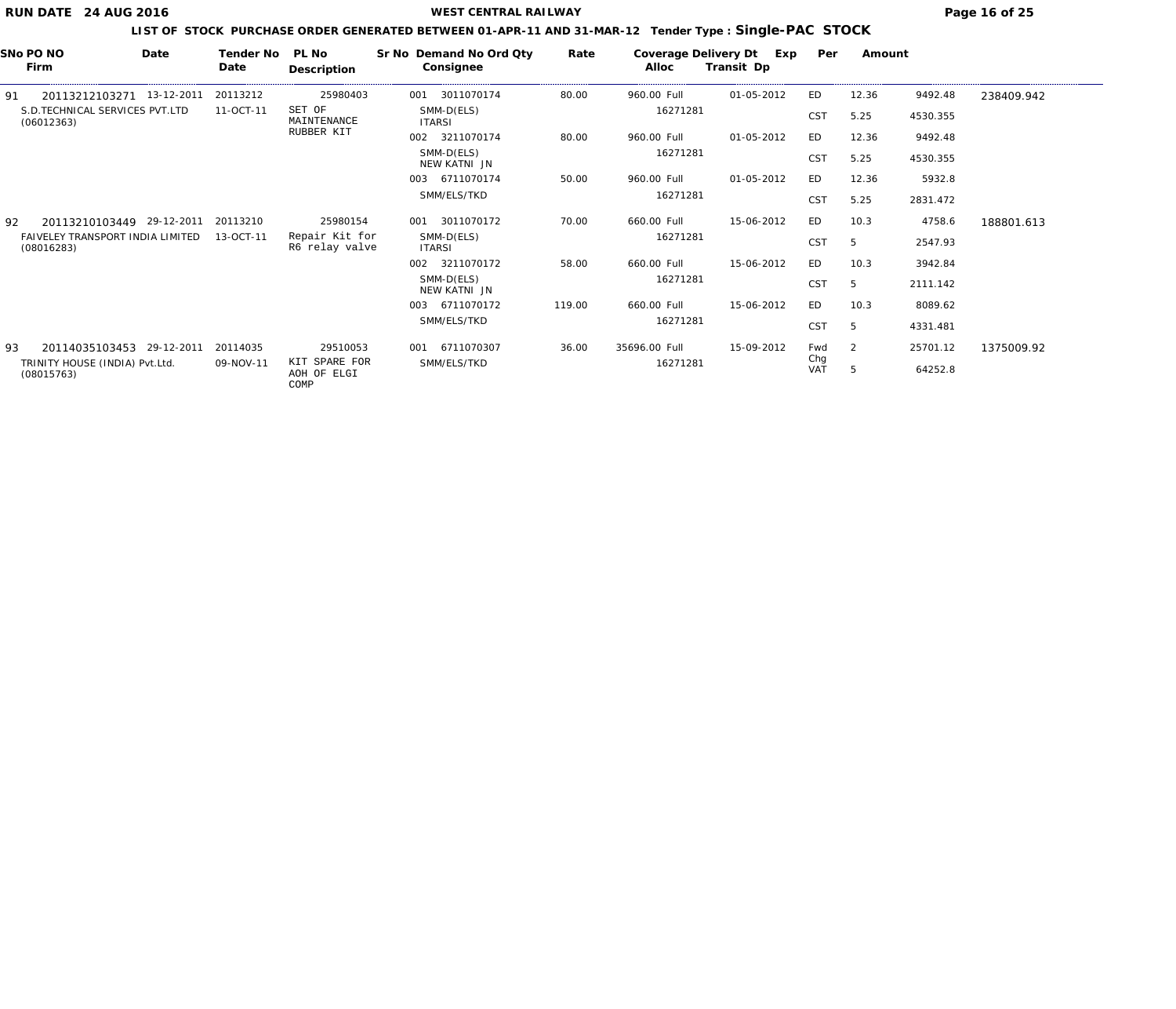**LIST OF STOCK PURCHASE ORDER GENERATED BETWEEN 01-APR-11 AND 31-MAR-12 Tender Type : Single-PAC STOCK**

| SNo | PO NO / Firm | Date | Tender No / Date | PL No / Description | Sr No | Demand No / Consignee | Ord Qty | Rate | Coverage Alloc | Delivery Dt / Transit Dp | Exp | Per | Amount | Total |
|---|---|---|---|---|---|---|---|---|---|---|---|---|---|---|
| 91 | 20113212103271 | 13-12-2011 | 20113212 | 25980403 | 001 | 3011070174 | 80.00 | 960.00 | Full | 01-05-2012 | ED | 12.36 | 9492.48 | 238409.942 |
| | S.D.TECHNICAL SERVICES PVT.LTD (06012363) | | 11-OCT-11 | SET OF MAINTENANCE RUBBER KIT | | SMM-D(ELS) ITARSI | | | 16271281 | | CST | 5.25 | 4530.355 | |
| | | | | | 002 | 3211070174 | 80.00 | 960.00 | Full | 01-05-2012 | ED | 12.36 | 9492.48 | |
| | | | | | | SMM-D(ELS) NEW KATNI JN | | | 16271281 | | CST | 5.25 | 4530.355 | |
| | | | | | 003 | 6711070174 | 50.00 | 960.00 | Full | 01-05-2012 | ED | 12.36 | 5932.8 | |
| | | | | | | SMM/ELS/TKD | | | 16271281 | | CST | 5.25 | 2831.472 | |
| 92 | 20113210103449 | 29-12-2011 | 20113210 | 25980154 | 001 | 3011070172 | 70.00 | 660.00 | Full | 15-06-2012 | ED | 10.3 | 4758.6 | 188801.613 |
| | FAIVELEY TRANSPORT INDIA LIMITED (08016283) | | 13-OCT-11 | Repair Kit for R6 relay valve | | SMM-D(ELS) ITARSI | | | 16271281 | | CST | 5 | 2547.93 | |
| | | | | | 002 | 3211070172 | 58.00 | 660.00 | Full | 15-06-2012 | ED | 10.3 | 3942.84 | |
| | | | | | | SMM-D(ELS) NEW KATNI JN | | | 16271281 | | CST | 5 | 2111.142 | |
| | | | | | 003 | 6711070172 | 119.00 | 660.00 | Full | 15-06-2012 | ED | 10.3 | 8089.62 | |
| | | | | | | SMM/ELS/TKD | | | 16271281 | | CST | 5 | 4331.481 | |
| 93 | 20114035103453 | 29-12-2011 | 20114035 | 29510053 | 001 | 6711070307 | 36.00 | 35696.00 | Full | 15-09-2012 | Fwd Chg | 2 | 25701.12 | 1375009.92 |
| | TRINITY HOUSE (INDIA) Pvt.Ltd. (08015763) | | 09-NOV-11 | KIT SPARE FOR AOH OF ELGI COMP | | SMM/ELS/TKD | | | 16271281 | | VAT | 5 | 64252.8 | |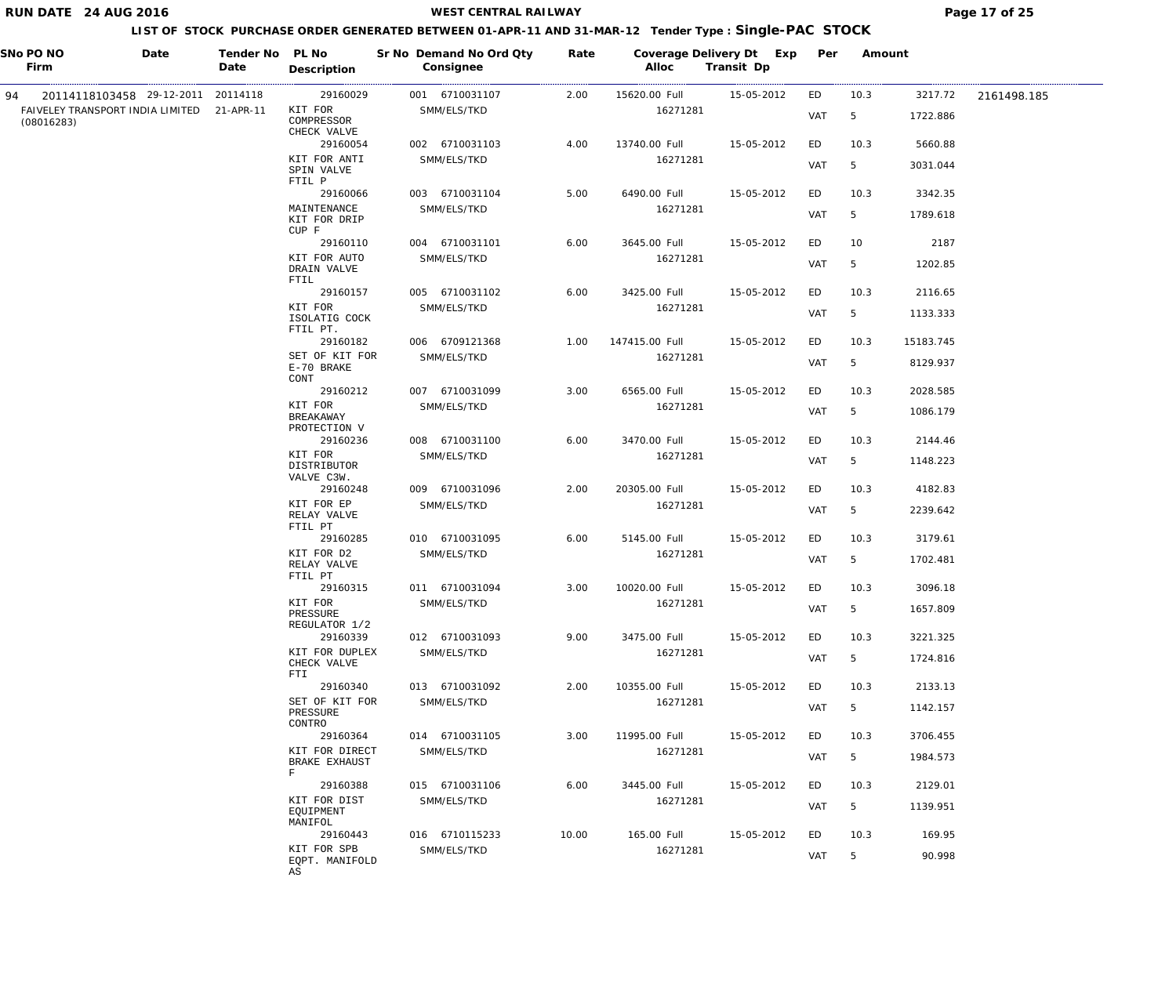# WEST CENTRAL RAILWAY

RUN DATE 24 AUG 2016

## LIST OF STOCK PURCHASE ORDER GENERATED BETWEEN 01-APR-11 AND 31-MAR-12 Tender Type : Single-PAC STOCK

| SNo | PO NO / Firm | Date | Tender No / Date | PL No / Description | Sr No | Demand No Ord / Consignee | Qty | Rate | Coverage / Alloc | Delivery Dt / Transit Dp | Exp | Per | Amount | |
|---|---|---|---|---|---|---|---|---|---|---|---|---|---|---|
| 94 | 20114118103458 | 29-12-2011 | 20114118 | 29160029 | 001 | 6710031107 | 2.00 | 15620.00 | Full | 15-05-2012 | ED | 10.3 | 3217.72 | 2161498.185 |
| | FAIVELEY TRANSPORT INDIA LIMITED (08016283) | | 21-APR-11 | KIT FOR COMPRESSOR CHECK VALVE | | SMM/ELS/TKD | | | 16271281 | | VAT | 5 | 1722.886 | |
| | | | | 29160054 | 002 | 6710031103 | 4.00 | 13740.00 | Full | 15-05-2012 | ED | 10.3 | 5660.88 | |
| | | | | KIT FOR ANTI SPIN VALVE FTIL P | | SMM/ELS/TKD | | | 16271281 | | VAT | 5 | 3031.044 | |
| | | | | 29160066 | 003 | 6710031104 | 5.00 | 6490.00 | Full | 15-05-2012 | ED | 10.3 | 3342.35 | |
| | | | | MAINTENANCE KIT FOR DRIP CUP F | | SMM/ELS/TKD | | | 16271281 | | VAT | 5 | 1789.618 | |
| | | | | 29160110 | 004 | 6710031101 | 6.00 | 3645.00 | Full | 15-05-2012 | ED | 10 | 2187 | |
| | | | | KIT FOR AUTO DRAIN VALVE FTIL | | SMM/ELS/TKD | | | 16271281 | | VAT | 5 | 1202.85 | |
| | | | | 29160157 | 005 | 6710031102 | 6.00 | 3425.00 | Full | 15-05-2012 | ED | 10.3 | 2116.65 | |
| | | | | KIT FOR ISOLATIG COCK FTIL PT. | | SMM/ELS/TKD | | | 16271281 | | VAT | 5 | 1133.333 | |
| | | | | 29160182 | 006 | 6709121368 | 1.00 | 147415.00 | Full | 15-05-2012 | ED | 10.3 | 15183.745 | |
| | | | | SET OF KIT FOR E-70 BRAKE CONT | | SMM/ELS/TKD | | | 16271281 | | VAT | 5 | 8129.937 | |
| | | | | 29160212 | 007 | 6710031099 | 3.00 | 6565.00 | Full | 15-05-2012 | ED | 10.3 | 2028.585 | |
| | | | | KIT FOR BREAKAWAY PROTECTION V | | SMM/ELS/TKD | | | 16271281 | | VAT | 5 | 1086.179 | |
| | | | | 29160236 | 008 | 6710031100 | 6.00 | 3470.00 | Full | 15-05-2012 | ED | 10.3 | 2144.46 | |
| | | | | KIT FOR DISTRIBUTOR VALVE C3W. | | SMM/ELS/TKD | | | 16271281 | | VAT | 5 | 1148.223 | |
| | | | | 29160248 | 009 | 6710031096 | 2.00 | 20305.00 | Full | 15-05-2012 | ED | 10.3 | 4182.83 | |
| | | | | KIT FOR EP RELAY VALVE FTIL PT | | SMM/ELS/TKD | | | 16271281 | | VAT | 5 | 2239.642 | |
| | | | | 29160285 | 010 | 6710031095 | 6.00 | 5145.00 | Full | 15-05-2012 | ED | 10.3 | 3179.61 | |
| | | | | KIT FOR D2 RELAY VALVE FTIL PT | | SMM/ELS/TKD | | | 16271281 | | VAT | 5 | 1702.481 | |
| | | | | 29160315 | 011 | 6710031094 | 3.00 | 10020.00 | Full | 15-05-2012 | ED | 10.3 | 3096.18 | |
| | | | | KIT FOR PRESSURE REGULATOR 1/2 | | SMM/ELS/TKD | | | 16271281 | | VAT | 5 | 1657.809 | |
| | | | | 29160339 | 012 | 6710031093 | 9.00 | 3475.00 | Full | 15-05-2012 | ED | 10.3 | 3221.325 | |
| | | | | KIT FOR DUPLEX CHECK VALVE FTI | | SMM/ELS/TKD | | | 16271281 | | VAT | 5 | 1724.816 | |
| | | | | 29160340 | 013 | 6710031092 | 2.00 | 10355.00 | Full | 15-05-2012 | ED | 10.3 | 2133.13 | |
| | | | | SET OF KIT FOR PRESSURE CONTRO | | SMM/ELS/TKD | | | 16271281 | | VAT | 5 | 1142.157 | |
| | | | | 29160364 | 014 | 6710031105 | 3.00 | 11995.00 | Full | 15-05-2012 | ED | 10.3 | 3706.455 | |
| | | | | KIT FOR DIRECT BRAKE EXHAUST F | | SMM/ELS/TKD | | | 16271281 | | VAT | 5 | 1984.573 | |
| | | | | 29160388 | 015 | 6710031106 | 6.00 | 3445.00 | Full | 15-05-2012 | ED | 10.3 | 2129.01 | |
| | | | | KIT FOR DIST EQUIPMENT MANIFOL | | SMM/ELS/TKD | | | 16271281 | | VAT | 5 | 1139.951 | |
| | | | | 29160443 | 016 | 6710115233 | 10.00 | 165.00 | Full | 15-05-2012 | ED | 10.3 | 169.95 | |
| | | | | KIT FOR SPB EQPT. MANIFOLD AS | | SMM/ELS/TKD | | | 16271281 | | VAT | 5 | 90.998 | |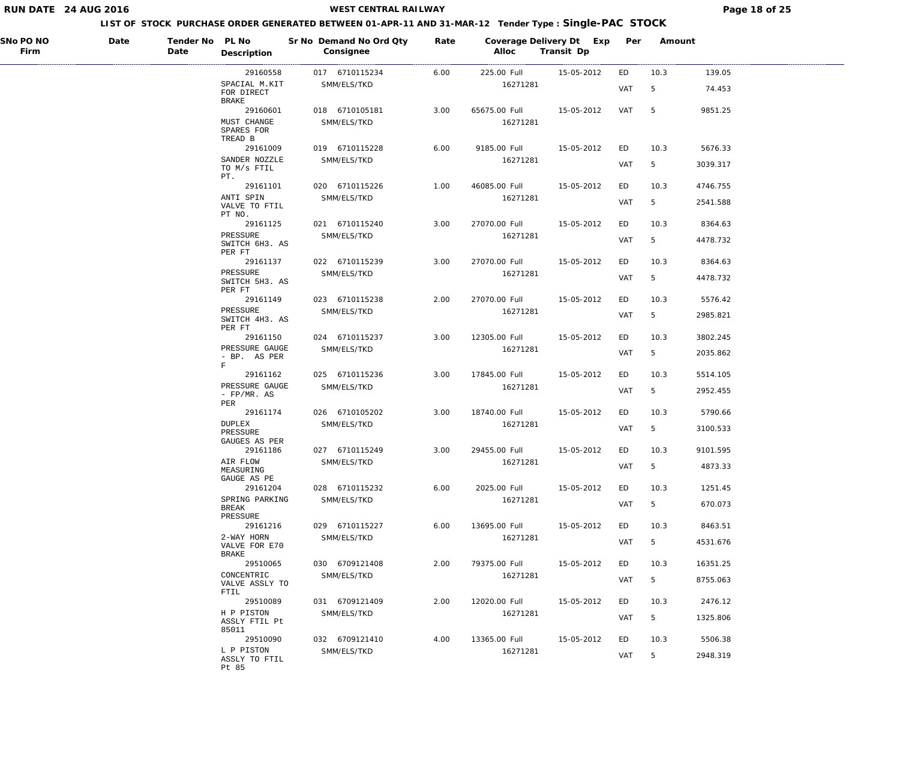# WEST CENTRAL RAILWAY

## LIST OF STOCK PURCHASE ORDER GENERATED BETWEEN 01-APR-11 AND 31-MAR-12 Tender Type : Single-PAC STOCK

RUN DATE 24 AUG 2016

| SNo PO NO Firm | Date | Tender No Date | PL No Description | Sr No Demand No Consignee | Ord Qty | Rate | Coverage Alloc | Delivery Dt Transit Dp | Exp | Per | Amount |
|---|---|---|---|---|---|---|---|---|---|---|---|
| | | | 29160558 SPACIAL M.KIT FOR DIRECT BRAKE | 017 6710115234 SMM/ELS/TKD | 6.00 | 225.00 | Full 16271281 | 15-05-2012 | ED | 10.3 | 139.05 |
| | | | | | | | | | VAT | 5 | 74.453 |
| | | | 29160601 MUST CHANGE SPARES FOR TREAD B | 018 6710105181 SMM/ELS/TKD | 3.00 | 65675.00 | Full 16271281 | 15-05-2012 | VAT | 5 | 9851.25 |
| | | | 29161009 SANDER NOZZLE TO M/s FTIL PT. | 019 6710115228 SMM/ELS/TKD | 6.00 | 9185.00 | Full 16271281 | 15-05-2012 | ED | 10.3 | 5676.33 |
| | | | | | | | | | VAT | 5 | 3039.317 |
| | | | 29161101 ANTI SPIN VALVE TO FTIL PT NO. | 020 6710115226 SMM/ELS/TKD | 1.00 | 46085.00 | Full 16271281 | 15-05-2012 | ED | 10.3 | 4746.755 |
| | | | | | | | | | VAT | 5 | 2541.588 |
| | | | 29161125 PRESSURE SWITCH 6H3. AS PER FT | 021 6710115240 SMM/ELS/TKD | 3.00 | 27070.00 | Full 16271281 | 15-05-2012 | ED | 10.3 | 8364.63 |
| | | | | | | | | | VAT | 5 | 4478.732 |
| | | | 29161137 PRESSURE SWITCH 5H3. AS PER FT | 022 6710115239 SMM/ELS/TKD | 3.00 | 27070.00 | Full 16271281 | 15-05-2012 | ED | 10.3 | 8364.63 |
| | | | | | | | | | VAT | 5 | 4478.732 |
| | | | 29161149 PRESSURE SWITCH 4H3. AS PER FT | 023 6710115238 SMM/ELS/TKD | 2.00 | 27070.00 | Full 16271281 | 15-05-2012 | ED | 10.3 | 5576.42 |
| | | | | | | | | | VAT | 5 | 2985.821 |
| | | | 29161150 PRESSURE GAUGE - BP. AS PER F | 024 6710115237 SMM/ELS/TKD | 3.00 | 12305.00 | Full 16271281 | 15-05-2012 | ED | 10.3 | 3802.245 |
| | | | | | | | | | VAT | 5 | 2035.862 |
| | | | 29161162 PRESSURE GAUGE - FP/MR. AS PER | 025 6710115236 SMM/ELS/TKD | 3.00 | 17845.00 | Full 16271281 | 15-05-2012 | ED | 10.3 | 5514.105 |
| | | | | | | | | | VAT | 5 | 2952.455 |
| | | | 29161174 DUPLEX PRESSURE GAUGES AS PER | 026 6710105202 SMM/ELS/TKD | 3.00 | 18740.00 | Full 16271281 | 15-05-2012 | ED | 10.3 | 5790.66 |
| | | | | | | | | | VAT | 5 | 3100.533 |
| | | | 29161186 AIR FLOW MEASURING GAUGE AS PE | 027 6710115249 SMM/ELS/TKD | 3.00 | 29455.00 | Full 16271281 | 15-05-2012 | ED | 10.3 | 9101.595 |
| | | | | | | | | | VAT | 5 | 4873.33 |
| | | | 29161204 SPRING PARKING BREAK PRESSURE | 028 6710115232 SMM/ELS/TKD | 6.00 | 2025.00 | Full 16271281 | 15-05-2012 | ED | 10.3 | 1251.45 |
| | | | | | | | | | VAT | 5 | 670.073 |
| | | | 29161216 2-WAY HORN VALVE FOR E70 BRAKE | 029 6710115227 SMM/ELS/TKD | 6.00 | 13695.00 | Full 16271281 | 15-05-2012 | ED | 10.3 | 8463.51 |
| | | | | | | | | | VAT | 5 | 4531.676 |
| | | | 29510065 CONCENTRIC VALVE ASSLY TO FTIL | 030 6709121408 SMM/ELS/TKD | 2.00 | 79375.00 | Full 16271281 | 15-05-2012 | ED | 10.3 | 16351.25 |
| | | | | | | | | | VAT | 5 | 8755.063 |
| | | | 29510089 H P PISTON ASSLY FTIL Pt 85011 | 031 6709121409 SMM/ELS/TKD | 2.00 | 12020.00 | Full 16271281 | 15-05-2012 | ED | 10.3 | 2476.12 |
| | | | | | | | | | VAT | 5 | 1325.806 |
| | | | 29510090 L P PISTON ASSLY TO FTIL Pt 85 | 032 6709121410 SMM/ELS/TKD | 4.00 | 13365.00 | Full 16271281 | 15-05-2012 | ED | 10.3 | 5506.38 |
| | | | | | | | | | VAT | 5 | 2948.319 |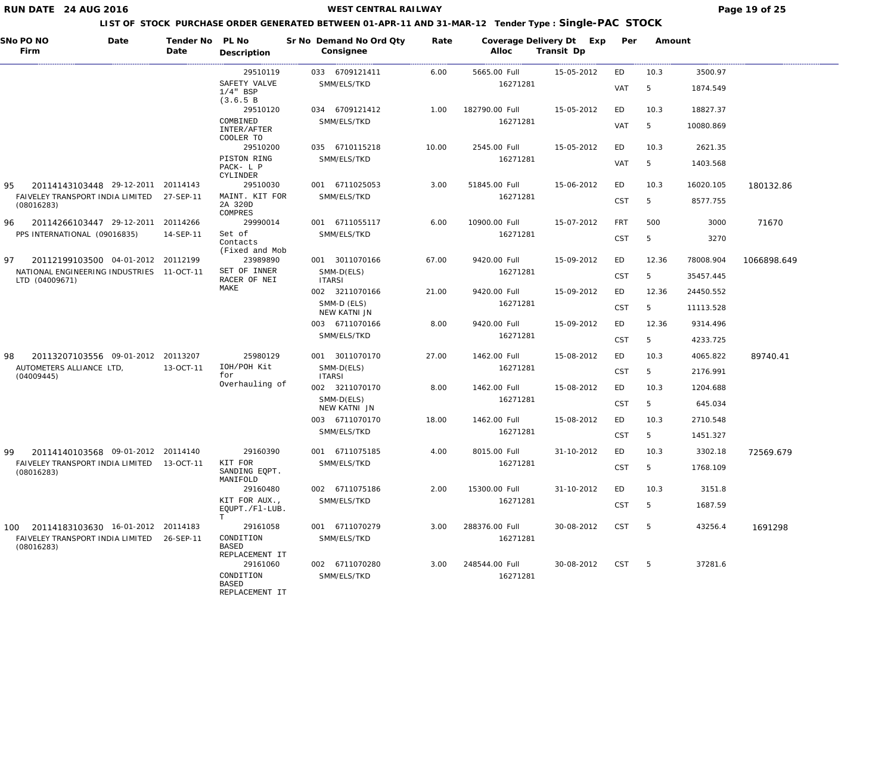# WEST CENTRAL RAILWAY

RUN DATE 24 AUG 2016

LIST OF STOCK PURCHASE ORDER GENERATED BETWEEN 01-APR-11 AND 31-MAR-12 Tender Type : **Single-PAC STOCK**

| SNo PO NO / Firm | Date | Tender No / Date | PL No / Description | Sr No Demand No Ord Qty / Consignee | Qty | Rate | Coverage Alloc | Delivery Dt Transit Dp | Exp | Per | Amount | Total |
|---|---|---|---|---|---|---|---|---|---|---|---|---|
| | | | 29510119 SAFETY VALVE 1/4" BSP (3.6.5 B | 033 6709121411 SMM/ELS/TKD | 6.00 | 5665.00 | Full 16271281 | 15-05-2012 | ED | 10.3 | 3500.97 | |
| | | | | | | | | | VAT | 5 | 1874.549 | |
| | | | 29510120 COMBINED INTER/AFTER COOLER TO | 034 6709121412 SMM/ELS/TKD | 1.00 | 182790.00 | Full 16271281 | 15-05-2012 | ED | 10.3 | 18827.37 | |
| | | | | | | | | | VAT | 5 | 10080.869 | |
| | | | 29510200 PISTON RING PACK- L P CYLINDER | 035 6710115218 SMM/ELS/TKD | 10.00 | 2545.00 | Full 16271281 | 15-05-2012 | ED | 10.3 | 2621.35 | |
| | | | | | | | | | VAT | 5 | 1403.568 | |
| 95 20114143103448 FAIVELEY TRANSPORT INDIA LIMITED (08016283) | 29-12-2011 | 20114143 27-SEP-11 | 29510030 MAINT. KIT FOR 2A 320D COMPRES | 001 6711025053 SMM/ELS/TKD | 3.00 | 51845.00 | Full 16271281 | 15-06-2012 | ED | 10.3 | 16020.105 | 180132.86 |
| | | | | | | | | | CST | 5 | 8577.755 | |
| 96 20114266103447 PPS INTERNATIONAL (09016835) | 29-12-2011 | 20114266 14-SEP-11 | 29990014 Set of Contacts (Fixed and Mob | 001 6711055117 SMM/ELS/TKD | 6.00 | 10900.00 | Full 16271281 | 15-07-2012 | FRT | 500 | 3000 | 71670 |
| | | | | | | | | | CST | 5 | 3270 | |
| 97 20112199103500 NATIONAL ENGINEERING INDUSTRIES LTD (04009671) | 04-01-2012 | 20112199 11-OCT-11 | 23989890 SET OF INNER RACER OF NEI MAKE | 001 3011070166 SMM-D(ELS) ITARSI | 67.00 | 9420.00 | Full 16271281 | 15-09-2012 | ED | 12.36 | 78008.904 | 1066898.649 |
| | | | | | | | | | CST | 5 | 35457.445 | |
| | | | | 002 3211070166 SMM-D (ELS) NEW KATNI JN | 21.00 | 9420.00 | Full 16271281 | 15-09-2012 | ED | 12.36 | 24450.552 | |
| | | | | | | | | | CST | 5 | 11113.528 | |
| | | | | 003 6711070166 SMM/ELS/TKD | 8.00 | 9420.00 | Full 16271281 | 15-09-2012 | ED | 12.36 | 9314.496 | |
| | | | | | | | | | CST | 5 | 4233.725 | |
| 98 20113207103556 AUTOMETERS ALLIANCE LTD, (04009445) | 09-01-2012 | 20113207 13-OCT-11 | 25980129 IOH/POH Kit for Overhauling of | 001 3011070170 SMM-D(ELS) ITARSI | 27.00 | 1462.00 | Full 16271281 | 15-08-2012 | ED | 10.3 | 4065.822 | 89740.41 |
| | | | | | | | | | CST | 5 | 2176.991 | |
| | | | | 002 3211070170 SMM-D(ELS) NEW KATNI JN | 8.00 | 1462.00 | Full 16271281 | 15-08-2012 | ED | 10.3 | 1204.688 | |
| | | | | | | | | | CST | 5 | 645.034 | |
| | | | | 003 6711070170 SMM/ELS/TKD | 18.00 | 1462.00 | Full 16271281 | 15-08-2012 | ED | 10.3 | 2710.548 | |
| | | | | | | | | | CST | 5 | 1451.327 | |
| 99 20114140103568 FAIVELEY TRANSPORT INDIA LIMITED (08016283) | 09-01-2012 | 20114140 13-OCT-11 | 29160390 KIT FOR SANDING EQPT. MANIFOLD | 001 6711075185 SMM/ELS/TKD | 4.00 | 8015.00 | Full 16271281 | 31-10-2012 | ED | 10.3 | 3302.18 | 72569.679 |
| | | | | | | | | | CST | 5 | 1768.109 | |
| | | | 29160480 KIT FOR AUX., EQUPT./Fl-LUB. T | 002 6711075186 SMM/ELS/TKD | 2.00 | 15300.00 | Full 16271281 | 31-10-2012 | ED | 10.3 | 3151.8 | |
| | | | | | | | | | CST | 5 | 1687.59 | |
| 100 20114183103630 FAIVELEY TRANSPORT INDIA LIMITED (08016283) | 16-01-2012 | 20114183 26-SEP-11 | 29161058 CONDITION BASED REPLACEMENT IT | 001 6711070279 SMM/ELS/TKD | 3.00 | 288376.00 | Full 16271281 | 30-08-2012 | CST | 5 | 43256.4 | 1691298 |
| | | | 29161060 CONDITION BASED REPLACEMENT IT | 002 6711070280 SMM/ELS/TKD | 3.00 | 248544.00 | Full 16271281 | 30-08-2012 | CST | 5 | 37281.6 | |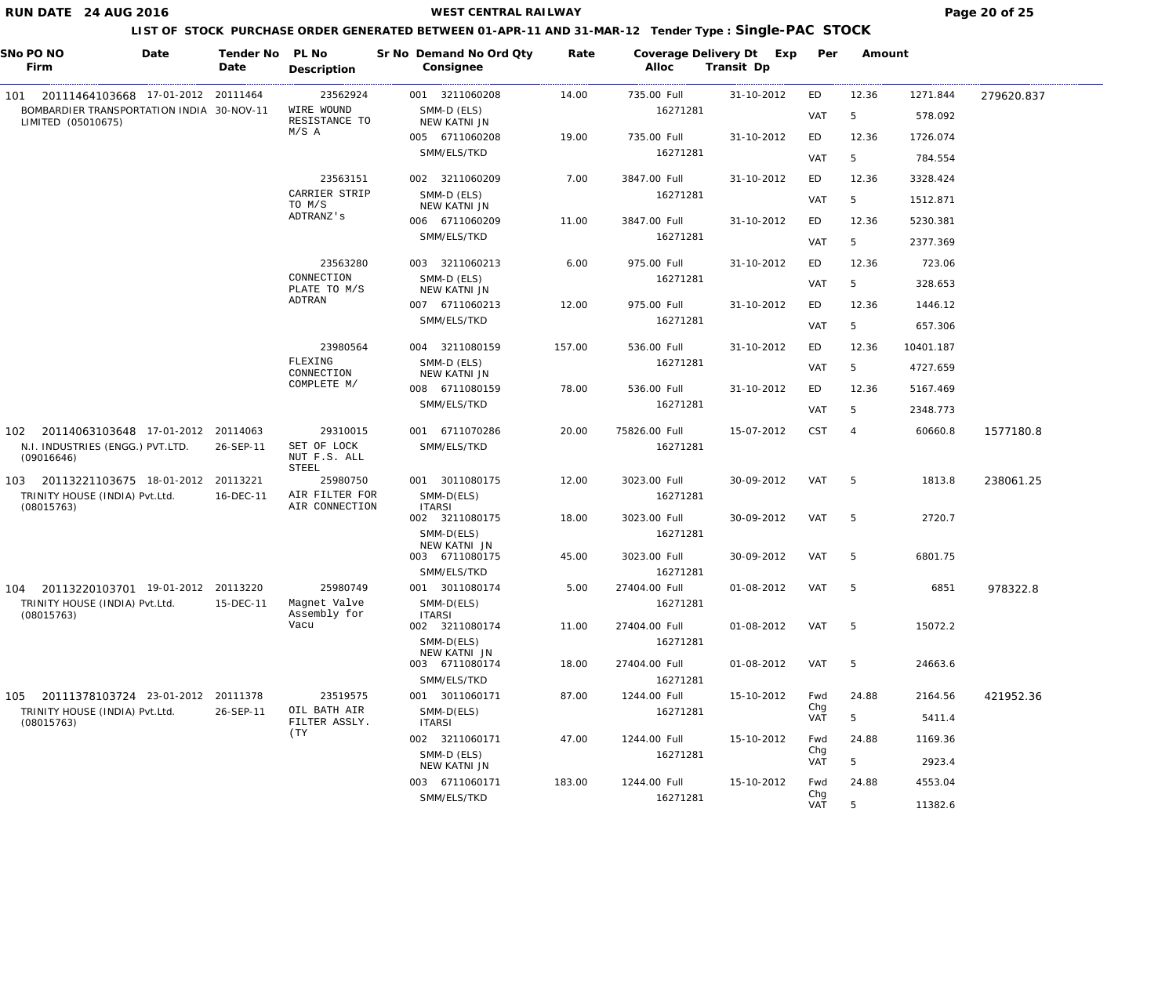# WEST CENTRAL RAILWAY

RUN DATE 24 AUG 2016

## LIST OF STOCK PURCHASE ORDER GENERATED BETWEEN 01-APR-11 AND 31-MAR-12 Tender Type : Single-PAC STOCK

| SNo | PO NO / Firm | Date | Tender No / Date | PL No / Description | Sr No | Demand No / Consignee | Ord Qty | Rate | Coverage / Alloc | Delivery Dt / Transit Dp | Exp | Per | Amount | Total |
|---|---|---|---|---|---|---|---|---|---|---|---|---|---|---|
| 101 | 20111464103668 BOMBARDIER TRANSPORTATION INDIA LIMITED (05010675) | 17-01-2012 | 20111464 30-NOV-11 | 23562924 WIRE WOUND RESISTANCE TO M/S A | 001 | 3211060208 SMM-D (ELS) NEW KATNI JN | 14.00 | 735.00 | Full 16271281 | 31-10-2012 | ED | 12.36 | 1271.844 | 279620.837 |
| | | | | | | | | | | | VAT | 5 | 578.092 | |
| | | | | | 005 | 6711060208 SMM/ELS/TKD | 19.00 | 735.00 | Full 16271281 | 31-10-2012 | ED | 12.36 | 1726.074 | |
| | | | | | | | | | | | VAT | 5 | 784.554 | |
| | | | | 23563151 CARRIER STRIP TO M/S ADTRANZ's | 002 | 3211060209 SMM-D (ELS) NEW KATNI JN | 7.00 | 3847.00 | Full 16271281 | 31-10-2012 | ED | 12.36 | 3328.424 | |
| | | | | | | | | | | | VAT | 5 | 1512.871 | |
| | | | | | 006 | 6711060209 SMM/ELS/TKD | 11.00 | 3847.00 | Full 16271281 | 31-10-2012 | ED | 12.36 | 5230.381 | |
| | | | | | | | | | | | VAT | 5 | 2377.369 | |
| | | | | 23563280 CONNECTION PLATE TO M/S ADTRAN | 003 | 3211060213 SMM-D (ELS) NEW KATNI JN | 6.00 | 975.00 | Full 16271281 | 31-10-2012 | ED | 12.36 | 723.06 | |
| | | | | | | | | | | | VAT | 5 | 328.653 | |
| | | | | | 007 | 6711060213 SMM/ELS/TKD | 12.00 | 975.00 | Full 16271281 | 31-10-2012 | ED | 12.36 | 1446.12 | |
| | | | | | | | | | | | VAT | 5 | 657.306 | |
| | | | | 23980564 FLEXING CONNECTION COMPLETE M/ | 004 | 3211080159 SMM-D (ELS) NEW KATNI JN | 157.00 | 536.00 | Full 16271281 | 31-10-2012 | ED | 12.36 | 10401.187 | |
| | | | | | | | | | | | VAT | 5 | 4727.659 | |
| | | | | | 008 | 6711080159 SMM/ELS/TKD | 78.00 | 536.00 | Full 16271281 | 31-10-2012 | ED | 12.36 | 5167.469 | |
| | | | | | | | | | | | VAT | 5 | 2348.773 | |
| 102 | 20114063103648 N.I. INDUSTRIES (ENGG.) PVT.LTD. (09016646) | 17-01-2012 | 20114063 26-SEP-11 | 29310015 SET OF LOCK NUT F.S. ALL STEEL | 001 | 6711070286 SMM/ELS/TKD | 20.00 | 75826.00 | Full 16271281 | 15-07-2012 | CST | 4 | 60660.8 | 1577180.8 |
| 103 | 20113221103675 TRINITY HOUSE (INDIA) Pvt.Ltd. (08015763) | 18-01-2012 | 20113221 16-DEC-11 | 25980750 AIR FILTER FOR AIR CONNECTION | 001 | 3011080175 SMM-D(ELS) ITARSI | 12.00 | 3023.00 | Full 16271281 | 30-09-2012 | VAT | 5 | 1813.8 | 238061.25 |
| | | | | | 002 | 3211080175 SMM-D(ELS) NEW KATNI JN | 18.00 | 3023.00 | Full 16271281 | 30-09-2012 | VAT | 5 | 2720.7 | |
| | | | | | 003 | 6711080175 SMM/ELS/TKD | 45.00 | 3023.00 | Full 16271281 | 30-09-2012 | VAT | 5 | 6801.75 | |
| 104 | 20113220103701 TRINITY HOUSE (INDIA) Pvt.Ltd. (08015763) | 19-01-2012 | 20113220 15-DEC-11 | 25980749 Magnet Valve Assembly for Vacu | 001 | 3011080174 SMM-D(ELS) ITARSI | 5.00 | 27404.00 | Full 16271281 | 01-08-2012 | VAT | 5 | 6851 | 978322.8 |
| | | | | | 002 | 3211080174 SMM-D(ELS) NEW KATNI JN | 11.00 | 27404.00 | Full 16271281 | 01-08-2012 | VAT | 5 | 15072.2 | |
| | | | | | 003 | 6711080174 SMM/ELS/TKD | 18.00 | 27404.00 | Full 16271281 | 01-08-2012 | VAT | 5 | 24663.6 | |
| 105 | 20111378103724 TRINITY HOUSE (INDIA) Pvt.Ltd. (08015763) | 23-01-2012 | 20111378 26-SEP-11 | 23519575 OIL BATH AIR FILTER ASSLY. (TY | 001 | 3011060171 SMM-D(ELS) ITARSI | 87.00 | 1244.00 | Full 16271281 | 15-10-2012 | Fwd Chg | 24.88 | 2164.56 | 421952.36 |
| | | | | | | | | | | | VAT | 5 | 5411.4 | |
| | | | | | 002 | 3211060171 SMM-D (ELS) NEW KATNI JN | 47.00 | 1244.00 | Full 16271281 | 15-10-2012 | Fwd Chg | 24.88 | 1169.36 | |
| | | | | | | | | | | | VAT | 5 | 2923.4 | |
| | | | | | 003 | 6711060171 SMM/ELS/TKD | 183.00 | 1244.00 | Full 16271281 | 15-10-2012 | Fwd Chg | 24.88 | 4553.04 | |
| | | | | | | | | | | | VAT | 5 | 11382.6 | |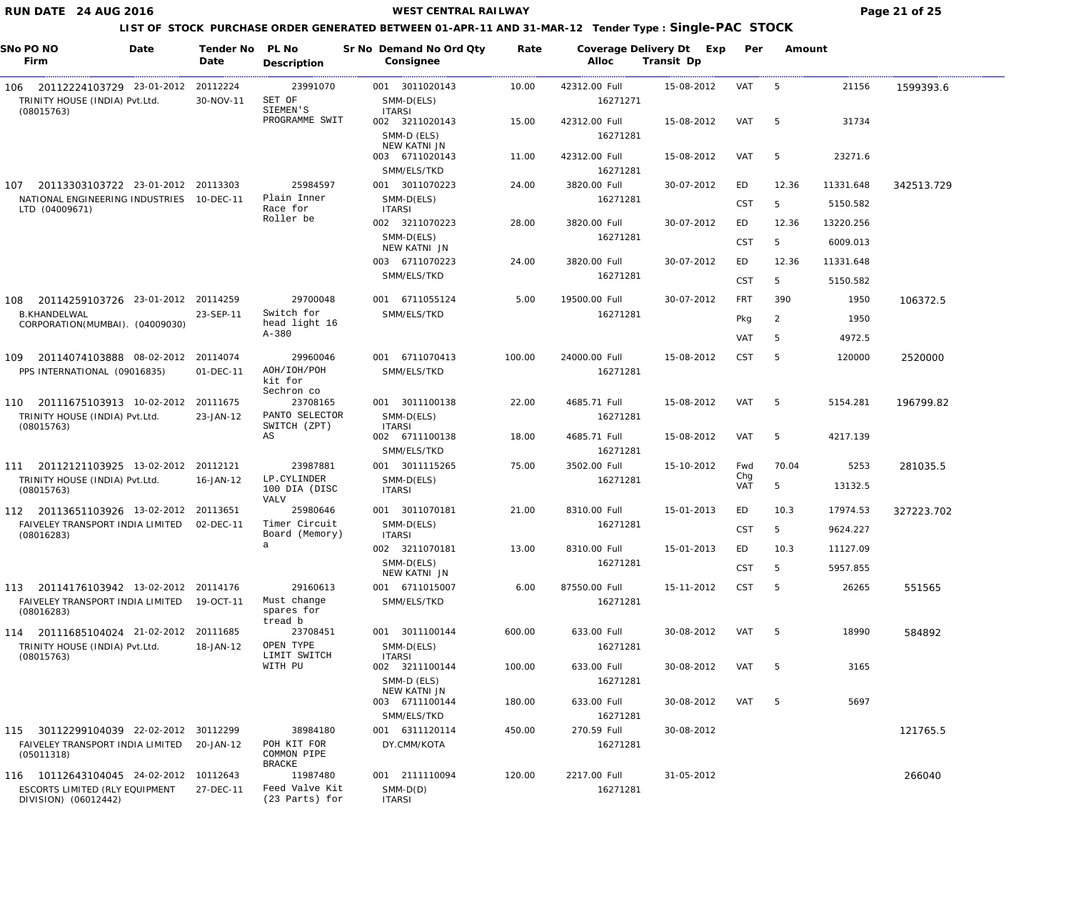**WEST CENTRAL RAILWAY**

**LIST OF STOCK PURCHASE ORDER GENERATED BETWEEN 01-APR-11 AND 31-MAR-12 Tender Type : Single-PAC STOCK**

RUN DATE 24 AUG 2016

| SNo | PO NO / Firm | Date | Tender No / Date | PL No / Description | Sr No | Demand No / Consignee | Ord Qty | Rate | Coverage | Alloc | Delivery Dt | Exp | Per | Transit Dp | Amount |
|---|---|---|---|---|---|---|---|---|---|---|---|---|---|---|---|
| 106 | 20112224103729<br>TRINITY HOUSE (INDIA) Pvt.Ltd. (08015763) | 23-01-2012 | 20112224<br>30-NOV-11 | 23991070<br>SET OF SIEMEN'S PROGRAMME SWIT | 001 | 3011020143<br>SMM-D(ELS) ITARSI | 10.00 | 42312.00 | Full | 16271271 | 15-08-2012 | VAT | 5 | 21156 | 1599393.6 |
| | | | | | 002 | 3211020143<br>SMM-D (ELS) NEW KATNI JN | 15.00 | 42312.00 | Full | 16271281 | 15-08-2012 | VAT | 5 | 31734 | |
| | | | | | 003 | 6711020143<br>SMM/ELS/TKD | 11.00 | 42312.00 | Full | 16271281 | 15-08-2012 | VAT | 5 | 23271.6 | |
| 107 | 20113303103722<br>NATIONAL ENGINEERING INDUSTRIES LTD (04009671) | 23-01-2012 | 20113303<br>10-DEC-11 | 25984597<br>Plain Inner Race for Roller be | 001 | 3011070223<br>SMM-D(ELS) ITARSI | 24.00 | 3820.00 | Full | 16271281 | 30-07-2012 | ED | 12.36 | 11331.648 | 342513.729 |
| | | | | | | | | | | | | CST | 5 | 5150.582 | |
| | | | | | 002 | 3211070223<br>SMM-D(ELS) NEW KATNI JN | 28.00 | 3820.00 | Full | 16271281 | 30-07-2012 | ED | 12.36 | 13220.256 | |
| | | | | | | | | | | | | CST | 5 | 6009.013 | |
| | | | | | 003 | 6711070223<br>SMM/ELS/TKD | 24.00 | 3820.00 | Full | 16271281 | 30-07-2012 | ED | 12.36 | 11331.648 | |
| | | | | | | | | | | | | CST | 5 | 5150.582 | |
| 108 | 20114259103726<br>B.KHANDELWAL CORPORATION(MUMBAI). (04009030) | 23-01-2012 | 20114259<br>23-SEP-11 | 29700048<br>Switch for head light 16 A-380 | 001 | 6711055124<br>SMM/ELS/TKD | 5.00 | 19500.00 | Full | 16271281 | 30-07-2012 | FRT | 390 | 1950 | 106372.5 |
| | | | | | | | | | | | | Pkg | 2 | 1950 | |
| | | | | | | | | | | | | VAT | 5 | 4972.5 | |
| 109 | 20114074103888<br>PPS INTERNATIONAL (09016835) | 08-02-2012 | 20114074<br>01-DEC-11 | 29960046<br>AOH/IOH/POH kit for Sechron co | 001 | 6711070413<br>SMM/ELS/TKD | 100.00 | 24000.00 | Full | 16271281 | 15-08-2012 | CST | 5 | 120000 | 2520000 |
| 110 | 20111675103913<br>TRINITY HOUSE (INDIA) Pvt.Ltd. (08015763) | 10-02-2012 | 20111675<br>23-JAN-12 | 23708165<br>PANTO SELECTOR SWITCH (ZPT) AS | 001 | 3011100138<br>SMM-D(ELS) ITARSI | 22.00 | 4685.71 | Full | 16271281 | 15-08-2012 | VAT | 5 | 5154.281 | 196799.82 |
| | | | | | 002 | 6711100138<br>SMM/ELS/TKD | 18.00 | 4685.71 | Full | 16271281 | 15-08-2012 | VAT | 5 | 4217.139 | |
| 111 | 20112121103925<br>TRINITY HOUSE (INDIA) Pvt.Ltd. (08015763) | 13-02-2012 | 20112121<br>16-JAN-12 | 23987881<br>LP.CYLINDER 100 DIA (DISC VALV | 001 | 3011115265<br>SMM-D(ELS) ITARSI | 75.00 | 3502.00 | Full | 16271281 | 15-10-2012 | Fwd Chg | 70.04 | 5253 | 281035.5 |
| | | | | | | | | | | | | VAT | 5 | 13132.5 | |
| 112 | 20113651103926<br>FAIVELEY TRANSPORT INDIA LIMITED (08016283) | 13-02-2012 | 20113651<br>02-DEC-11 | 25980646<br>Timer Circuit Board (Memory) a | 001 | 3011070181<br>SMM-D(ELS) ITARSI | 21.00 | 8310.00 | Full | 16271281 | 15-01-2013 | ED | 10.3 | 17974.53 | 327223.702 |
| | | | | | | | | | | | | CST | 5 | 9624.227 | |
| | | | | | 002 | 3211070181<br>SMM-D(ELS) NEW KATNI JN | 13.00 | 8310.00 | Full | 16271281 | 15-01-2013 | ED | 10.3 | 11127.09 | |
| | | | | | | | | | | | | CST | 5 | 5957.855 | |
| 113 | 20114176103942<br>FAIVELEY TRANSPORT INDIA LIMITED (08016283) | 13-02-2012 | 20114176<br>19-OCT-11 | 29160613<br>Must change spares for tread b | 001 | 6711015007<br>SMM/ELS/TKD | 6.00 | 87550.00 | Full | 16271281 | 15-11-2012 | CST | 5 | 26265 | 551565 |
| 114 | 20111685104024<br>TRINITY HOUSE (INDIA) Pvt.Ltd. (08015763) | 21-02-2012 | 20111685<br>18-JAN-12 | 23708451<br>OPEN TYPE LIMIT SWITCH WITH PU | 001 | 3011100144<br>SMM-D(ELS) ITARSI | 600.00 | 633.00 | Full | 16271281 | 30-08-2012 | VAT | 5 | 18990 | 584892 |
| | | | | | 002 | 3211100144<br>SMM-D (ELS) NEW KATNI JN | 100.00 | 633.00 | Full | 16271281 | 30-08-2012 | VAT | 5 | 3165 | |
| | | | | | 003 | 6711100144<br>SMM/ELS/TKD | 180.00 | 633.00 | Full | 16271281 | 30-08-2012 | VAT | 5 | 5697 | |
| 115 | 30112299104039<br>FAIVELEY TRANSPORT INDIA LIMITED (05011318) | 22-02-2012 | 30112299<br>20-JAN-12 | 38984180<br>POH KIT FOR COMMON PIPE BRACKE | 001 | 6311120114<br>DY.CMM/KOTA | 450.00 | 270.59 | Full | 16271281 | 30-08-2012 | | | | 121765.5 |
| 116 | 10112643104045<br>ESCORTS LIMITED (RLY EQUIPMENT DIVISION) (06012442) | 24-02-2012 | 10112643<br>27-DEC-11 | 11987480<br>Feed Valve Kit (23 Parts) for | 001 | 2111110094<br>SMM-D(D) ITARSI | 120.00 | 2217.00 | Full | 16271281 | 31-05-2012 | | | | 266040 |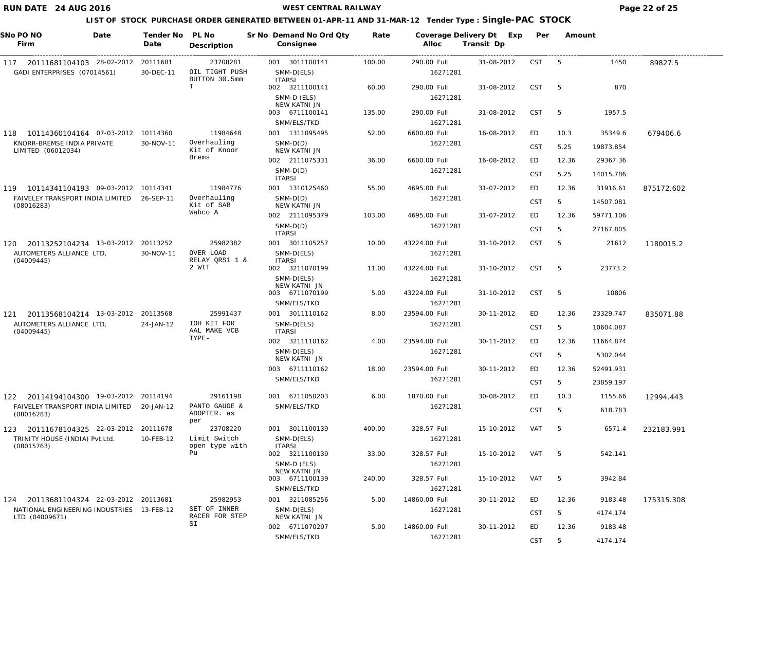# WEST CENTRAL RAILWAY

RUN DATE 24 AUG 2016

## LIST OF STOCK PURCHASE ORDER GENERATED BETWEEN 01-APR-11 AND 31-MAR-12 Tender Type : Single-PAC STOCK

| SNo | PO NO / Firm | Date | Tender No / Date | PL No / Description | Sr No | Demand No / Consignee | Ord Qty | Rate | Coverage / Alloc | Delivery Dt | Exp | Per | Amount | Total |
|---|---|---|---|---|---|---|---|---|---|---|---|---|---|---|
| 117 | 20111681104103 GADI ENTERPRISES (07014561) | 28-02-2012 | 20111681 30-DEC-11 | 23708281 OIL TIGHT PUSH BUTTON 30.5mm T | 001 | 3011100141 SMM-D(ELS) ITARSI | 100.00 | 290.00 | Full 16271281 | 31-08-2012 | CST | 5 | 1450 | 89827.5 |
| | | | | | 002 | 3211100141 SMM-D (ELS) NEW KATNI JN | 60.00 | 290.00 | Full 16271281 | 31-08-2012 | CST | 5 | 870 | |
| | | | | | 003 | 6711100141 SMM/ELS/TKD | 135.00 | 290.00 | Full 16271281 | 31-08-2012 | CST | 5 | 1957.5 | |
| 118 | 10114360104164 KNORR-BREMSE INDIA PRIVATE LIMITED (06012034) | 07-03-2012 | 10114360 30-NOV-11 | 11984648 Overhauling Kit of Knoor Brems | 001 | 1311095495 SMM-D(D) NEW KATNI JN | 52.00 | 6600.00 | Full 16271281 | 16-08-2012 | ED | 10.3 | 35349.6 | 679406.6 |
| | | | | | | | | | | | CST | 5.25 | 19873.854 | |
| | | | | | 002 | 2111075331 SMM-D(D) ITARSI | 36.00 | 6600.00 | Full 16271281 | 16-08-2012 | ED | 12.36 | 29367.36 | |
| | | | | | | | | | | | CST | 5.25 | 14015.786 | |
| 119 | 10114341104193 FAIVELEY TRANSPORT INDIA LIMITED (08016283) | 09-03-2012 | 10114341 26-SEP-11 | 11984776 Overhauling Kit of SAB Wabco A | 001 | 1310125460 SMM-D(D) NEW KATNI JN | 55.00 | 4695.00 | Full 16271281 | 31-07-2012 | ED | 12.36 | 31916.61 | 875172.602 |
| | | | | | | | | | | | CST | 5 | 14507.081 | |
| | | | | | 002 | 2111095379 SMM-D(D) ITARSI | 103.00 | 4695.00 | Full 16271281 | 31-07-2012 | ED | 12.36 | 59771.106 | |
| | | | | | | | | | | | CST | 5 | 27167.805 | |
| 120 | 20113252104234 AUTOMETERS ALLIANCE LTD, (04009445) | 13-03-2012 | 20113252 30-NOV-11 | 25982382 OVER LOAD RELAY QRS1 1 & 2 WIT | 001 | 3011105257 SMM-D(ELS) ITARSI | 10.00 | 43224.00 | Full 16271281 | 31-10-2012 | CST | 5 | 21612 | 1180015.2 |
| | | | | | 002 | 3211070199 SMM-D(ELS) NEW KATNI JN | 11.00 | 43224.00 | Full 16271281 | 31-10-2012 | CST | 5 | 23773.2 | |
| | | | | | 003 | 6711070199 SMM/ELS/TKD | 5.00 | 43224.00 | Full 16271281 | 31-10-2012 | CST | 5 | 10806 | |
| 121 | 20113568104214 AUTOMETERS ALLIANCE LTD, (04009445) | 13-03-2012 | 20113568 24-JAN-12 | 25991437 IOH KIT FOR AAL MAKE VCB TYPE- | 001 | 3011110162 SMM-D(ELS) ITARSI | 8.00 | 23594.00 | Full 16271281 | 30-11-2012 | ED | 12.36 | 23329.747 | 835071.88 |
| | | | | | | | | | | | CST | 5 | 10604.087 | |
| | | | | | 002 | 3211110162 SMM-D(ELS) NEW KATNI JN | 4.00 | 23594.00 | Full 16271281 | 30-11-2012 | ED | 12.36 | 11664.874 | |
| | | | | | | | | | | | CST | 5 | 5302.044 | |
| | | | | | 003 | 6711110162 SMM/ELS/TKD | 18.00 | 23594.00 | Full 16271281 | 30-11-2012 | ED | 12.36 | 52491.931 | |
| | | | | | | | | | | | CST | 5 | 23859.197 | |
| 122 | 20114194104300 FAIVELEY TRANSPORT INDIA LIMITED (08016283) | 19-03-2012 | 20114194 20-JAN-12 | 29161198 PANTO GAUGE & ADOPTER. as per | 001 | 6711050203 SMM/ELS/TKD | 6.00 | 1870.00 | Full 16271281 | 30-08-2012 | ED | 10.3 | 1155.66 | 12994.443 |
| | | | | | | | | | | | CST | 5 | 618.783 | |
| 123 | 20111678104325 TRINITY HOUSE (INDIA) Pvt.Ltd. (08015763) | 22-03-2012 | 20111678 10-FEB-12 | 23708220 Limit Switch open type with Pu | 001 | 3011100139 SMM-D(ELS) ITARSI | 400.00 | 328.57 | Full 16271281 | 15-10-2012 | VAT | 5 | 6571.4 | 232183.991 |
| | | | | | 002 | 3211100139 SMM-D (ELS) NEW KATNI JN | 33.00 | 328.57 | Full 16271281 | 15-10-2012 | VAT | 5 | 542.141 | |
| | | | | | 003 | 6711100139 SMM/ELS/TKD | 240.00 | 328.57 | Full 16271281 | 15-10-2012 | VAT | 5 | 3942.84 | |
| 124 | 20113681104324 NATIONAL ENGINEERING INDUSTRIES LTD (04009671) | 22-03-2012 | 20113681 13-FEB-12 | 25982953 SET OF INNER RACER FOR STEP SI | 001 | 3211085256 SMM-D(ELS) NEW KATNI JN | 5.00 | 14860.00 | Full 16271281 | 30-11-2012 | ED | 12.36 | 9183.48 | 175315.308 |
| | | | | | | | | | | | CST | 5 | 4174.174 | |
| | | | | | 002 | 6711070207 SMM/ELS/TKD | 5.00 | 14860.00 | Full 16271281 | 30-11-2012 | ED | 12.36 | 9183.48 | |
| | | | | | | | | | | | CST | 5 | 4174.174 | |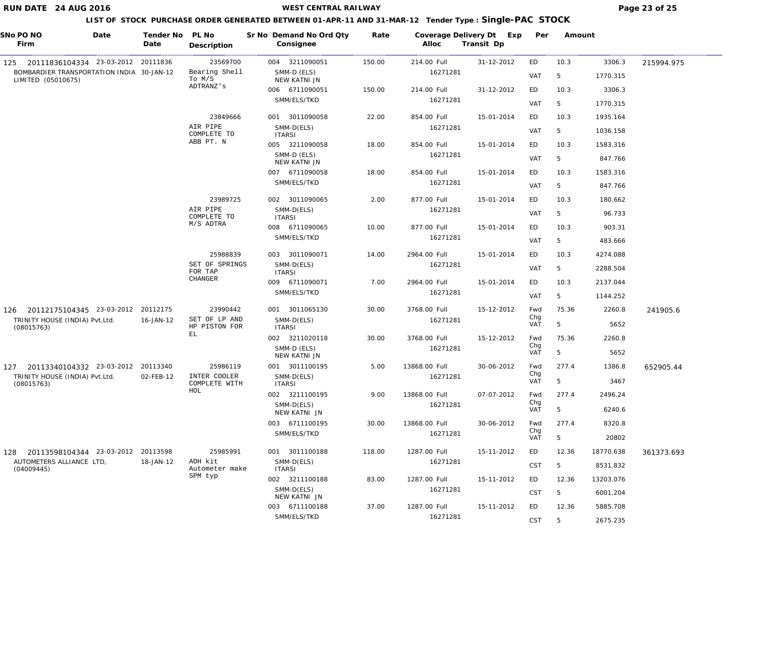**WEST CENTRAL RAILWAY**

**RUN DATE 24 AUG 2016**

**LIST OF STOCK PURCHASE ORDER GENERATED BETWEEN 01-APR-11 AND 31-MAR-12 Tender Type : Single-PAC STOCK**

| SNo | PO NO / Firm | Date | Tender No / Date | PL No / Description | Sr No | Demand No / Consignee | Ord Qty | Rate | Coverage / Alloc | Delivery Dt / Transit Dp | Exp | Per | Amount | |
|---|---|---|---|---|---|---|---|---|---|---|---|---|---|---|
| 125 | 20111836104334 BOMBARDIER TRANSPORTATION INDIA LIMITED (05010675) | 23-03-2012 | 20111836 30-JAN-12 | 23569700 Bearing Shell To M/S ADTRANZ's | 004 | 3211090051 SMM-D (ELS) NEW KATNI JN | 150.00 | 214.00 | Full 16271281 | 31-12-2012 | ED | 10.3 | 3306.3 | 215994.975 |
| | | | | | | | | | | | VAT | 5 | 1770.315 | |
| | | | | | 006 | 6711090051 SMM/ELS/TKD | 150.00 | 214.00 | Full 16271281 | 31-12-2012 | ED | 10.3 | 3306.3 | |
| | | | | | | | | | | | VAT | 5 | 1770.315 | |
| | | | | 23849666 AIR PIPE COMPLETE TO ABB PT. N | 001 | 3011090058 SMM-D(ELS) ITARSI | 22.00 | 854.00 | Full 16271281 | 15-01-2014 | ED | 10.3 | 1935.164 | |
| | | | | | | | | | | | VAT | 5 | 1036.158 | |
| | | | | | 005 | 3211090058 SMM-D (ELS) NEW KATNI JN | 18.00 | 854.00 | Full 16271281 | 15-01-2014 | ED | 10.3 | 1583.316 | |
| | | | | | | | | | | | VAT | 5 | 847.766 | |
| | | | | | 007 | 6711090058 SMM/ELS/TKD | 18.00 | 854.00 | Full 16271281 | 15-01-2014 | ED | 10.3 | 1583.316 | |
| | | | | | | | | | | | VAT | 5 | 847.766 | |
| | | | | 23989725 AIR PIPE COMPLETE TO M/S ADTRA | 002 | 3011090065 SMM-D(ELS) ITARSI | 2.00 | 877.00 | Full 16271281 | 15-01-2014 | ED | 10.3 | 180.662 | |
| | | | | | | | | | | | VAT | 5 | 96.733 | |
| | | | | | 008 | 6711090065 SMM/ELS/TKD | 10.00 | 877.00 | Full 16271281 | 15-01-2014 | ED | 10.3 | 903.31 | |
| | | | | | | | | | | | VAT | 5 | 483.666 | |
| | | | | 25988839 SET OF SPRINGS FOR TAP CHANGER | 003 | 3011090071 SMM-D(ELS) ITARSI | 14.00 | 2964.00 | Full 16271281 | 15-01-2014 | ED | 10.3 | 4274.088 | |
| | | | | | | | | | | | VAT | 5 | 2288.504 | |
| | | | | | 009 | 6711090071 SMM/ELS/TKD | 7.00 | 2964.00 | Full 16271281 | 15-01-2014 | ED | 10.3 | 2137.044 | |
| | | | | | | | | | | | VAT | 5 | 1144.252 | |
| 126 | 20112175104345 TRINITY HOUSE (INDIA) Pvt.Ltd. (08015763) | 23-03-2012 | 20112175 16-JAN-12 | 23990442 SET OF LP AND HP PISTON FOR EL | 001 | 3011065130 SMM-D(ELS) ITARSI | 30.00 | 3768.00 | Full 16271281 | 15-12-2012 | Fwd Chg | 75.36 | 2260.8 | 241905.6 |
| | | | | | | | | | | | VAT | 5 | 5652 | |
| | | | | | 002 | 3211020118 SMM-D (ELS) NEW KATNI JN | 30.00 | 3768.00 | Full 16271281 | 15-12-2012 | Fwd Chg | 75.36 | 2260.8 | |
| | | | | | | | | | | | VAT | 5 | 5652 | |
| 127 | 20113340104332 TRINITY HOUSE (INDIA) Pvt.Ltd. (08015763) | 23-03-2012 | 20113340 02-FEB-12 | 25986119 INTER COOLER COMPLETE WITH HOL | 001 | 3011100195 SMM-D(ELS) ITARSI | 5.00 | 13868.00 | Full 16271281 | 30-06-2012 | Fwd Chg | 277.4 | 1386.8 | 652905.44 |
| | | | | | | | | | | | VAT | 5 | 3467 | |
| | | | | | 002 | 3211100195 SMM-D(ELS) NEW KATNI JN | 9.00 | 13868.00 | Full 16271281 | 07-07-2012 | Fwd Chg | 277.4 | 2496.24 | |
| | | | | | | | | | | | VAT | 5 | 6240.6 | |
| | | | | | 003 | 6711100195 SMM/ELS/TKD | 30.00 | 13868.00 | Full 16271281 | 30-06-2012 | Fwd Chg | 277.4 | 8320.8 | |
| | | | | | | | | | | | VAT | 5 | 20802 | |
| 128 | 20113598104344 AUTOMETERS ALLIANCE LTD, (04009445) | 23-03-2012 | 20113598 18-JAN-12 | 25985991 AOH kit Autometer make SPM typ | 001 | 3011100188 SMM-D(ELS) ITARSI | 118.00 | 1287.00 | Full 16271281 | 15-11-2012 | ED | 12.36 | 18770.638 | 361373.693 |
| | | | | | | | | | | | CST | 5 | 8531.832 | |
| | | | | | 002 | 3211100188 SMM-D(ELS) NEW KATNI JN | 83.00 | 1287.00 | Full 16271281 | 15-11-2012 | ED | 12.36 | 13203.076 | |
| | | | | | | | | | | | CST | 5 | 6001.204 | |
| | | | | | 003 | 6711100188 SMM/ELS/TKD | 37.00 | 1287.00 | Full 16271281 | 15-11-2012 | ED | 12.36 | 5885.708 | |
| | | | | | | | | | | | CST | 5 | 2675.235 | |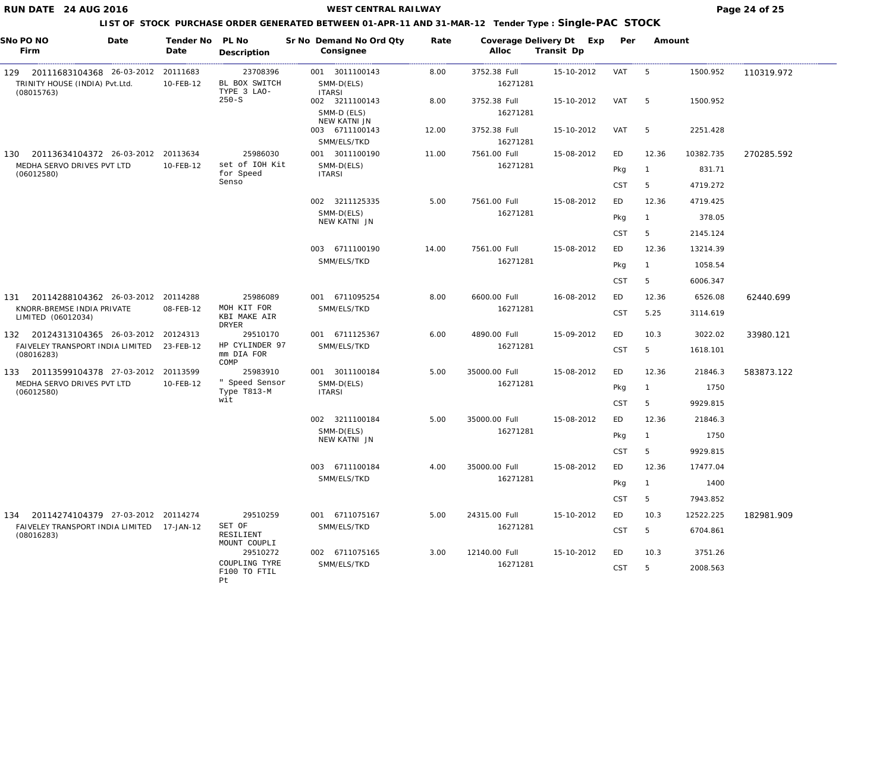RUN DATE 24 AUG 2016

# WEST CENTRAL RAILWAY

## LIST OF STOCK PURCHASE ORDER GENERATED BETWEEN 01-APR-11 AND 31-MAR-12 Tender Type : Single-PAC STOCK

| SNo PO NO / Firm | Date | Tender No / Date | PL No / Description | Sr No Demand No / Consignee | Ord Qty | Rate | Coverage / Alloc | Delivery Dt / Transit Dp | Exp / Per | | Amount |
|---|---|---|---|---|---|---|---|---|---|---|---|
| 129 20111683104368 TRINITY HOUSE (INDIA) Pvt.Ltd. (08015763) | 26-03-2012 | 20111683 10-FEB-12 | 23708396 BL BOX SWITCH TYPE 3 LAO-250-S | 001 3011100143 SMM-D(ELS) ITARSI | 8.00 | 3752.38 | Full 16271281 | 15-10-2012 | VAT | 5 | 1500.952 |
| | | | | 002 3211100143 SMM-D (ELS) NEW KATNI JN | 8.00 | 3752.38 | Full 16271281 | 15-10-2012 | VAT | 5 | 1500.952 |
| | | | | 003 6711100143 SMM/ELS/TKD | 12.00 | 3752.38 | Full 16271281 | 15-10-2012 | VAT | 5 | 2251.428 |
| | | | | | | | | | | | 110319.972 |
| 130 20113634104372 MEDHA SERVO DRIVES PVT LTD (06012580) | 26-03-2012 | 20113634 10-FEB-12 | 25986030 set of IOH Kit for Speed Senso | 001 3011100190 SMM-D(ELS) ITARSI | 11.00 | 7561.00 | Full 16271281 | 15-08-2012 | ED | 12.36 | 10382.735 |
| | | | | | | | | | Pkg | 1 | 831.71 |
| | | | | | | | | | CST | 5 | 4719.272 |
| | | | | 002 3211125335 SMM-D(ELS) NEW KATNI JN | 5.00 | 7561.00 | Full 16271281 | 15-08-2012 | ED | 12.36 | 4719.425 |
| | | | | | | | | | Pkg | 1 | 378.05 |
| | | | | | | | | | CST | 5 | 2145.124 |
| | | | | 003 6711100190 SMM/ELS/TKD | 14.00 | 7561.00 | Full 16271281 | 15-08-2012 | ED | 12.36 | 13214.39 |
| | | | | | | | | | Pkg | 1 | 1058.54 |
| | | | | | | | | | CST | 5 | 6006.347 |
| | | | | | | | | | | | 270285.592 |
| 131 20114288104362 KNORR-BREMSE INDIA PRIVATE LIMITED (06012034) | 26-03-2012 | 20114288 08-FEB-12 | 25986089 MOH KIT FOR KBI MAKE AIR DRYER | 001 6711095254 SMM/ELS/TKD | 8.00 | 6600.00 | Full 16271281 | 16-08-2012 | ED | 12.36 | 6526.08 |
| | | | | | | | | | CST | 5.25 | 3114.619 |
| | | | | | | | | | | | 62440.699 |
| 132 20124313104365 FAIVELEY TRANSPORT INDIA LIMITED (08016283) | 26-03-2012 | 20124313 23-FEB-12 | 29510170 HP CYLINDER 97 mm DIA FOR COMP | 001 6711125367 SMM/ELS/TKD | 6.00 | 4890.00 | Full 16271281 | 15-09-2012 | ED | 10.3 | 3022.02 |
| | | | | | | | | | CST | 5 | 1618.101 |
| | | | | | | | | | | | 33980.121 |
| 133 20113599104378 MEDHA SERVO DRIVES PVT LTD (06012580) | 27-03-2012 | 20113599 10-FEB-12 | 25983910 " Speed Sensor Type T813-M wit | 001 3011100184 SMM-D(ELS) ITARSI | 5.00 | 35000.00 | Full 16271281 | 15-08-2012 | ED | 12.36 | 21846.3 |
| | | | | | | | | | Pkg | 1 | 1750 |
| | | | | | | | | | CST | 5 | 9929.815 |
| | | | | 002 3211100184 SMM-D(ELS) NEW KATNI JN | 5.00 | 35000.00 | Full 16271281 | 15-08-2012 | ED | 12.36 | 21846.3 |
| | | | | | | | | | Pkg | 1 | 1750 |
| | | | | | | | | | CST | 5 | 9929.815 |
| | | | | 003 6711100184 SMM/ELS/TKD | 4.00 | 35000.00 | Full 16271281 | 15-08-2012 | ED | 12.36 | 17477.04 |
| | | | | | | | | | Pkg | 1 | 1400 |
| | | | | | | | | | CST | 5 | 7943.852 |
| | | | | | | | | | | | 583873.122 |
| 134 20114274104379 FAIVELEY TRANSPORT INDIA LIMITED (08016283) | 27-03-2012 | 20114274 17-JAN-12 | 29510259 SET OF RESILIENT MOUNT COUPLI | 001 6711075167 SMM/ELS/TKD | 5.00 | 24315.00 | Full 16271281 | 15-10-2012 | ED | 10.3 | 12522.225 |
| | | | | | | | | | CST | 5 | 6704.861 |
| | | | 29510272 COUPLING TYRE F100 TO FTIL Pt | 002 6711075165 SMM/ELS/TKD | 3.00 | 12140.00 | Full 16271281 | 15-10-2012 | ED | 10.3 | 3751.26 |
| | | | | | | | | | CST | 5 | 2008.563 |
| | | | | | | | | | | | 182981.909 |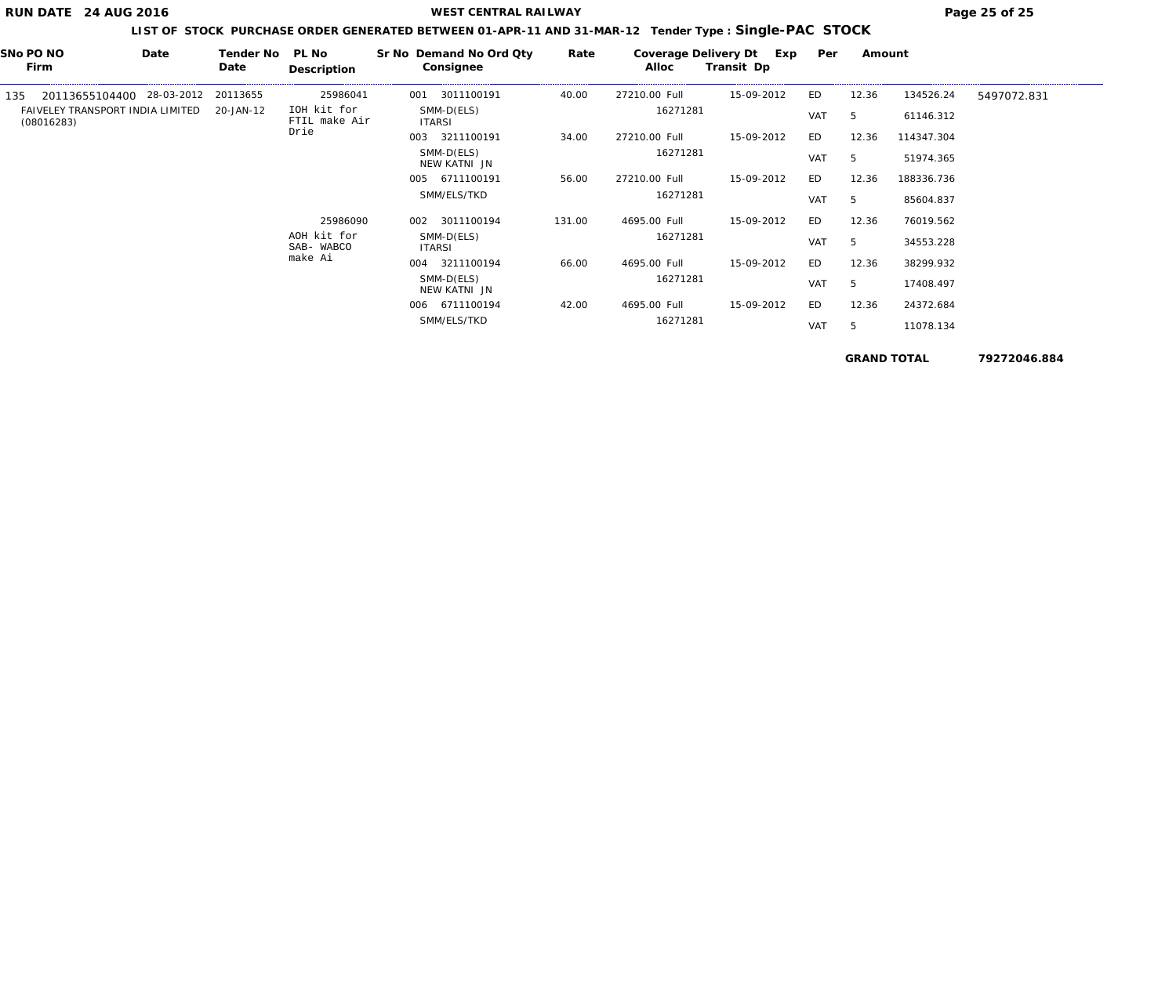**RUN DATE 24 AUG 2016** **WEST CENTRAL RAILWAY**

**LIST OF STOCK PURCHASE ORDER GENERATED BETWEEN 01-APR-11 AND 31-MAR-12 Tender Type : Single-PAC STOCK**

| SNo PO NO / Firm | Date | Tender No / Date | PL No / Description | Sr No Demand No / Consignee | Ord Qty | Rate | Coverage Alloc | Delivery Dt / Transit Dp | Exp | Per | Amount | |
|---|---|---|---|---|---|---|---|---|---|---|---|---|
| 135 20113655104400 FAIVELEY TRANSPORT INDIA LIMITED (08016283) | 28-03-2012 | 20113655 20-JAN-12 | 25986041 IOH kit for FTIL make Air Drie | 001 3011100191 SMM-D(ELS) ITARSI | 40.00 | 27210.00 | Full 16271281 | 15-09-2012 | ED | 12.36 | 134526.24 | 5497072.831 |
| | | | | | | | | | VAT | 5 | 61146.312 | |
| | | | | 003 3211100191 SMM-D(ELS) NEW KATNI JN | 34.00 | 27210.00 | Full 16271281 | 15-09-2012 | ED | 12.36 | 114347.304 | |
| | | | | | | | | | VAT | 5 | 51974.365 | |
| | | | | 005 6711100191 SMM/ELS/TKD | 56.00 | 27210.00 | Full 16271281 | 15-09-2012 | ED | 12.36 | 188336.736 | |
| | | | | | | | | | VAT | 5 | 85604.837 | |
| | | | 25986090 AOH kit for SAB- WABCO make Ai | 002 3011100194 SMM-D(ELS) ITARSI | 131.00 | 4695.00 | Full 16271281 | 15-09-2012 | ED | 12.36 | 76019.562 | |
| | | | | | | | | | VAT | 5 | 34553.228 | |
| | | | | 004 3211100194 SMM-D(ELS) NEW KATNI JN | 66.00 | 4695.00 | Full 16271281 | 15-09-2012 | ED | 12.36 | 38299.932 | |
| | | | | | | | | | VAT | 5 | 17408.497 | |
| | | | | 006 6711100194 SMM/ELS/TKD | 42.00 | 4695.00 | Full 16271281 | 15-09-2012 | ED | 12.36 | 24372.684 | |
| | | | | | | | | | VAT | 5 | 11078.134 | |

**GRAND TOTAL** **79272046.884**